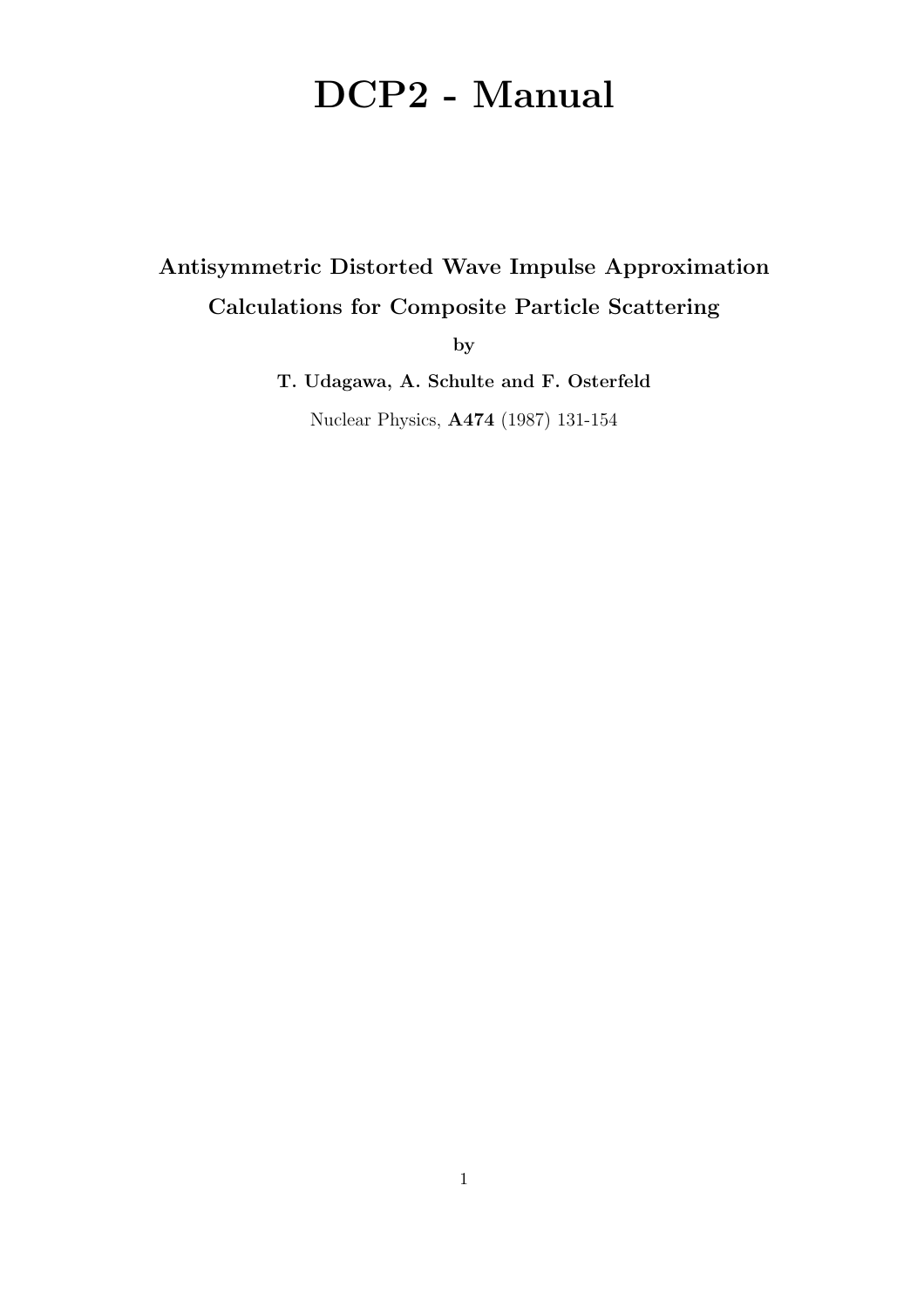# DCP2 - Manual

**Antisymmetric Distorted Wave Impulse Approximation Calculations for Composite Particle Scattering**

**by**

**T. Udagawa, A. Schulte and F. Osterfeld**

Nuclear Physics, **A474** (1987) 131-154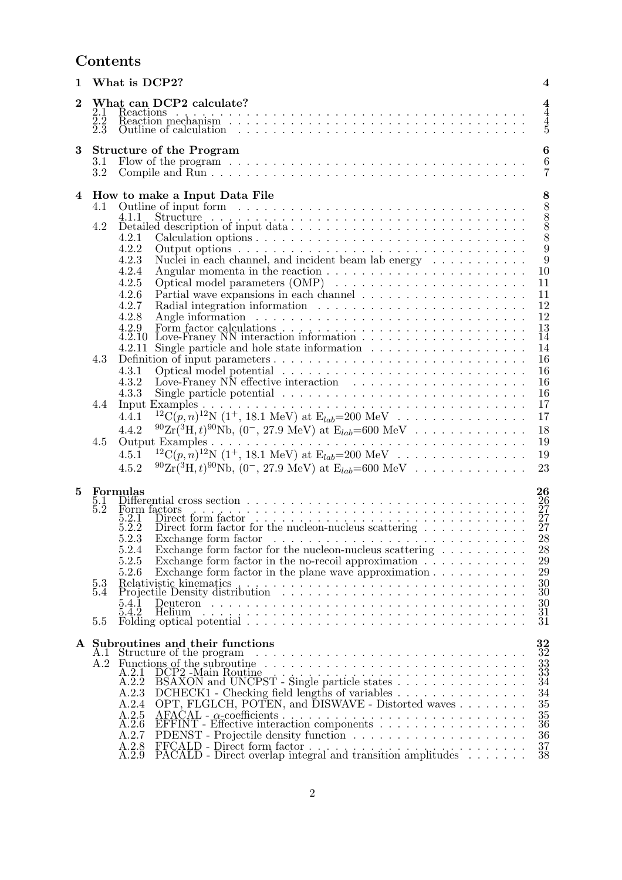# Contents

**1 What is DCP2?** 4

**2 What can DCP2 calculate?** 4
- 2.1 Reactions 4
- 2.2 Reaction mechanism 4
- 2.3 Outline of calculation 5

**3 Structure of the Program** 6
- 3.1 Flow of the program 6
- 3.2 Compile and Run 7

**4 How to make a Input Data File** 8
- 4.1 Outline of input form 8
  - 4.1.1 Structure 8
- 4.2 Detailed description of input data 8
  - 4.2.1 Calculation options 8
  - 4.2.2 Output options 9
  - 4.2.3 Nuclei in each channel, and incident beam lab energy 9
  - 4.2.4 Angular momenta in the reaction 10
  - 4.2.5 Optical model parameters (OMP) 11
  - 4.2.6 Partial wave expansions in each channel 11
  - 4.2.7 Radial integration information 12
  - 4.2.8 Angle information 12
  - 4.2.9 Form factor calculations 13
  - 4.2.10 Love-Franey NN interaction information 14
  - 4.2.11 Single particle and hole state information 14
- 4.3 Definition of input parameters 16
  - 4.3.1 Optical model potential 16
  - 4.3.2 Love-Franey NN effective interaction 16
  - 4.3.3 Single particle potential 16
- 4.4 Input Examples 17
  - 4.4.1 $^{12}$C$(p,n)^{12}$N ($1^+$, 18.1 MeV) at E$_{lab}$=200 MeV 17
  - 4.4.2 $^{90}$Zr$(^{3}$H$,t)^{90}$Nb, ($0^-$, 27.9 MeV) at E$_{lab}$=600 MeV 18
- 4.5 Output Examples 19
  - 4.5.1 $^{12}$C$(p,n)^{12}$N ($1^+$, 18.1 MeV) at E$_{lab}$=200 MeV 19
  - 4.5.2 $^{90}$Zr$(^{3}$H$,t)^{90}$Nb, ($0^-$, 27.9 MeV) at E$_{lab}$=600 MeV 23

**5 Formulas** 26
- 5.1 Differential cross section 26
- 5.2 Form factors 27
  - 5.2.1 Direct form factor 27
  - 5.2.2 Direct form factor for the nucleon-nucleus scattering 27
  - 5.2.3 Exchange form factor 28
  - 5.2.4 Exchange form factor for the nucleon-nucleus scattering 28
  - 5.2.5 Exchange form factor in the no-recoil approximation 29
  - 5.2.6 Exchange form factor in the plane wave approximation 29
- 5.3 Relativistic kinematics 30
- 5.4 Projectile Density distribution 30
  - 5.4.1 Deuteron 30
  - 5.4.2 Helium 31
- 5.5 Folding optical potential 31

**A Subroutines and their functions** 32
- A.1 Structure of the program 32
- A.2 Functions of the subroutine 33
  - A.2.1 DCP2 -Main Routine 33
  - A.2.2 BSAXON and UNCPST - Single particle states 34
  - A.2.3 DCHECK1 - Checking field lengths of variables 34
  - A.2.4 OPT, FLGLCH, POTEN, and DISWAVE - Distorted waves 35
  - A.2.5 AFACAL - $\alpha$-coefficients 35
  - A.2.6 EFFINT - Effective interaction components 36
  - A.2.7 PDENST - Projectile density function 36
  - A.2.8 FFCALD - Direct form factor 37
  - A.2.9 PACALD - Direct overlap integral and transition amplitudes 38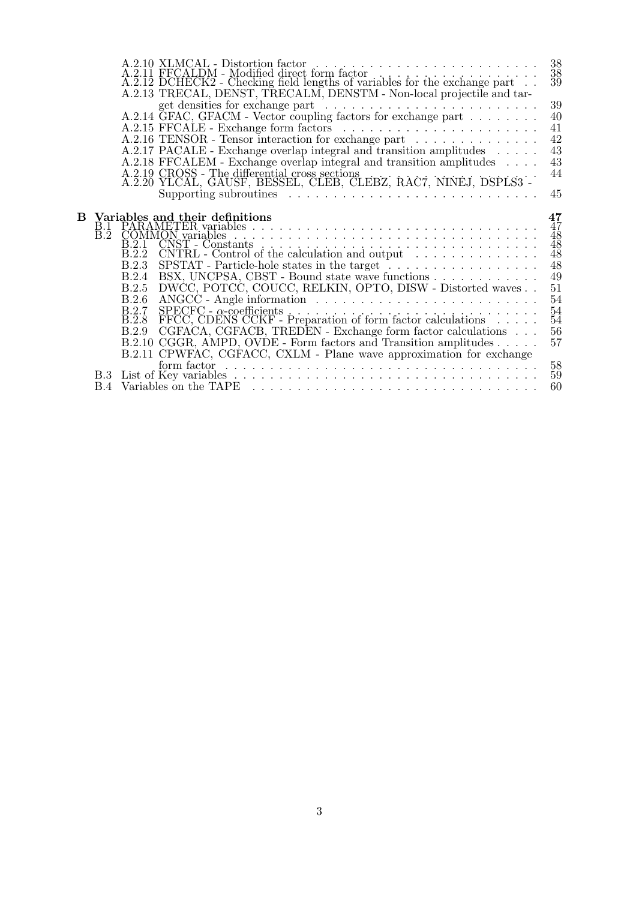A.2.10 XLMCAL - Distortion factor . . . . . . . . . . . . . . . . . . . . . . . . 38
A.2.11 FFCALDM - Modified direct form factor . . . . . . . . . . . . . . . . . . 38
A.2.12 DCHECK2 - Checking field lengths of variables for the exchange part . . 39
A.2.13 TRECAL, DENST, TRECALM, DENSTM - Non-local projectile and target densities for exchange part . . . . . . . . . . . . . . . . . . . . . . . . 39
A.2.14 GFAC, GFACM - Vector coupling factors for exchange part . . . . . . . . 40
A.2.15 FFCALE - Exchange form factors . . . . . . . . . . . . . . . . . . . . . 41
A.2.16 TENSOR - Tensor interaction for exchange part . . . . . . . . . . . . . 42
A.2.17 PACALE - Exchange overlap integral and transition amplitudes . . . . . 43
A.2.18 FFCALEM - Exchange overlap integral and transition amplitudes . . . . 43
A.2.19 CROSS - The differential cross sections . . . . . . . . . . . . . . . . . . 44
A.2.20 YLCAL, GAUSF, BESSEL, CLEB, CLEBZ, RAC7, NINEJ, DSPLS3 - Supporting subroutines . . . . . . . . . . . . . . . . . . . . . . . . . . 45

**B Variables and their definitions** **47**

B.1 PARAMETER variables . . . . . . . . . . . . . . . . . . . . . . . . . . . . . 47
B.2 COMMON variables . . . . . . . . . . . . . . . . . . . . . . . . . . . . . . 48
B.2.1 CNST - Constants . . . . . . . . . . . . . . . . . . . . . . . . . . . . 48
B.2.2 CNTRL - Control of the calculation and output . . . . . . . . . . . . . 48
B.2.3 SPSTAT - Particle-hole states in the target . . . . . . . . . . . . . . . . 48
B.2.4 BSX, UNCPSA, CBST - Bound state wave functions . . . . . . . . . . . 49
B.2.5 DWCC, POTCC, COUCC, RELKIN, OPTO, DISW - Distorted waves . . 51
B.2.6 ANGCC - Angle information . . . . . . . . . . . . . . . . . . . . . . . 54
B.2.7 SPECFC - $\alpha$-coefficients . . . . . . . . . . . . . . . . . . . . . . . . . . 54
B.2.8 FFCC, CDENS CCKF - Preparation of form factor calculations . . . . . 54
B.2.9 CGFACA, CGFACB, TREDEN - Exchange form factor calculations . . . 56
B.2.10 CGGR, AMPD, OVDE - Form factors and Transition amplitudes . . . . . 57
B.2.11 CPWFAC, CGFACC, CXLM - Plane wave approximation for exchange form factor . . . . . . . . . . . . . . . . . . . . . . . . . . . . . . . . . 58
B.3 List of Key variables . . . . . . . . . . . . . . . . . . . . . . . . . . . . . . 59
B.4 Variables on the TAPE . . . . . . . . . . . . . . . . . . . . . . . . . . . . . 60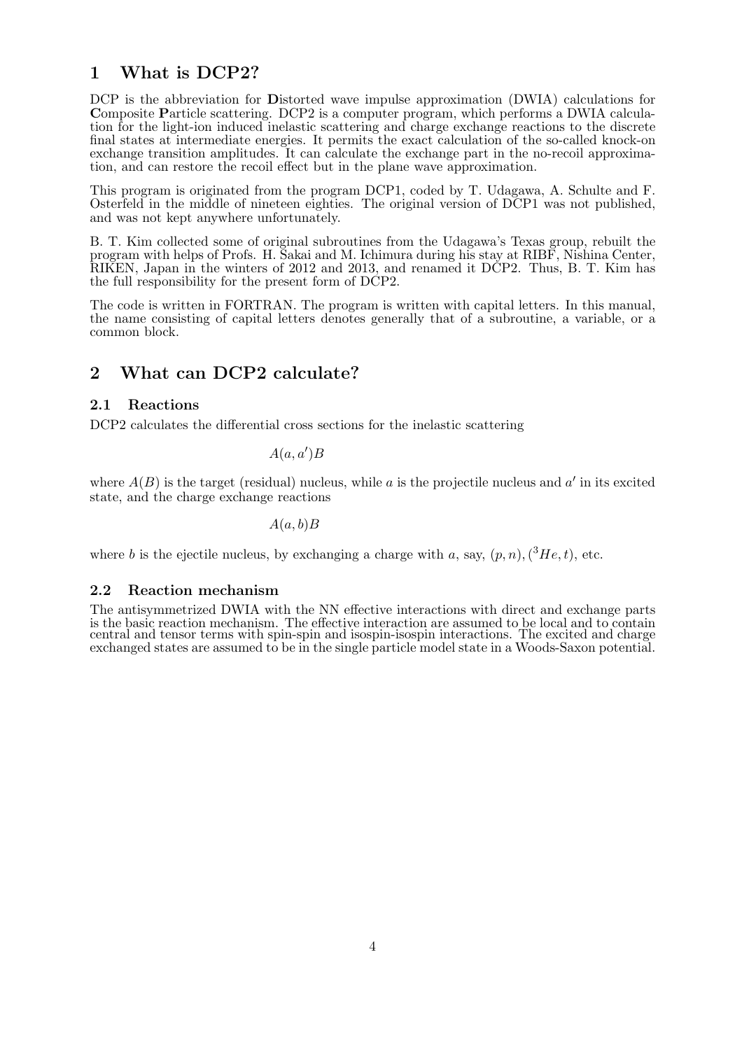# 1 What is DCP2?

DCP is the abbreviation for **D**istorted wave impulse approximation (DWIA) calculations for **C**omposite **P**article scattering. DCP2 is a computer program, which performs a DWIA calculation for the light-ion induced inelastic scattering and charge exchange reactions to the discrete final states at intermediate energies. It permits the exact calculation of the so-called knock-on exchange transition amplitudes. It can calculate the exchange part in the no-recoil approximation, and can restore the recoil effect but in the plane wave approximation.

This program is originated from the program DCP1, coded by T. Udagawa, A. Schulte and F. Osterfeld in the middle of nineteen eighties. The original version of DCP1 was not published, and was not kept anywhere unfortunately.

B. T. Kim collected some of original subroutines from the Udagawa's Texas group, rebuilt the program with helps of Profs. H. Sakai and M. Ichimura during his stay at RIBF, Nishina Center, RIKEN, Japan in the winters of 2012 and 2013, and renamed it DCP2. Thus, B. T. Kim has the full responsibility for the present form of DCP2.

The code is written in FORTRAN. The program is written with capital letters. In this manual, the name consisting of capital letters denotes generally that of a subroutine, a variable, or a common block.

# 2 What can DCP2 calculate?

## 2.1 Reactions

DCP2 calculates the differential cross sections for the inelastic scattering

$$A(a, a')B$$

where $A(B)$ is the target (residual) nucleus, while $a$ is the projectile nucleus and $a'$ in its excited state, and the charge exchange reactions

$$A(a, b)B$$

where $b$ is the ejectile nucleus, by exchanging a charge with $a$, say, $(p, n), (^3He, t)$, etc.

## 2.2 Reaction mechanism

The antisymmetrized DWIA with the NN effective interactions with direct and exchange parts is the basic reaction mechanism. The effective interaction are assumed to be local and to contain central and tensor terms with spin-spin and isospin-isospin interactions. The excited and charge exchanged states are assumed to be in the single particle model state in a Woods-Saxon potential.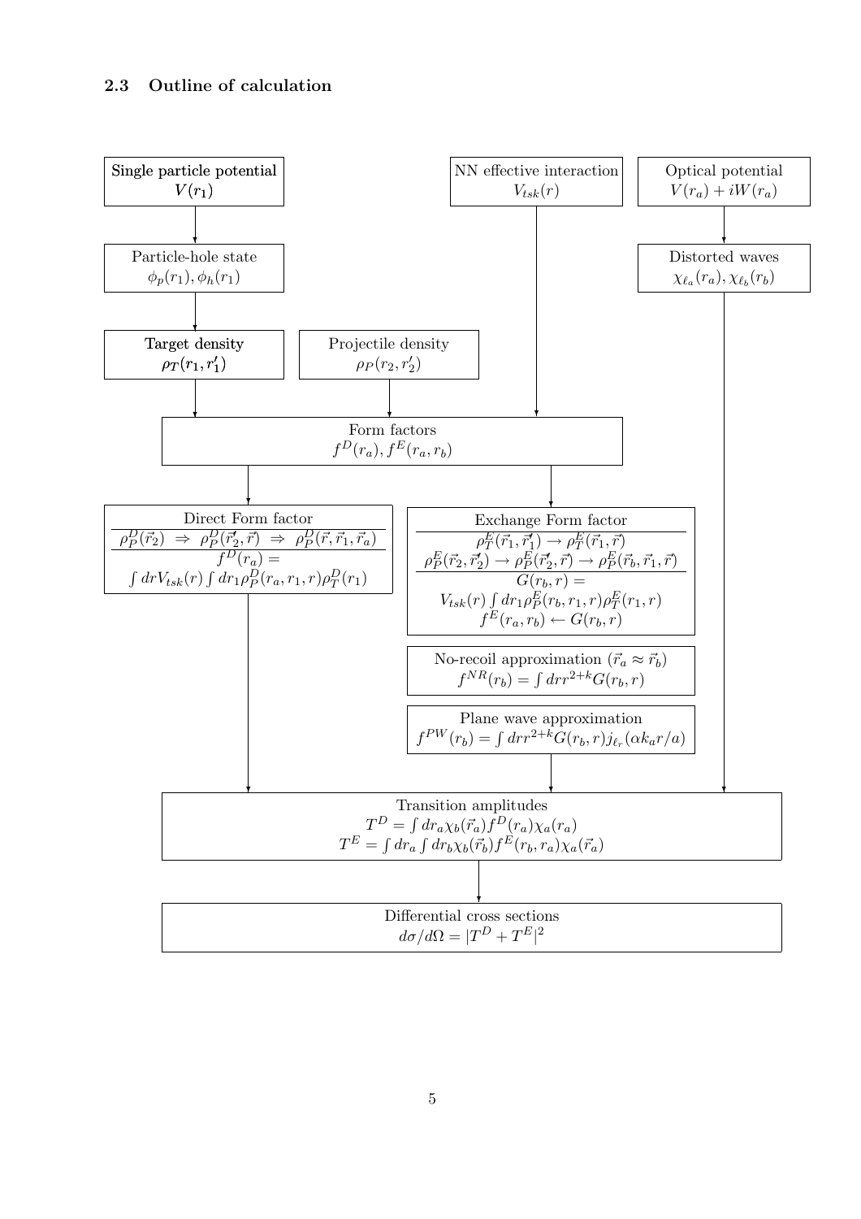### 2.3 Outline of calculation

**Single particle potential**
$V(r_1)$

↓

**Particle-hole state**
$\phi_p(r_1), \phi_h(r_1)$

↓

**Target density**
$\rho_T(r_1, r_1')$

**Projectile density**
$\rho_P(r_2, r_2')$

**NN effective interaction**
$V_{tsk}(r)$

**Optical potential**
$V(r_a) + iW(r_a)$

↓

**Distorted waves**
$\chi_{\ell_a}(r_a), \chi_{\ell_b}(r_b)$

---

**Form factors**
$f^D(r_a), f^E(r_a, r_b)$

---

**Direct Form factor**

$\rho_P^D(\vec{r}_2) \;\Rightarrow\; \rho_P^D(\vec{r}_2', \vec{r}) \;\Rightarrow\; \rho_P^D(\vec{r}, \vec{r}_1, \vec{r}_a)$

$f^D(r_a) =$

$\int dr V_{tsk}(r) \int dr_1 \rho_P^D(r_a, r_1, r) \rho_T^D(r_1)$

---

**Exchange Form factor**

$\rho_T^E(\vec{r}_1, \vec{r}_1') \to \rho_T^E(\vec{r}_1, \vec{r})$

$\rho_P^E(\vec{r}_2, \vec{r}_2') \to \rho_P^E(\vec{r}_2', \vec{r}) \to \rho_P^E(\vec{r}_b, \vec{r}_1, \vec{r})$

$G(r_b, r) =$

$V_{tsk}(r) \int dr_1 \rho_P^E(r_b, r_1, r) \rho_T^E(r_1, r)$

$f^E(r_a, r_b) \leftarrow G(r_b, r)$

**No-recoil approximation** ($\vec{r}_a \approx \vec{r}_b$)

$f^{NR}(r_b) = \int dr r^{2+k} G(r_b, r)$

**Plane wave approximation**

$f^{PW}(r_b) = \int dr r^{2+k} G(r_b, r) j_{\ell_r}(\alpha k_a r / a)$

---

**Transition amplitudes**

$T^D = \int dr_a \chi_b(\vec{r}_a) f^D(r_a) \chi_a(r_a)$

$T^E = \int dr_a \int dr_b \chi_b(\vec{r}_b) f^E(r_b, r_a) \chi_a(\vec{r}_a)$

↓

**Differential cross sections**

$d\sigma/d\Omega = |T^D + T^E|^2$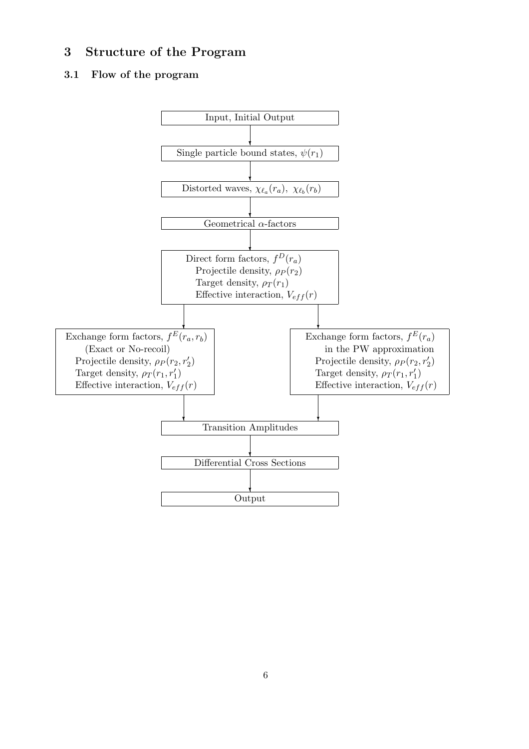## 3 Structure of the Program

### 3.1 Flow of the program

```
                    Input, Initial Output
                              |
                              v
            Single particle bound states, ψ(r1)
                              |
                              v
             Distorted waves, χ_ℓa(ra), χ_ℓb(rb)
                              |
                              v
                  Geometrical α-factors
                              |
                              v
               Direct form factors, f^D(ra)
                 Projectile density, ρ_P(r2)
                   Target density, ρ_T(r1)
               Effective interaction, V_eff(r)
                    |                    |
                    v                    v
 Exchange form factors, f^E(ra,rb)    Exchange form factors, f^E(ra)
     (Exact or No-recoil)                in the PW approximation
 Projectile density, ρ_P(r2,r2')      Projectile density, ρ_P(r2,r2')
 Target density, ρ_T(r1,r1')          Target density, ρ_T(r1,r1')
 Effective interaction, V_eff(r)      Effective interaction, V_eff(r)
                    |                    |
                    v                    v
                    Transition Amplitudes
                              |
                              v
                Differential Cross Sections
                              |
                              v
                            Output
```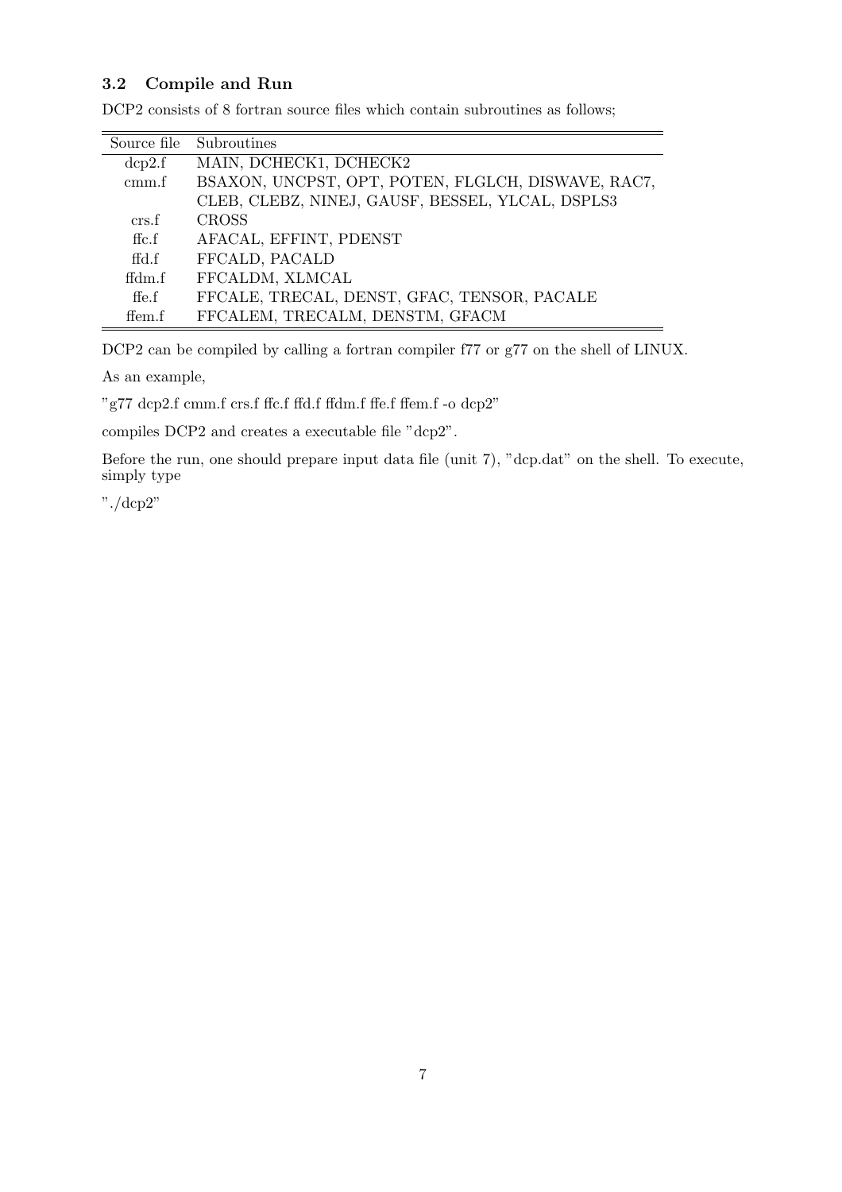### 3.2 Compile and Run

DCP2 consists of 8 fortran source files which contain subroutines as follows;

| Source file | Subroutines |
|---|---|
| dcp2.f | MAIN, DCHECK1, DCHECK2 |
| cmm.f | BSAXON, UNCPST, OPT, POTEN, FLGLCH, DISWAVE, RAC7, CLEB, CLEBZ, NINEJ, GAUSF, BESSEL, YLCAL, DSPLS3 |
| crs.f | CROSS |
| ffc.f | AFACAL, EFFINT, PDENST |
| ffd.f | FFCALD, PACALD |
| ffdm.f | FFCALDM, XLMCAL |
| ffe.f | FFCALE, TRECAL, DENST, GFAC, TENSOR, PACALE |
| ffem.f | FFCALEM, TRECALM, DENSTM, GFACM |

DCP2 can be compiled by calling a fortran compiler f77 or g77 on the shell of LINUX.

As an example,

"g77 dcp2.f cmm.f crs.f ffc.f ffd.f ffdm.f ffe.f ffem.f -o dcp2"

compiles DCP2 and creates a executable file "dcp2".

Before the run, one should prepare input data file (unit 7), "dcp.dat" on the shell. To execute, simply type

"./dcp2"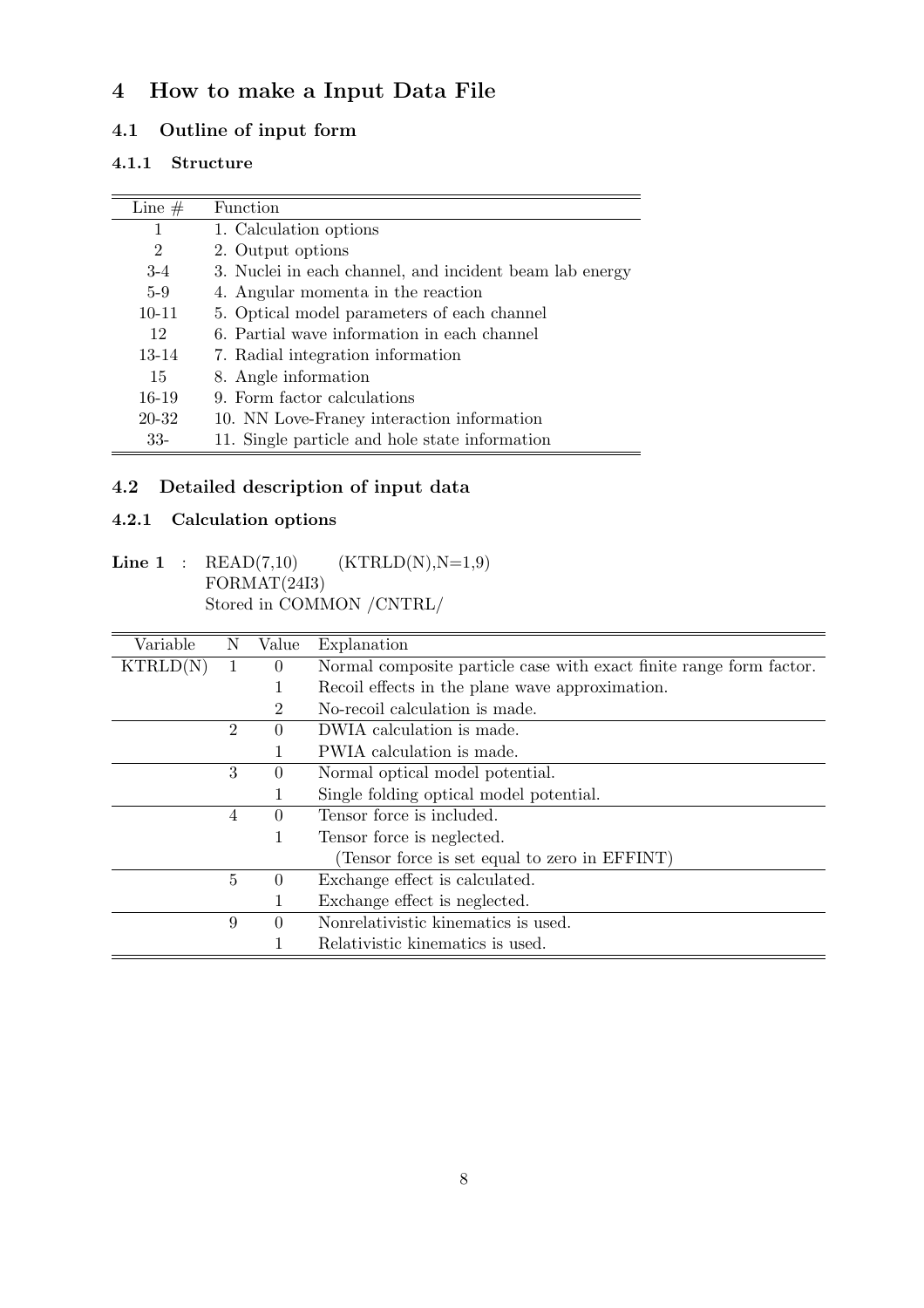# 4 How to make a Input Data File

## 4.1 Outline of input form

### 4.1.1 Structure

| Line # | Function |
|---|---|
| 1 | 1. Calculation options |
| 2 | 2. Output options |
| 3-4 | 3. Nuclei in each channel, and incident beam lab energy |
| 5-9 | 4. Angular momenta in the reaction |
| 10-11 | 5. Optical model parameters of each channel |
| 12 | 6. Partial wave information in each channel |
| 13-14 | 7. Radial integration information |
| 15 | 8. Angle information |
| 16-19 | 9. Form factor calculations |
| 20-32 | 10. NN Love-Franey interaction information |
| 33- | 11. Single particle and hole state information |

## 4.2 Detailed description of input data

### 4.2.1 Calculation options

**Line 1** : READ(7,10) (KTRLD(N),N=1,9)
FORMAT(24I3)
Stored in COMMON /CNTRL/

| Variable | N | Value | Explanation |
|---|---|---|---|
| KTRLD(N) | 1 | 0 | Normal composite particle case with exact finite range form factor. |
| | | 1 | Recoil effects in the plane wave approximation. |
| | | 2 | No-recoil calculation is made. |
| | 2 | 0 | DWIA calculation is made. |
| | | 1 | PWIA calculation is made. |
| | 3 | 0 | Normal optical model potential. |
| | | 1 | Single folding optical model potential. |
| | 4 | 0 | Tensor force is included. |
| | | 1 | Tensor force is neglected. |
| | | | (Tensor force is set equal to zero in EFFINT) |
| | 5 | 0 | Exchange effect is calculated. |
| | | 1 | Exchange effect is neglected. |
| | 9 | 0 | Nonrelativistic kinematics is used. |
| | | 1 | Relativistic kinematics is used. |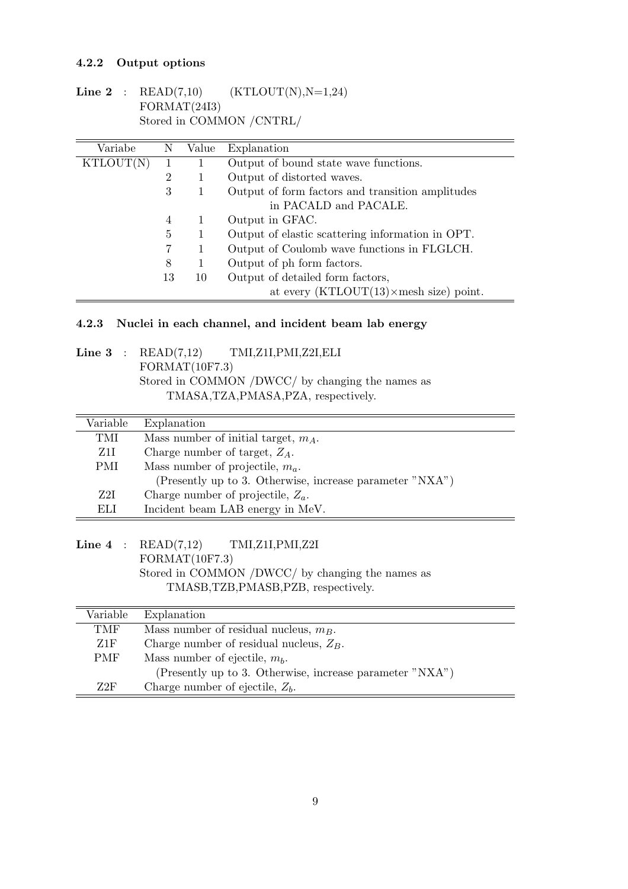### 4.2.2 Output options

**Line 2** : READ(7,10) (KTLOUT(N),N=1,24)
FORMAT(24I3)
Stored in COMMON /CNTRL/

| Variabe | N | Value | Explanation |
|---|---|---|---|
| KTLOUT(N) | 1 | 1 | Output of bound state wave functions. |
| | 2 | 1 | Output of distorted waves. |
| | 3 | 1 | Output of form factors and transition amplitudes in PACALD and PACALE. |
| | 4 | 1 | Output in GFAC. |
| | 5 | 1 | Output of elastic scattering information in OPT. |
| | 7 | 1 | Output of Coulomb wave functions in FLGLCH. |
| | 8 | 1 | Output of ph form factors. |
| | 13 | 10 | Output of detailed form factors, at every (KTLOUT(13)×mesh size) point. |

### 4.2.3 Nuclei in each channel, and incident beam lab energy

**Line 3** : READ(7,12) TMI,Z1I,PMI,Z2I,ELI
FORMAT(10F7.3)
Stored in COMMON /DWCC/ by changing the names as
TMASA,TZA,PMASA,PZA, respectively.

| Variable | Explanation |
|---|---|
| TMI | Mass number of initial target, $m_A$. |
| Z1I | Charge number of target, $Z_A$. |
| PMI | Mass number of projectile, $m_a$. (Presently up to 3. Otherwise, increase parameter "NXA") |
| Z2I | Charge number of projectile, $Z_a$. |
| ELI | Incident beam LAB energy in MeV. |

**Line 4** : READ(7,12) TMI,Z1I,PMI,Z2I
FORMAT(10F7.3)
Stored in COMMON /DWCC/ by changing the names as
TMASB,TZB,PMASB,PZB, respectively.

| Variable | Explanation |
|---|---|
| TMF | Mass number of residual nucleus, $m_B$. |
| Z1F | Charge number of residual nucleus, $Z_B$. |
| PMF | Mass number of ejectile, $m_b$. (Presently up to 3. Otherwise, increase parameter "NXA") |
| Z2F | Charge number of ejectile, $Z_b$. |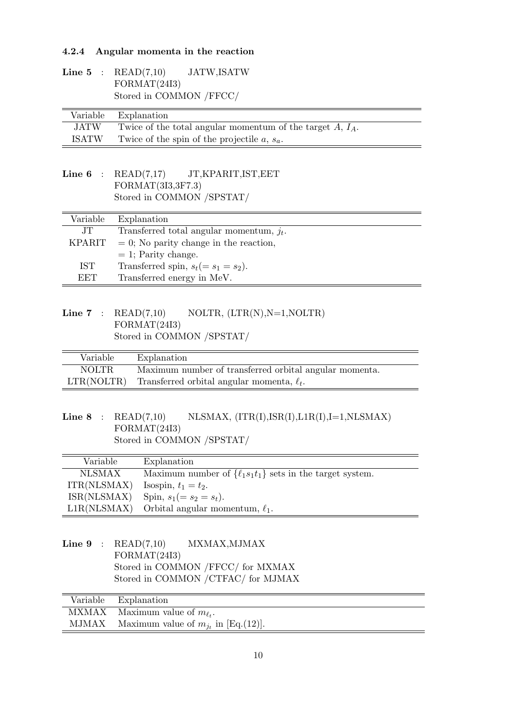### 4.2.4 Angular momenta in the reaction

**Line 5** : READ(7,10) JATW,ISATW
FORMAT(24I3)
Stored in COMMON /FFCC/

| Variable | Explanation |
|---|---|
| JATW | Twice of the total angular momentum of the target $A$, $I_A$. |
| ISATW | Twice of the spin of the projectile $a$, $s_a$. |

**Line 6** : READ(7,17) JT,KPARIT,IST,EET
FORMAT(3I3,3F7.3)
Stored in COMMON /SPSTAT/

| Variable | Explanation |
|---|---|
| JT | Transferred total angular momentum, $j_t$. |
| KPARIT | $= 0$; No parity change in the reaction, |
| | $= 1$; Parity change. |
| IST | Transferred spin, $s_t (= s_1 = s_2)$. |
| EET | Transferred energy in MeV. |

**Line 7** : READ(7,10) NOLTR, (LTR(N),N=1,NOLTR)
FORMAT(24I3)
Stored in COMMON /SPSTAT/

| Variable | Explanation |
|---|---|
| NOLTR | Maximum number of transferred orbital angular momenta. |
| LTR(NOLTR) | Transferred orbital angular momenta, $\ell_t$. |

**Line 8** : READ(7,10) NLSMAX, (ITR(I),ISR(I),L1R(I),I=1,NLSMAX)
FORMAT(24I3)
Stored in COMMON /SPSTAT/

| Variable | Explanation |
|---|---|
| NLSMAX | Maximum number of $\{\ell_1 s_1 t_1\}$ sets in the target system. |
| ITR(NLSMAX) | Isospin, $t_1 = t_2$. |
| ISR(NLSMAX) | Spin, $s_1 (= s_2 = s_t)$. |
| L1R(NLSMAX) | Orbital angular momentum, $\ell_1$. |

**Line 9** : READ(7,10) MXMAX,MJMAX
FORMAT(24I3)
Stored in COMMON /FFCC/ for MXMAX
Stored in COMMON /CTFAC/ for MJMAX

| Variable | Explanation |
|---|---|
| MXMAX | Maximum value of $m_{\ell_t}$. |
| MJMAX | Maximum value of $m_{j_t}$ in [Eq.(12)]. |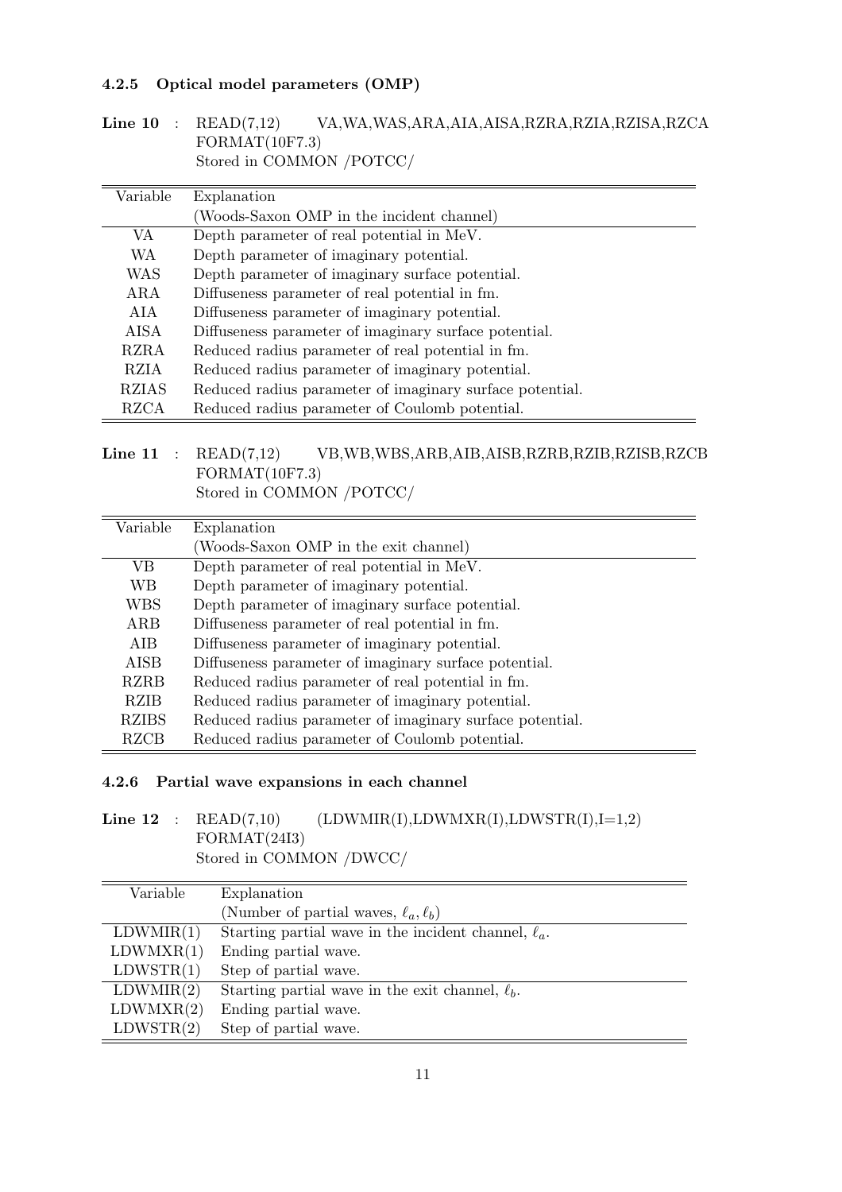### 4.2.5 Optical model parameters (OMP)

**Line 10** : READ(7,12) VA,WA,WAS,ARA,AIA,AISA,RZRA,RZIA,RZISA,RZCA
FORMAT(10F7.3)
Stored in COMMON /POTCC/

| Variable | Explanation |
|---|---|
| | (Woods-Saxon OMP in the incident channel) |
| VA | Depth parameter of real potential in MeV. |
| WA | Depth parameter of imaginary potential. |
| WAS | Depth parameter of imaginary surface potential. |
| ARA | Diffuseness parameter of real potential in fm. |
| AIA | Diffuseness parameter of imaginary potential. |
| AISA | Diffuseness parameter of imaginary surface potential. |
| RZRA | Reduced radius parameter of real potential in fm. |
| RZIA | Reduced radius parameter of imaginary potential. |
| RZIAS | Reduced radius parameter of imaginary surface potential. |
| RZCA | Reduced radius parameter of Coulomb potential. |

**Line 11** : READ(7,12) VB,WB,WBS,ARB,AIB,AISB,RZRB,RZIB,RZISB,RZCB
FORMAT(10F7.3)
Stored in COMMON /POTCC/

| Variable | Explanation |
|---|---|
| | (Woods-Saxon OMP in the exit channel) |
| VB | Depth parameter of real potential in MeV. |
| WB | Depth parameter of imaginary potential. |
| WBS | Depth parameter of imaginary surface potential. |
| ARB | Diffuseness parameter of real potential in fm. |
| AIB | Diffuseness parameter of imaginary potential. |
| AISB | Diffuseness parameter of imaginary surface potential. |
| RZRB | Reduced radius parameter of real potential in fm. |
| RZIB | Reduced radius parameter of imaginary potential. |
| RZIBS | Reduced radius parameter of imaginary surface potential. |
| RZCB | Reduced radius parameter of Coulomb potential. |

### 4.2.6 Partial wave expansions in each channel

**Line 12** : READ(7,10) (LDWMIR(I),LDWMXR(I),LDWSTR(I),I=1,2)
FORMAT(24I3)
Stored in COMMON /DWCC/

| Variable | Explanation |
|---|---|
| | (Number of partial waves, $\ell_a, \ell_b$) |
| LDWMIR(1) | Starting partial wave in the incident channel, $\ell_a$. |
| LDWMXR(1) | Ending partial wave. |
| LDWSTR(1) | Step of partial wave. |
| LDWMIR(2) | Starting partial wave in the exit channel, $\ell_b$. |
| LDWMXR(2) | Ending partial wave. |
| LDWSTR(2) | Step of partial wave. |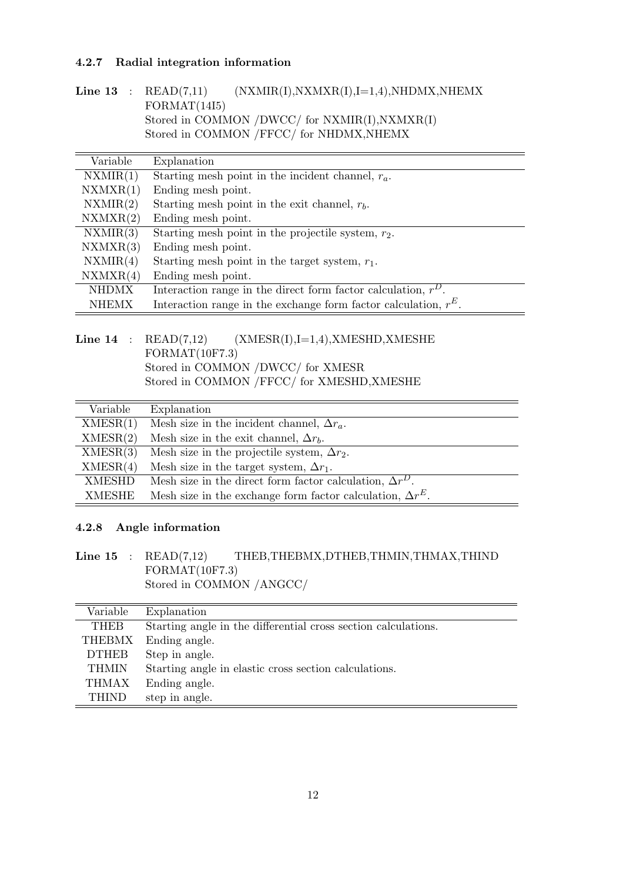### 4.2.7 Radial integration information

**Line 13** : READ(7,11) (NXMIR(I),NXMXR(I),I=1,4),NHDMX,NHEMX
FORMAT(14I5)
Stored in COMMON /DWCC/ for NXMIR(I),NXMXR(I)
Stored in COMMON /FFCC/ for NHDMX,NHEMX

| Variable | Explanation |
|---|---|
| NXMIR(1) | Starting mesh point in the incident channel, $r_a$. |
| NXMXR(1) | Ending mesh point. |
| NXMIR(2) | Starting mesh point in the exit channel, $r_b$. |
| NXMXR(2) | Ending mesh point. |
| NXMIR(3) | Starting mesh point in the projectile system, $r_2$. |
| NXMXR(3) | Ending mesh point. |
| NXMIR(4) | Starting mesh point in the target system, $r_1$. |
| NXMXR(4) | Ending mesh point. |
| NHDMX | Interaction range in the direct form factor calculation, $r^D$. |
| NHEMX | Interaction range in the exchange form factor calculation, $r^E$. |

**Line 14** : READ(7,12) (XMESR(I),I=1,4),XMESHD,XMESHE
FORMAT(10F7.3)
Stored in COMMON /DWCC/ for XMESR
Stored in COMMON /FFCC/ for XMESHD,XMESHE

| Variable | Explanation |
|---|---|
| XMESR(1) | Mesh size in the incident channel, $\Delta r_a$. |
| XMESR(2) | Mesh size in the exit channel, $\Delta r_b$. |
| XMESR(3) | Mesh size in the projectile system, $\Delta r_2$. |
| XMESR(4) | Mesh size in the target system, $\Delta r_1$. |
| XMESHD | Mesh size in the direct form factor calculation, $\Delta r^D$. |
| XMESHE | Mesh size in the exchange form factor calculation, $\Delta r^E$. |

### 4.2.8 Angle information

**Line 15** : READ(7,12) THEB,THEBMX,DTHEB,THMIN,THMAX,THIND
FORMAT(10F7.3)
Stored in COMMON /ANGCC/

| Variable | Explanation |
|---|---|
| THEB | Starting angle in the differential cross section calculations. |
| THEBMX | Ending angle. |
| DTHEB | Step in angle. |
| THMIN | Starting angle in elastic cross section calculations. |
| THMAX | Ending angle. |
| THIND | step in angle. |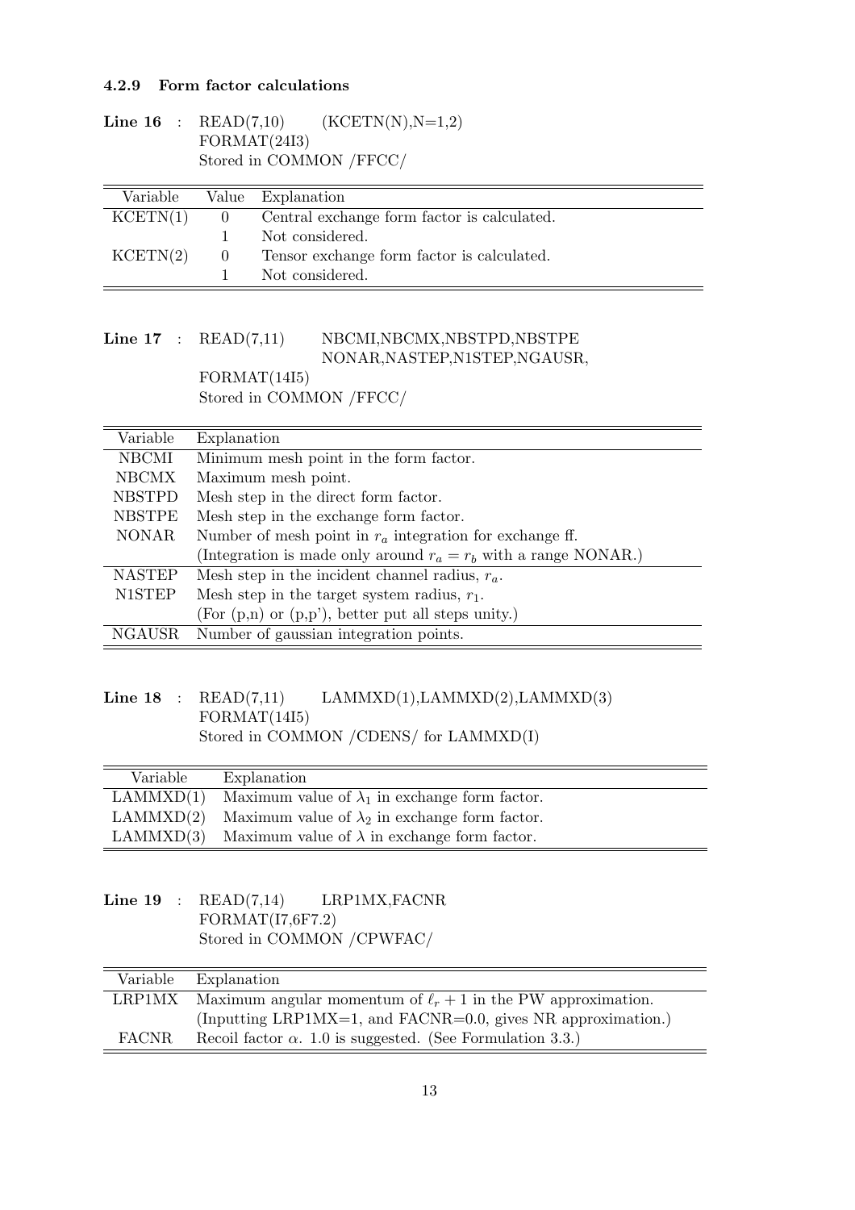### 4.2.9 Form factor calculations

**Line 16** : READ(7,10) (KCETN(N),N=1,2)
FORMAT(24I3)
Stored in COMMON /FFCC/

| Variable | Value | Explanation |
|---|---|---|
| KCETN(1) | 0 | Central exchange form factor is calculated. |
| | 1 | Not considered. |
| KCETN(2) | 0 | Tensor exchange form factor is calculated. |
| | 1 | Not considered. |

**Line 17** : READ(7,11) NBCMI,NBCMX,NBSTPD,NBSTPE
NONAR,NASTEP,N1STEP,NGAUSR,
FORMAT(14I5)
Stored in COMMON /FFCC/

| Variable | Explanation |
|---|---|
| NBCMI | Minimum mesh point in the form factor. |
| NBCMX | Maximum mesh point. |
| NBSTPD | Mesh step in the direct form factor. |
| NBSTPE | Mesh step in the exchange form factor. |
| NONAR | Number of mesh point in $r_a$ integration for exchange ff. |
| | (Integration is made only around $r_a = r_b$ with a range NONAR.) |
| NASTEP | Mesh step in the incident channel radius, $r_a$. |
| N1STEP | Mesh step in the target system radius, $r_1$. |
| | (For (p,n) or (p,p'), better put all steps unity.) |
| NGAUSR | Number of gaussian integration points. |

**Line 18** : READ(7,11) LAMMXD(1),LAMMXD(2),LAMMXD(3)
FORMAT(14I5)
Stored in COMMON /CDENS/ for LAMMXD(I)

| Variable | Explanation |
|---|---|
| LAMMXD(1) | Maximum value of $\lambda_1$ in exchange form factor. |
| LAMMXD(2) | Maximum value of $\lambda_2$ in exchange form factor. |
| LAMMXD(3) | Maximum value of $\lambda$ in exchange form factor. |

**Line 19** : READ(7,14) LRP1MX,FACNR
FORMAT(I7,6F7.2)
Stored in COMMON /CPWFAC/

| Variable | Explanation |
|---|---|
| LRP1MX | Maximum angular momentum of $\ell_r + 1$ in the PW approximation. |
| | (Inputting LRP1MX=1, and FACNR=0.0, gives NR approximation.) |
| FACNR | Recoil factor $\alpha$. 1.0 is suggested. (See Formulation 3.3.) |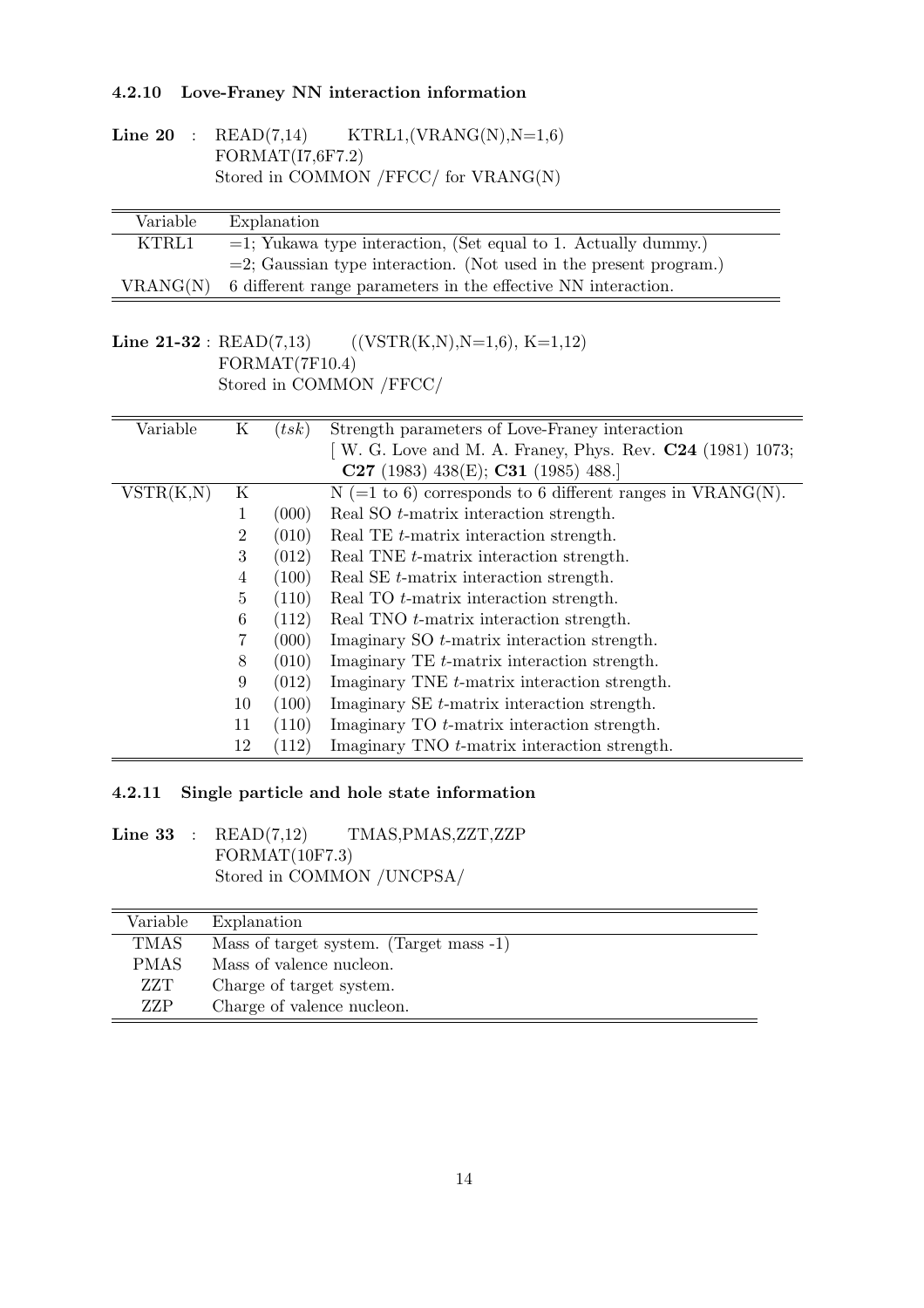### 4.2.10 Love-Franey NN interaction information

**Line 20** : READ(7,14) KTRL1,(VRANG(N),N=1,6)
FORMAT(I7,6F7.2)
Stored in COMMON /FFCC/ for VRANG(N)

| Variable | Explanation |
|---|---|
| KTRL1 | =1; Yukawa type interaction, (Set equal to 1. Actually dummy.) |
| | =2; Gaussian type interaction. (Not used in the present program.) |
| VRANG(N) | 6 different range parameters in the effective NN interaction. |

**Line 21-32** : READ(7,13) ((VSTR(K,N),N=1,6), K=1,12)
FORMAT(7F10.4)
Stored in COMMON /FFCC/

| Variable | K | $(tsk)$ | Strength parameters of Love-Franey interaction [ W. G. Love and M. A. Franey, Phys. Rev. **C24** (1981) 1073; **C27** (1983) 438(E); **C31** (1985) 488.] |
|---|---|---|---|
| VSTR(K,N) | K | | N (=1 to 6) corresponds to 6 different ranges in VRANG(N). |
| | 1 | (000) | Real SO $t$-matrix interaction strength. |
| | 2 | (010) | Real TE $t$-matrix interaction strength. |
| | 3 | (012) | Real TNE $t$-matrix interaction strength. |
| | 4 | (100) | Real SE $t$-matrix interaction strength. |
| | 5 | (110) | Real TO $t$-matrix interaction strength. |
| | 6 | (112) | Real TNO $t$-matrix interaction strength. |
| | 7 | (000) | Imaginary SO $t$-matrix interaction strength. |
| | 8 | (010) | Imaginary TE $t$-matrix interaction strength. |
| | 9 | (012) | Imaginary TNE $t$-matrix interaction strength. |
| | 10 | (100) | Imaginary SE $t$-matrix interaction strength. |
| | 11 | (110) | Imaginary TO $t$-matrix interaction strength. |
| | 12 | (112) | Imaginary TNO $t$-matrix interaction strength. |

### 4.2.11 Single particle and hole state information

**Line 33** : READ(7,12) TMAS,PMAS,ZZT,ZZP
FORMAT(10F7.3)
Stored in COMMON /UNCPSA/

| Variable | Explanation |
|---|---|
| TMAS | Mass of target system. (Target mass -1) |
| PMAS | Mass of valence nucleon. |
| ZZT | Charge of target system. |
| ZZP | Charge of valence nucleon. |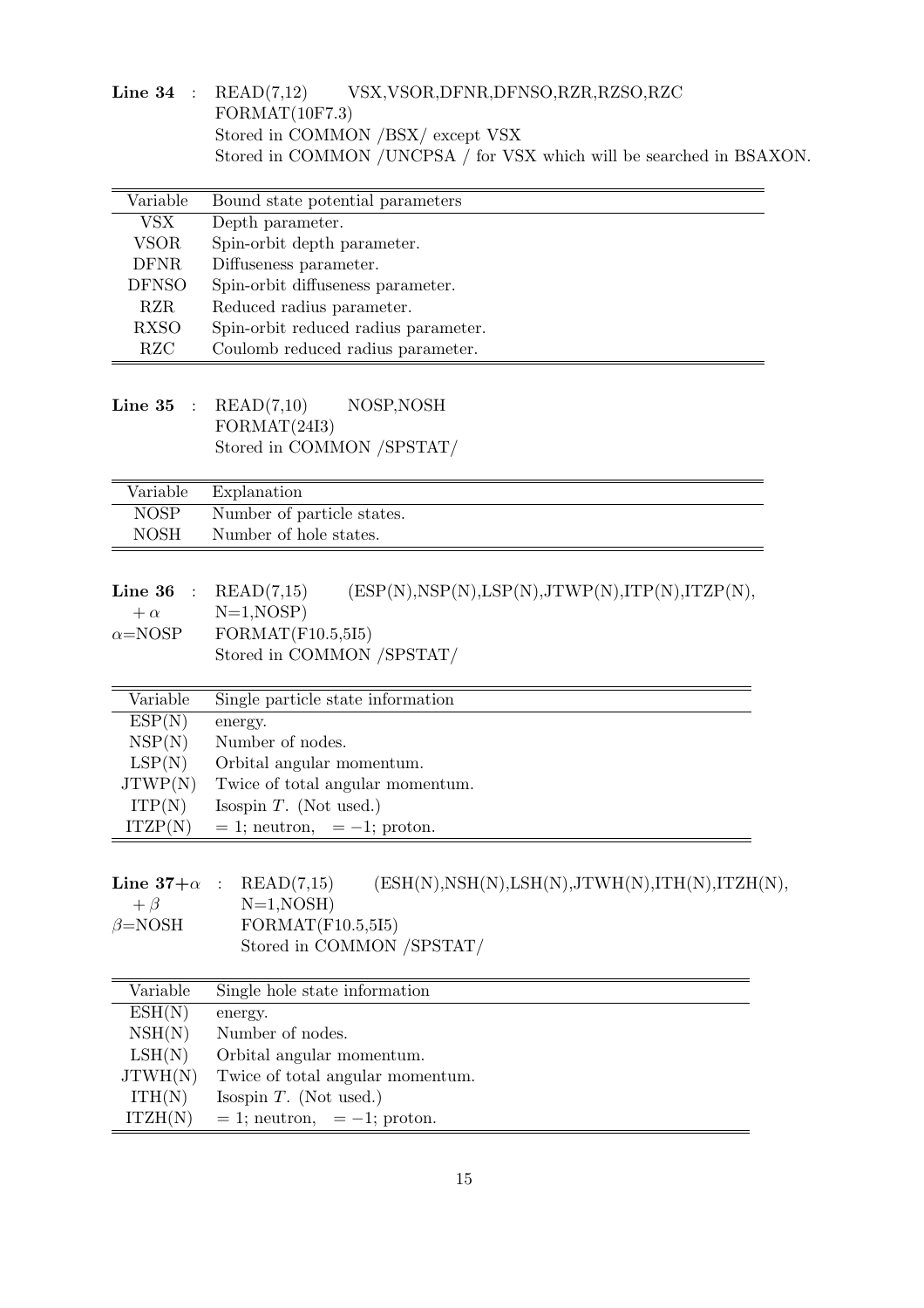**Line 34** : READ(7,12) VSX,VSOR,DFNR,DFNSO,RZR,RZSO,RZC
FORMAT(10F7.3)
Stored in COMMON /BSX/ except VSX
Stored in COMMON /UNCPSA / for VSX which will be searched in BSAXON.

| Variable | Bound state potential parameters |
|---|---|
| VSX | Depth parameter. |
| VSOR | Spin-orbit depth parameter. |
| DFNR | Diffuseness parameter. |
| DFNSO | Spin-orbit diffuseness parameter. |
| RZR | Reduced radius parameter. |
| RXSO | Spin-orbit reduced radius parameter. |
| RZC | Coulomb reduced radius parameter. |

**Line 35** : READ(7,10) NOSP,NOSH
FORMAT(24I3)
Stored in COMMON /SPSTAT/

| Variable | Explanation |
|---|---|
| NOSP | Number of particle states. |
| NOSH | Number of hole states. |

**Line 36** $+\alpha$ $\alpha$=NOSP : READ(7,15) (ESP(N),NSP(N),LSP(N),JTWP(N),ITP(N),ITZP(N), N=1,NOSP)
FORMAT(F10.5,5I5)
Stored in COMMON /SPSTAT/

| Variable | Single particle state information |
|---|---|
| ESP(N) | energy. |
| NSP(N) | Number of nodes. |
| LSP(N) | Orbital angular momentum. |
| JTWP(N) | Twice of total angular momentum. |
| ITP(N) | Isospin $T$. (Not used.) |
| ITZP(N) | $= 1$; neutron, $= -1$; proton. |

**Line 37+$\alpha$** $+\beta$ $\beta$=NOSH : READ(7,15) (ESH(N),NSH(N),LSH(N),JTWH(N),ITH(N),ITZH(N), N=1,NOSH)
FORMAT(F10.5,5I5)
Stored in COMMON /SPSTAT/

| Variable | Single hole state information |
|---|---|
| ESH(N) | energy. |
| NSH(N) | Number of nodes. |
| LSH(N) | Orbital angular momentum. |
| JTWH(N) | Twice of total angular momentum. |
| ITH(N) | Isospin $T$. (Not used.) |
| ITZH(N) | $= 1$; neutron, $= -1$; proton. |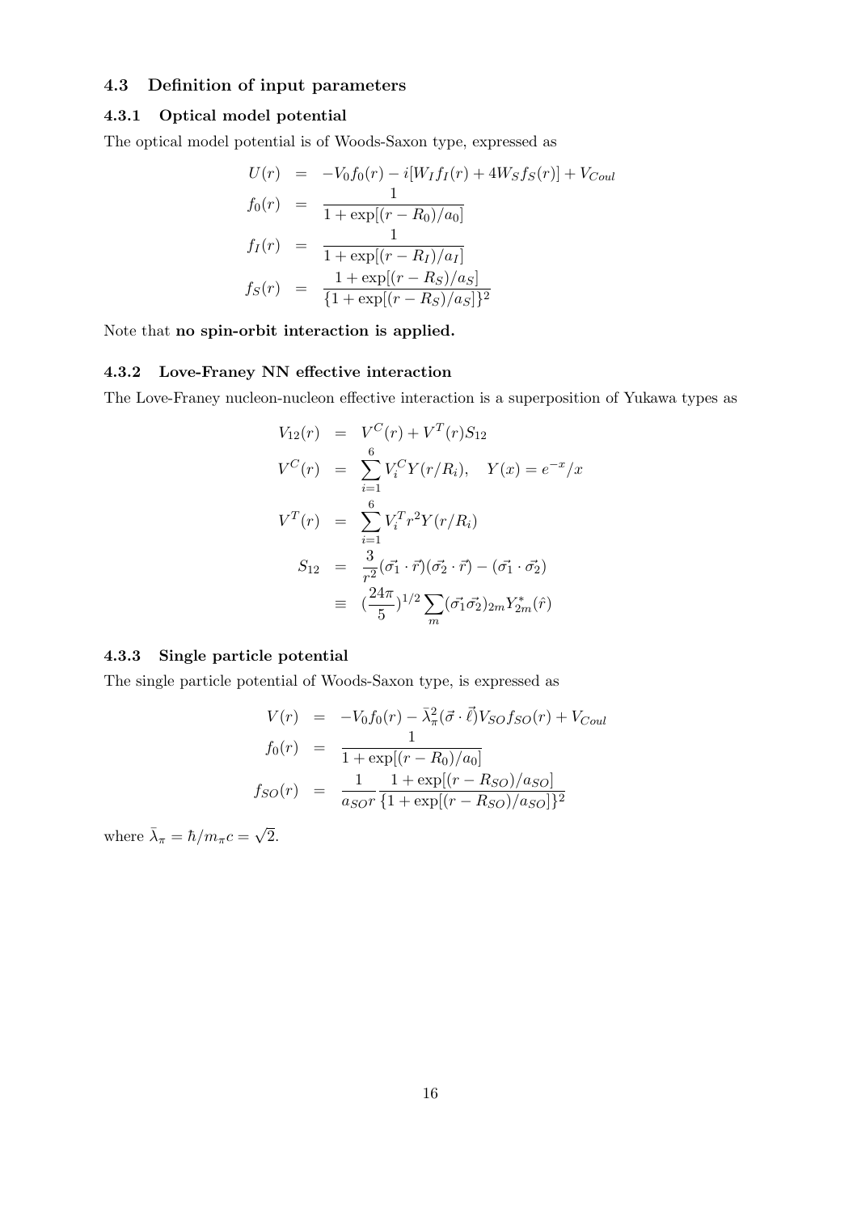### 4.3 Definition of input parameters

#### 4.3.1 Optical model potential

The optical model potential is of Woods-Saxon type, expressed as

$$
\begin{aligned}
U(r) &= -V_0 f_0(r) - i[W_I f_I(r) + 4W_S f_S(r)] + V_{Coul} \\
f_0(r) &= \frac{1}{1+\exp[(r-R_0)/a_0]} \\
f_I(r) &= \frac{1}{1+\exp[(r-R_I)/a_I]} \\
f_S(r) &= \frac{1+\exp[(r-R_S)/a_S]}{\{1+\exp[(r-R_S)/a_S]\}^2}
\end{aligned}
$$

Note that **no spin-orbit interaction is applied.**

#### 4.3.2 Love-Franey NN effective interaction

The Love-Franey nucleon-nucleon effective interaction is a superposition of Yukawa types as

$$
\begin{aligned}
V_{12}(r) &= V^C(r) + V^T(r) S_{12} \\
V^C(r) &= \sum_{i=1}^{6} V_i^C Y(r/R_i), \quad Y(x) = e^{-x}/x \\
V^T(r) &= \sum_{i=1}^{6} V_i^T r^2 Y(r/R_i) \\
S_{12} &= \frac{3}{r^2}(\vec{\sigma_1}\cdot\vec{r})(\vec{\sigma_2}\cdot\vec{r}) - (\vec{\sigma_1}\cdot\vec{\sigma_2}) \\
&\equiv (\frac{24\pi}{5})^{1/2} \sum_m (\vec{\sigma_1}\vec{\sigma_2})_{2m} Y_{2m}^*(\hat{r})
\end{aligned}
$$

#### 4.3.3 Single particle potential

The single particle potential of Woods-Saxon type, is expressed as

$$
\begin{aligned}
V(r) &= -V_0 f_0(r) - \bar{\lambda}_\pi^2 (\vec{\sigma}\cdot\vec{\ell}) V_{SO} f_{SO}(r) + V_{Coul} \\
f_0(r) &= \frac{1}{1+\exp[(r-R_0)/a_0]} \\
f_{SO}(r) &= \frac{1}{a_{SO} r} \frac{1+\exp[(r-R_{SO})/a_{SO}]}{\{1+\exp[(r-R_{SO})/a_{SO}]\}^2}
\end{aligned}
$$

where $\bar{\lambda}_\pi = \hbar/m_\pi c = \sqrt{2}$.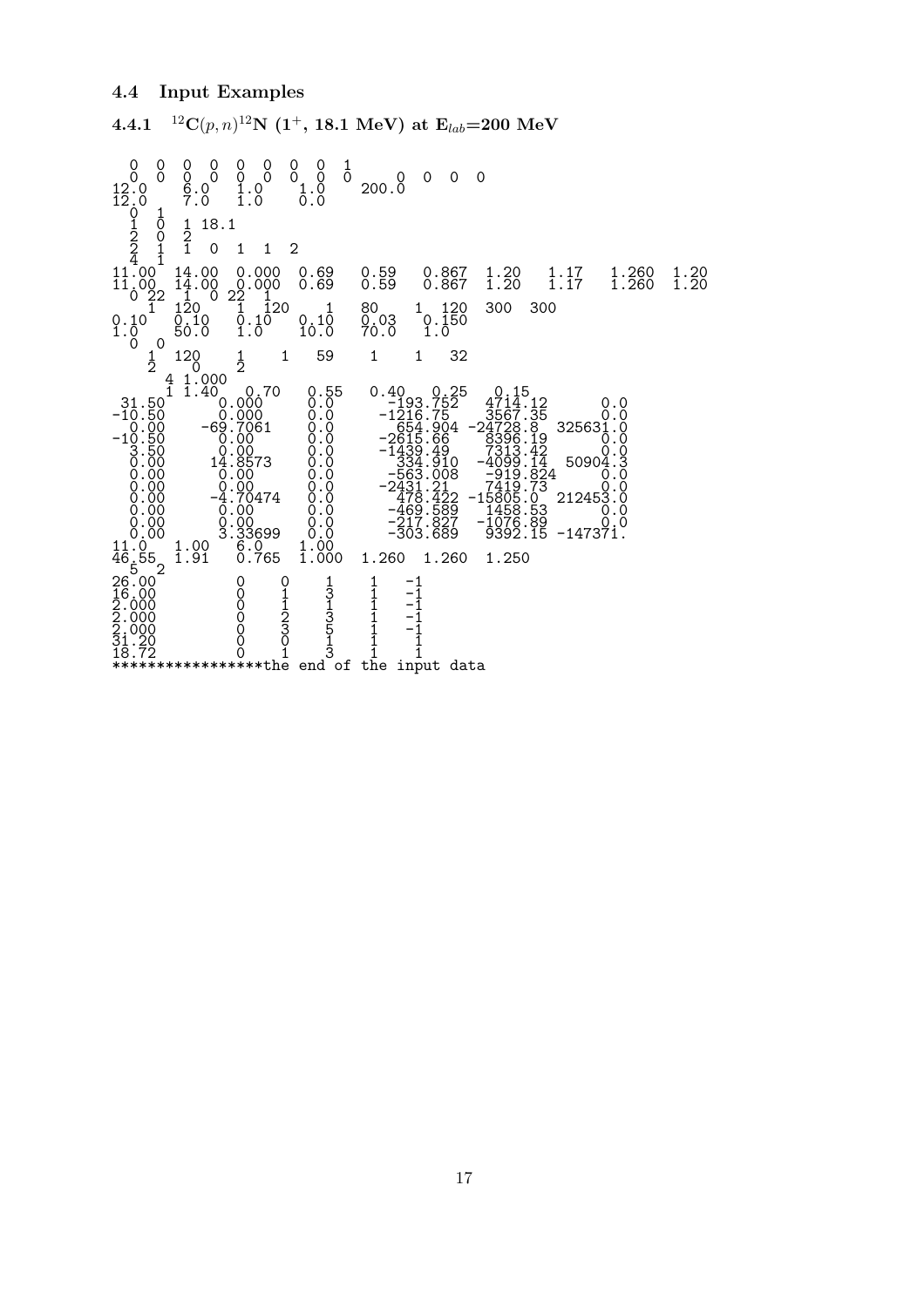## 4.4 Input Examples

### 4.4.1 $^{12}$C$(p,n)^{12}$N ($1^+$, 18.1 MeV) at E$_{lab}$=200 MeV

```
  0  0  0  0  0  0  0  0  1
  0  0  0  0  0  0  0  0  0      0   0   0   0
12.0    6.0   1.0    1.0     200.0
12.0    7.0   1.0    0.0
  0  1
  1  0  1 18.1
  2  0  2
  2  1  1  0  1  1  2
  4  1
11.00  14.00  0.000  0.69   0.59   0.867  1.20   1.17   1.260  1.20
11.00  14.00  0.000  0.69   0.59   0.867  1.20   1.17   1.260  1.20
  0 22   1  0 22  1
    1  120    1  120    1    80    1  120  300  300
0.10   0.10   0.10   0.10   0.03   0.150
1.0    50.0   1.0    10.0   70.0   1.0
  0  0
    1  120     1    1   59    1    1   32
    2   0      2
      4 1.000
       1 1.40   0.70   0.55   0.40   0.25   0.15
 31.50      0.000     0.0      -193.752    4714.12       0.0
-10.50      0.000     0.0     -1216.75     3567.35       0.0
  0.00    -69.7061    0.0       654.904  -24728.8   325631.0
-10.50      0.00      0.0     -2615.66     8396.19       0.0
  3.50      0.00      0.0     -1439.49     7313.42       0.0
  0.00     14.8573    0.0       334.910   -4099.14   50904.3
  0.00      0.00      0.0      -563.008    -919.824      0.0
  0.00      0.00      0.0     -2431.21     7419.73       0.0
  0.00     -4.70474   0.0       478.422  -15805.0   212453.0
  0.00      0.00      0.0      -469.589    1458.53       0.0
  0.00      0.00      0.0      -217.827   -1076.89       0.0
  0.00      3.33699   0.0      -303.689    9392.15  -147371.
11.0   1.00   6.0    1.00
46.55  1.91   0.765  1.000  1.260  1.260  1.250
  5  2
26.00        0    0    1    1   -1
16.00        0    1    3    1   -1
2.000        0    1    1    1   -1
2.000        0    2    3    1   -1
2.000        0    3    5    1   -1
31.20        0    0    1    1    1
18.72        0    1    3    1    1
*****************the end of the input data
```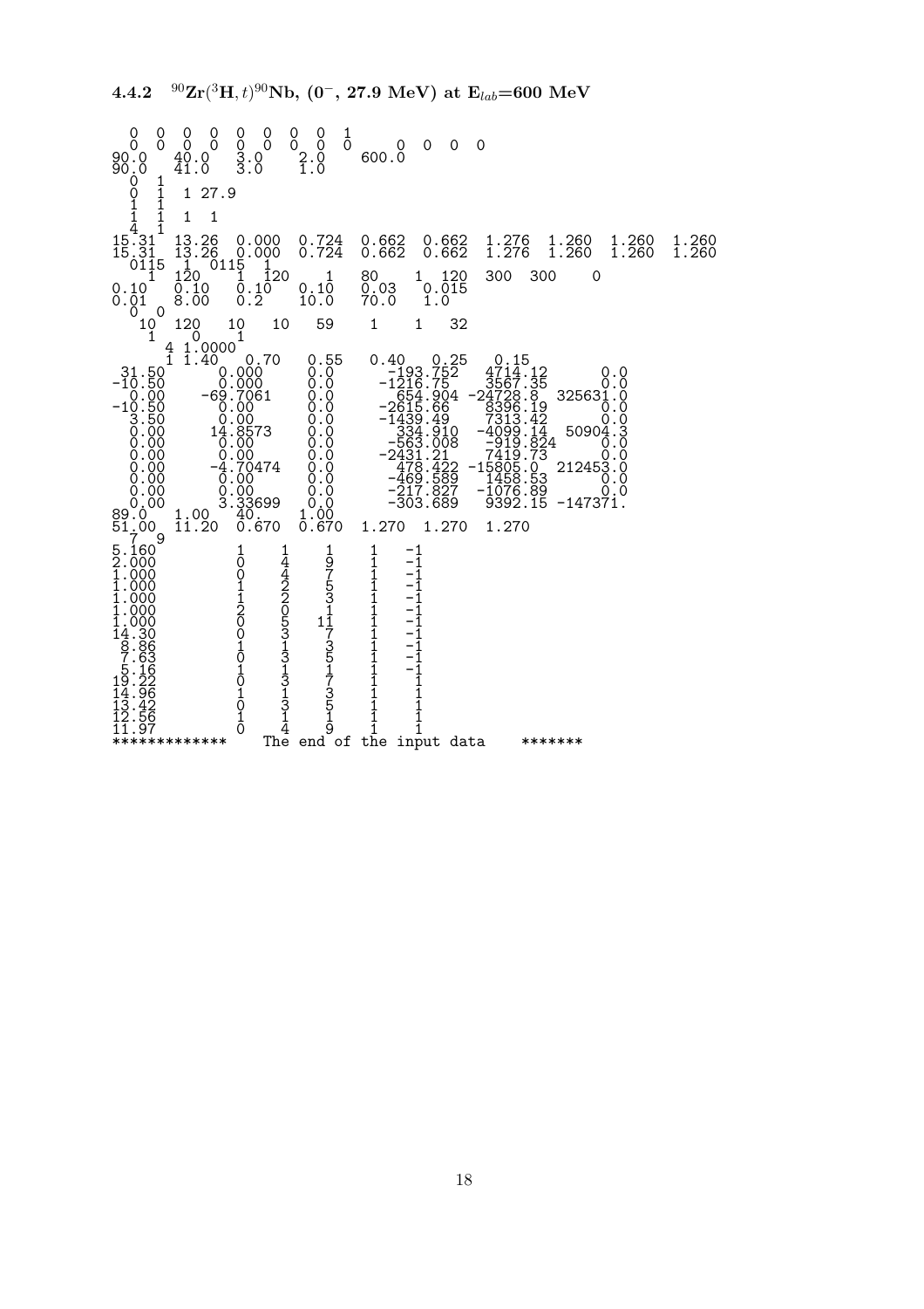#### 4.4.2 $^{90}$Zr($^{3}$H, $t$)$^{90}$Nb, ($0^{-}$, 27.9 MeV) at $E_{lab}$=600 MeV

```
  0  0  0  0  0  0  0  0  1
  0  0  0  0  0  0  0  0  0      0  0  0  0
90.0   40.0   3.0    2.0    600.0
90.0   41.0   3.0    1.0
  0  1
  0  1   1 27.9
  1  1
  1  1   1  1
  4  1
15.31  13.26  0.000  0.724  0.662  0.662  1.276  1.260  1.260  1.260
15.31  13.26  0.000  0.724  0.662  0.662  1.276  1.260  1.260  1.260
  0115  1  0115  1
    1  120    1  120    1    80    1  120   300  300    0
0.10   0.10   0.10   0.10   0.03   0.015
0.01   8.00   0.2    10.0   70.0   1.0
  0  0
   10  120   10   10   59    1    1   32
    1    0    1
     4 1.0000
     1 1.40   0.70   0.55   0.40   0.25   0.15
 31.50      0.000     0.0      -193.752   4714.12        0.0
-10.50      0.000     0.0     -1216.75    3567.35        0.0
  0.00    -69.7061    0.0       654.904 -24728.8   325631.0
-10.50      0.00      0.0     -2615.66    8396.19        0.0
  3.50      0.00      0.0     -1439.49    7313.42        0.0
  0.00     14.8573    0.0       334.910  -4099.14   50904.3
  0.00      0.00      0.0      -563.008   -919.824       0.0
  0.00      0.00      0.0     -2431.21    7419.73        0.0
  0.00     -4.70474   0.0       478.422 -15805.0   212453.0
  0.00      0.00      0.0      -469.589   1458.53        0.0
  0.00      0.00      0.0      -217.827  -1076.89        0.0
  0.00      3.33699   0.0      -303.689   9392.15 -147371.
89.0   1.00   40.    1.00
51.00  11.20  0.670  0.670  1.270  1.270  1.270
  7  9
5.160          1    1    1    1   -1
2.000          0    4    9    1   -1
1.000          0    4    7    1   -1
1.000          1    2    5    1   -1
1.000          1    2    3    1   -1
1.000          2    0    1    1   -1
1.000          0    5   11    1   -1
14.30          0    3    7    1   -1
 8.86          1    1    3    1   -1
 7.63          0    3    5    1   -1
 5.16          1    1    1    1   -1
19.22          0    3    7    1    1
14.96          1    1    3    1    1
13.42          0    3    5    1    1
12.56          1    1    1    1    1
11.97          0    4    9    1    1
*************    The end of the input data    *******
```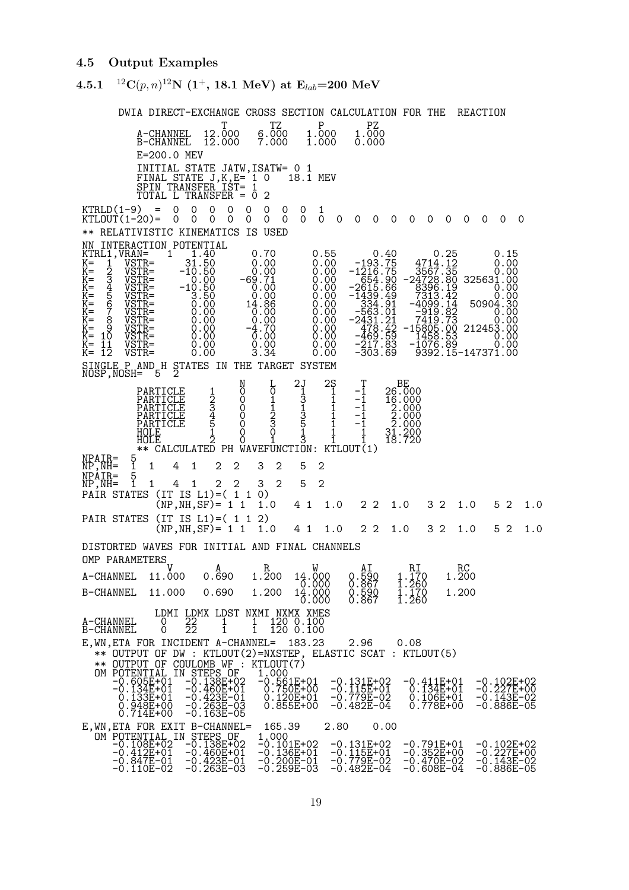### 4.5 Output Examples

#### 4.5.1 $^{12}C(p,n)^{12}N$ ($1^+$, 18.1 MeV) at $E_{lab}$=200 MeV

```
      DWIA DIRECT-EXCHANGE CROSS SECTION CALCULATION FOR THE  REACTION
                     T        TZ       P       PZ
          A-CHANNEL  12.000   6.000   1.000   1.000
          B-CHANNEL  12.000   7.000   1.000   0.000
          E=200.0 MEV
          INITIAL STATE JATW,ISATW= 0 1
          FINAL STATE J,K,E= 1 0   18.1 MEV
          SPIN TRANSFER IST= 1
          TOTAL L TRANSFER = 0 2
 KTRLD(1-9)  =  0  0  0  0  0  0  0  0  1
 KTLOUT(1-20)=  0  0  0  0  0  0  0  0  0  0  0  0  0  0  0  0  0  0  0  0
 ** RELATIVISTIC KINEMATICS IS USED
 NN INTERACTION POTENTIAL
 KTRL1,VRAN=   1   1.40      0.70      0.55      0.40      0.25      0.15
 K=  1  VSTR=     31.50      0.00      0.00   -193.75   4714.12      0.00
 K=  2  VSTR=    -10.50      0.00      0.00  -1216.75   3567.35      0.00
 K=  3  VSTR=      0.00    -69.71      0.00    654.90 -24728.80 325631.00
 K=  4  VSTR=    -10.50      0.00      0.00  -2615.66   8396.19      0.00
 K=  5  VSTR=      3.50      0.00      0.00  -1439.49   7313.42      0.00
 K=  6  VSTR=      0.00     14.86      0.00    334.91  -4099.14  50904.30
 K=  7  VSTR=      0.00      0.00      0.00   -563.01   -919.82      0.00
 K=  8  VSTR=      0.00      0.00      0.00  -2431.21   7419.73      0.00
 K=  9  VSTR=      0.00     -4.70      0.00    478.42 -15805.00 212453.00
 K= 10  VSTR=      0.00      0.00      0.00   -469.59   1458.53      0.00
 K= 11  VSTR=      0.00      0.00      0.00   -217.83  -1076.89      0.00
 K= 12  VSTR=      0.00      3.34      0.00   -303.69   9392.15-147371.00
 SINGLE P AND H STATES IN THE TARGET SYSTEM
 NOSP,NOSH=  5  2
                       N     L    2J    2S     T      BE
          PARTICLE   1     0     0     1     1    -1    26.000
          PARTICLE   2     0     1     3     1    -1    16.000
          PARTICLE   3     0     1     1     1    -1     2.000
          PARTICLE   4     0     2     3     1    -1     2.000
          PARTICLE   5     0     3     5     1    -1     2.000
          HOLE       1     0     0     1     1     1    31.200
          HOLE       2     0     1     3     1     1    18.720
          ** CALCULATED PH WAVEFUNCTION: KTLOUT(1)
 NPAIR=  5
 NP,NH=  1  1    4  1    2  2    3  2    5  2
 NPAIR=  5
 NP,NH=  1  1    4  1    2  2    3  2    5  2
 PAIR STATES (IT IS L1)=( 1 1 0)
           (NP,NH,SF)= 1 1  1.0    4 1  1.0    2 2  1.0    3 2  1.0    5 2  1.0
 PAIR STATES (IT IS L1)=( 1 1 2)
           (NP,NH,SF)= 1 1  1.0    4 1  1.0    2 2  1.0    3 2  1.0    5 2  1.0

 DISTORTED WAVES FOR INITIAL AND FINAL CHANNELS
 OMP PARAMETERS
               V        A        R        W         AI       RI       RC
 A-CHANNEL  11.000   0.690   1.200   14.000    0.590    1.170    1.200
                                       0.000    0.867    1.260
 B-CHANNEL  11.000   0.690   1.200   14.000    0.590    1.170    1.200
                                       0.000    0.867    1.260
           LDMI LDMX LDST NXMI NXMX XMES
 A-CHANNEL    0   22    1    1  120 0.100
 B-CHANNEL    0   22    1    1  120 0.100
 E,WN,ETA FOR INCIDENT A-CHANNEL=  183.23    2.96    0.08
   ** OUTPUT OF DW : KTLOUT(2)=NXSTEP, ELASTIC SCAT : KTLOUT(5)
   ** OUTPUT OF COULOMB WF : KTLOUT(7)
   OM POTENTIAL IN STEPS OF   1.000
      -0.605E+01  -0.138E+02  -0.561E+01  -0.131E+02  -0.411E+01  -0.102E+02
      -0.134E+01  -0.460E+01   0.750E+00  -0.115E+01   0.134E+01  -0.227E+00
       0.133E+01  -0.423E-01   0.120E+01  -0.779E-02   0.106E+01  -0.143E-02
       0.948E+00  -0.263E-03   0.855E+00  -0.482E-04   0.778E+00  -0.886E-05
       0.714E+00  -0.163E-05
 E,WN,ETA FOR EXIT B-CHANNEL=  165.39    2.80    0.00
   OM POTENTIAL IN STEPS OF   1.000
      -0.108E+02  -0.138E+02  -0.101E+02  -0.131E+02  -0.791E+01  -0.102E+02
      -0.412E+01  -0.460E+01  -0.136E+01  -0.115E+01  -0.352E+00  -0.227E+00
      -0.847E-01  -0.423E-01  -0.200E-01  -0.779E-02  -0.470E-02  -0.143E-02
      -0.110E-02  -0.263E-03  -0.259E-03  -0.482E-04  -0.608E-04  -0.886E-05
```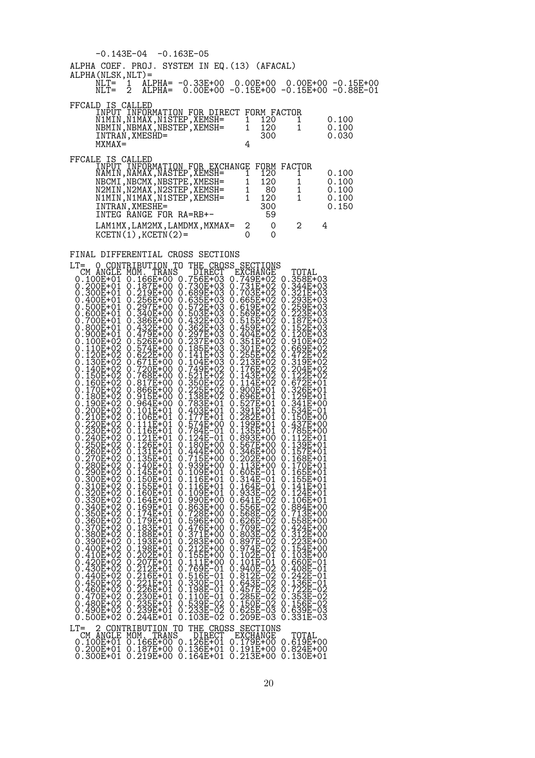```
     -0.143E-04  -0.163E-05
ALPHA COEF. PROJ. SYSTEM IN EQ.(13) (AFACAL)
ALPHA(NLSK,NLT)=
     NLT=  1  ALPHA= -0.33E+00  0.00E+00  0.00E+00 -0.15E+00
     NLT=  2  ALPHA=  0.00E+00 -0.15E+00 -0.15E+00 -0.88E-01

FFCALD IS CALLED
     INPUT INFORMATION FOR DIRECT FORM FACTOR
     N1MIN,N1MAX,N1STEP,XEMSH=     1  120    1      0.100
     NBMIN,NBMAX,NBSTEP,XEMSH=     1  120    1      0.100
     INTRAN,XMESHD=                   300           0.030
     MXMAX=                        4

FFCALE IS CALLED
     INPUT INFORMATION FOR EXCHANGE FORM FACTOR
     NAMIN,NAMAX,NASTEP,XEMSH=     1  120    1      0.100
     NBCMI,NBCMX,NBSTPE,XMESH=     1  120    1      0.100
     N2MIN,N2MAX,N2STEP,XEMSH=     1   80    1      0.100
     N1MIN,N1MAX,N1STEP,XEMSH=     1  120    1      0.100
     INTRAN,XMESHE=                   300           0.150
     INTEG RANGE FOR RA=RB+-           59
     LAM1MX,LAM2MX,LAMDMX,MXMAX=  2    0    2    4
     KCETN(1),KCETN(2)=           0    0

FINAL DIFFERENTIAL CROSS SECTIONS
LT=  0 CONTRIBUTION TO THE CROSS SECTIONS
  CM ANGLE MOM. TRANS   DIRECT  EXCHANGE   TOTAL
 0.100E+01 0.166E+00 0.756E+03 0.749E+02 0.358E+03
 0.200E+01 0.187E+00 0.730E+03 0.731E+02 0.344E+03
 0.300E+01 0.219E+00 0.689E+03 0.703E+02 0.321E+03
 0.400E+01 0.256E+00 0.635E+03 0.665E+02 0.293E+03
 0.500E+01 0.297E+00 0.572E+03 0.619E+02 0.259E+03
 0.600E+01 0.340E+00 0.503E+03 0.569E+02 0.223E+03
 0.700E+01 0.386E+00 0.432E+03 0.515E+02 0.187E+03
 0.800E+01 0.432E+00 0.362E+03 0.459E+02 0.152E+03
 0.900E+01 0.479E+00 0.297E+03 0.404E+02 0.120E+03
 0.100E+02 0.526E+00 0.237E+03 0.351E+02 0.910E+02
 0.110E+02 0.574E+00 0.185E+03 0.301E+02 0.669E+02
 0.120E+02 0.622E+00 0.141E+03 0.255E+02 0.472E+02
 0.130E+02 0.671E+00 0.104E+03 0.213E+02 0.319E+02
 0.140E+02 0.720E+00 0.749E+02 0.176E+02 0.204E+02
 0.150E+02 0.768E+00 0.521E+02 0.143E+02 0.122E+02
 0.160E+02 0.817E+00 0.350E+02 0.114E+02 0.672E+01
 0.170E+02 0.866E+00 0.225E+02 0.900E+01 0.326E+01
 0.180E+02 0.915E+00 0.138E+02 0.696E+01 0.129E+01
 0.190E+02 0.964E+00 0.783E+01 0.527E+01 0.341E+00
 0.200E+02 0.101E+01 0.403E+01 0.391E+01 0.534E-01
 0.210E+02 0.106E+01 0.177E+01 0.282E+01 0.150E+00
 0.220E+02 0.111E+01 0.574E+00 0.199E+01 0.437E+00
 0.230E+02 0.116E+01 0.784E-01 0.135E+01 0.785E+00
 0.240E+02 0.121E+01 0.124E-01 0.893E+00 0.112E+01
 0.250E+02 0.126E+01 0.180E+00 0.567E+00 0.139E+01
 0.260E+02 0.131E+01 0.444E+00 0.346E+00 0.157E+01
 0.270E+02 0.135E+01 0.715E+00 0.202E+00 0.168E+01
 0.280E+02 0.140E+01 0.939E+00 0.113E+00 0.170E+01
 0.290E+02 0.145E+01 0.109E+01 0.605E-01 0.165E+01
 0.300E+02 0.150E+01 0.116E+01 0.314E-01 0.155E+01
 0.310E+02 0.155E+01 0.116E+01 0.164E-01 0.141E+01
 0.320E+02 0.160E+01 0.109E+01 0.933E-02 0.124E+01
 0.330E+02 0.164E+01 0.990E+00 0.641E-02 0.106E+01
 0.340E+02 0.169E+01 0.863E+00 0.556E-02 0.884E+00
 0.350E+02 0.174E+01 0.728E+00 0.568E-02 0.713E+00
 0.360E+02 0.179E+01 0.596E+00 0.626E-02 0.558E+00
 0.370E+02 0.183E+01 0.476E+00 0.709E-02 0.424E+00
 0.380E+02 0.188E+01 0.371E+00 0.803E-02 0.312E+00
 0.390E+02 0.193E+01 0.283E+00 0.897E-02 0.223E+00
 0.400E+02 0.198E+01 0.212E+00 0.974E-02 0.154E+00
 0.410E+02 0.202E+01 0.155E+00 0.102E-01 0.103E+00
 0.420E+02 0.207E+01 0.111E+00 0.101E-01 0.660E-01
 0.430E+02 0.212E+01 0.769E-01 0.940E-02 0.408E-01
 0.440E+02 0.216E+01 0.516E-01 0.812E-02 0.242E-01
 0.450E+02 0.221E+01 0.330E-01 0.643E-02 0.136E-01
 0.460E+02 0.226E+01 0.198E-01 0.457E-02 0.722E-02
 0.470E+02 0.230E+01 0.110E-01 0.285E-02 0.353E-02
 0.480E+02 0.235E+01 0.539E-02 0.150E-02 0.156E-02
 0.490E+02 0.239E+01 0.233E-02 0.625E-03 0.639E-03
 0.500E+02 0.244E+01 0.103E-02 0.209E-03 0.331E-03
LT=  2 CONTRIBUTION TO THE CROSS SECTIONS
  CM ANGLE MOM. TRANS   DIRECT  EXCHANGE   TOTAL
 0.100E+01 0.166E+00 0.126E+01 0.179E+00 0.619E+00
 0.200E+01 0.187E+00 0.136E+01 0.191E+00 0.824E+00
 0.300E+01 0.219E+00 0.164E+01 0.213E+00 0.130E+01
```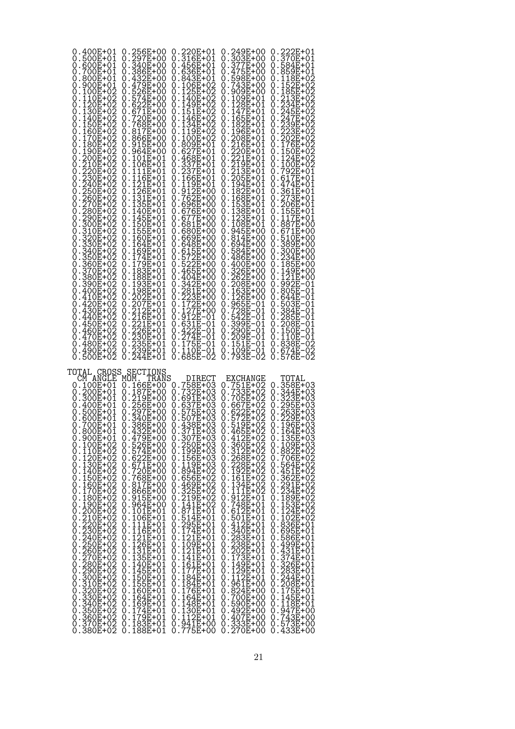```
 0.400E+01 0.256E+00 0.220E+01 0.249E+00 0.222E+01
 0.500E+01 0.297E+00 0.316E+01 0.303E+00 0.370E+01
 0.600E+01 0.340E+00 0.456E+01 0.377E+00 0.584E+01
 0.700E+01 0.386E+00 0.636E+01 0.475E+00 0.859E+01
 0.800E+01 0.432E+00 0.843E+01 0.598E+00 0.118E+02
 0.900E+01 0.479E+00 0.106E+02 0.743E+00 0.152E+02
 0.100E+02 0.526E+00 0.125E+02 0.909E+00 0.185E+02
 0.110E+02 0.574E+00 0.140E+02 0.109E+01 0.213E+02
 0.120E+02 0.622E+00 0.149E+02 0.128E+01 0.234E+02
 0.130E+02 0.671E+00 0.151E+02 0.147E+01 0.245E+02
 0.140E+02 0.720E+00 0.146E+02 0.165E+01 0.247E+02
 0.150E+02 0.768E+00 0.134E+02 0.182E+01 0.239E+02
 0.160E+02 0.817E+00 0.119E+02 0.196E+01 0.223E+02
 0.170E+02 0.866E+00 0.100E+02 0.208E+01 0.202E+02
 0.180E+02 0.915E+00 0.809E+01 0.216E+01 0.176E+02
 0.190E+02 0.964E+00 0.627E+01 0.220E+01 0.150E+02
 0.200E+02 0.101E+01 0.468E+01 0.221E+01 0.124E+02
 0.210E+02 0.106E+01 0.337E+01 0.219E+01 0.100E+02
 0.220E+02 0.111E+01 0.237E+01 0.213E+01 0.792E+01
 0.230E+02 0.116E+01 0.166E+01 0.205E+01 0.617E+01
 0.240E+02 0.121E+01 0.119E+01 0.194E+01 0.474E+01
 0.250E+02 0.126E+01 0.912E+00 0.182E+01 0.361E+01
 0.260E+02 0.131E+01 0.762E+00 0.168E+01 0.273E+01
 0.270E+02 0.135E+01 0.696E+00 0.153E+01 0.206E+01
 0.280E+02 0.140E+01 0.676E+00 0.138E+01 0.155E+01
 0.290E+02 0.145E+01 0.677E+00 0.123E+01 0.117E+01
 0.300E+02 0.150E+01 0.681E+00 0.108E+01 0.887E+00
 0.310E+02 0.155E+01 0.680E+00 0.945E+00 0.671E+00
 0.320E+02 0.160E+01 0.669E+00 0.814E+00 0.510E+00
 0.330E+02 0.164E+01 0.648E+00 0.694E+00 0.389E+00
 0.340E+02 0.169E+01 0.615E+00 0.584E+00 0.300E+00
 0.350E+02 0.174E+01 0.572E+00 0.486E+00 0.234E+00
 0.360E+02 0.179E+01 0.522E+00 0.400E+00 0.185E+00
 0.370E+02 0.183E+01 0.465E+00 0.326E+00 0.149E+00
 0.380E+02 0.188E+01 0.404E+00 0.262E+00 0.121E+00
 0.390E+02 0.193E+01 0.342E+00 0.208E+00 0.992E-01
 0.400E+02 0.198E+01 0.281E+00 0.163E+00 0.805E-01
 0.410E+02 0.202E+01 0.223E+00 0.126E+00 0.644E-01
 0.420E+02 0.207E+01 0.172E+00 0.965E-01 0.503E-01
 0.430E+02 0.212E+01 0.127E+00 0.728E-01 0.384E-01
 0.440E+02 0.216E+01 0.912E-01 0.542E-01 0.285E-01
 0.450E+02 0.221E+01 0.631E-01 0.399E-01 0.208E-01
 0.460E+02 0.226E+01 0.422E-01 0.290E-01 0.150E-01
 0.470E+02 0.230E+01 0.274E-01 0.209E-01 0.110E-01
 0.480E+02 0.235E+01 0.175E-01 0.151E-01 0.838E-02
 0.490E+02 0.239E+01 0.110E-01 0.109E-01 0.674E-02
 0.500E+02 0.244E+01 0.685E-02 0.793E-02 0.576E-02

TOTAL CROSS SECTIONS
  CM ANGLE MOM. TRANS    DIRECT   EXCHANGE    TOTAL
 0.100E+01 0.166E+00 0.758E+03 0.751E+02 0.358E+03
 0.200E+01 0.187E+00 0.732E+03 0.733E+02 0.344E+03
 0.300E+01 0.219E+00 0.691E+03 0.705E+02 0.323E+03
 0.400E+01 0.256E+00 0.637E+03 0.667E+02 0.295E+03
 0.500E+01 0.297E+00 0.575E+03 0.622E+02 0.263E+03
 0.600E+01 0.340E+00 0.507E+03 0.572E+02 0.229E+03
 0.700E+01 0.386E+00 0.438E+03 0.519E+02 0.196E+03
 0.800E+01 0.432E+00 0.371E+03 0.465E+02 0.164E+03
 0.900E+01 0.479E+00 0.307E+03 0.412E+02 0.135E+03
 0.100E+02 0.526E+00 0.250E+03 0.360E+02 0.109E+03
 0.110E+02 0.574E+00 0.199E+03 0.312E+02 0.882E+02
 0.120E+02 0.622E+00 0.156E+03 0.268E+02 0.706E+02
 0.130E+02 0.671E+00 0.119E+03 0.228E+02 0.564E+02
 0.140E+02 0.720E+00 0.894E+02 0.192E+02 0.451E+02
 0.150E+02 0.768E+00 0.656E+02 0.161E+02 0.362E+02
 0.160E+02 0.817E+00 0.469E+02 0.134E+02 0.291E+02
 0.170E+02 0.866E+00 0.325E+02 0.111E+02 0.234E+02
 0.180E+02 0.915E+00 0.219E+02 0.912E+01 0.189E+02
 0.190E+02 0.964E+00 0.141E+02 0.748E+01 0.153E+02
 0.200E+02 0.101E+01 0.871E+01 0.612E+01 0.124E+02
 0.210E+02 0.106E+01 0.514E+01 0.501E+01 0.102E+02
 0.220E+02 0.111E+01 0.295E+01 0.412E+01 0.836E+01
 0.230E+02 0.116E+01 0.174E+01 0.340E+01 0.695E+01
 0.240E+02 0.121E+01 0.121E+01 0.283E+01 0.586E+01
 0.250E+02 0.126E+01 0.109E+01 0.238E+01 0.499E+01
 0.260E+02 0.131E+01 0.121E+01 0.202E+01 0.431E+01
 0.270E+02 0.135E+01 0.141E+01 0.173E+01 0.374E+01
 0.280E+02 0.140E+01 0.161E+01 0.149E+01 0.326E+01
 0.290E+02 0.145E+01 0.177E+01 0.129E+01 0.283E+01
 0.300E+02 0.150E+01 0.184E+01 0.112E+01 0.244E+01
 0.310E+02 0.155E+01 0.184E+01 0.961E+00 0.208E+01
 0.320E+02 0.160E+01 0.176E+01 0.824E+00 0.175E+01
 0.330E+02 0.164E+01 0.164E+01 0.700E+00 0.145E+01
 0.340E+02 0.169E+01 0.148E+01 0.590E+00 0.118E+01
 0.350E+02 0.174E+01 0.130E+01 0.492E+00 0.947E+00
 0.360E+02 0.179E+01 0.112E+01 0.407E+00 0.743E+00
 0.370E+02 0.183E+01 0.941E+00 0.333E+00 0.573E+00
 0.380E+02 0.188E+01 0.775E+00 0.270E+00 0.433E+00
```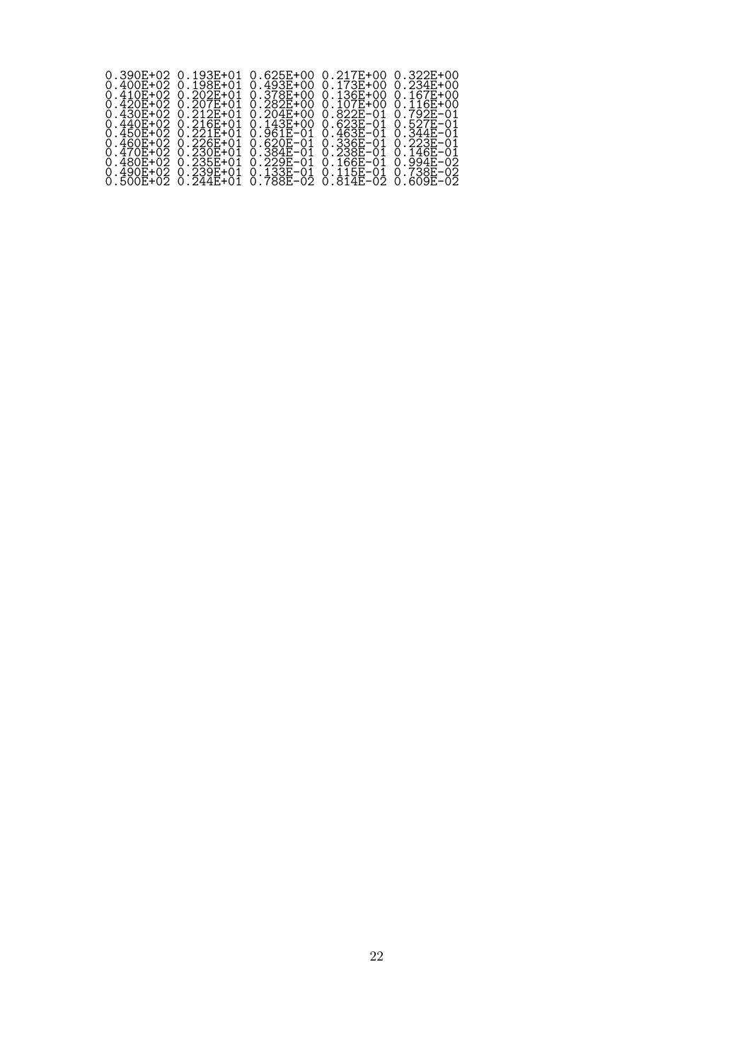```
0.390E+02 0.193E+01 0.625E+00 0.217E+00 0.322E+00
0.400E+02 0.198E+01 0.493E+00 0.173E+00 0.234E+00
0.410E+02 0.202E+01 0.378E+00 0.136E+00 0.167E+00
0.420E+02 0.207E+01 0.282E+00 0.107E+00 0.116E+00
0.430E+02 0.212E+01 0.204E+00 0.822E-01 0.792E-01
0.440E+02 0.216E+01 0.143E+00 0.623E-01 0.527E-01
0.450E+02 0.221E+01 0.961E-01 0.463E-01 0.344E-01
0.460E+02 0.226E+01 0.620E-01 0.336E-01 0.223E-01
0.470E+02 0.230E+01 0.384E-01 0.238E-01 0.146E-01
0.480E+02 0.235E+01 0.229E-01 0.166E-01 0.994E-02
0.490E+02 0.239E+01 0.133E-01 0.115E-01 0.738E-02
0.500E+02 0.244E+01 0.788E-02 0.814E-02 0.609E-02
```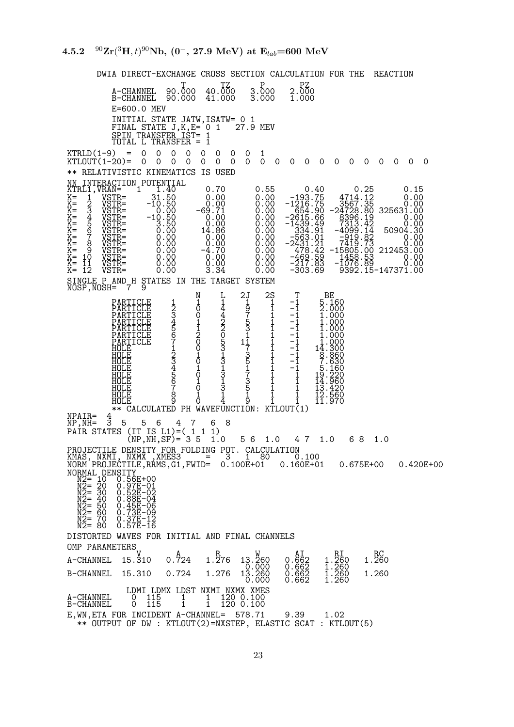### 4.5.2 $^{90}$Zr($^{3}$H,$t$)$^{90}$Nb, ($0^{-}$, 27.9 MeV) at $E_{lab}$=600 MeV

```
      DWIA DIRECT-EXCHANGE CROSS SECTION CALCULATION FOR THE  REACTION
                     T        TZ        P        PZ
         A-CHANNEL  90.000  40.000    3.000    2.000
         B-CHANNEL  90.000  41.000    3.000    1.000
         E=600.0 MEV
         INITIAL STATE JATW,ISATW= 0 1
         FINAL STATE J,K,E= 0 1   27.9 MEV
         SPIN TRANSFER IST= 1
         TOTAL L TRANSFER = 1
 KTRLD(1-9)  =  0  0  0  0  0  0  0  0  1
 KTLOUT(1-20)=  0  0  0  0  0  0  0  0  0  0  0  0  0  0  0  0  0  0  0  0
 ** RELATIVISTIC KINEMATICS IS USED
 NN INTERACTION POTENTIAL
 KTRL1,VRAN=   1   1.40        0.70        0.55        0.40        0.25        0.15
 K=  1  VSTR=     31.50        0.00        0.00     -193.75     4714.12        0.00
 K=  2  VSTR=    -10.50        0.00        0.00    -1216.75     3567.35        0.00
 K=  3  VSTR=      0.00      -69.71        0.00      654.90   -24728.80   325631.00
 K=  4  VSTR=    -10.50        0.00        0.00    -2615.66     8396.19        0.00
 K=  5  VSTR=      3.50        0.00        0.00    -1439.49     7313.42        0.00
 K=  6  VSTR=      0.00       14.86        0.00      334.91    -4099.14    50904.30
 K=  7  VSTR=      0.00        0.00        0.00     -563.01     -919.82        0.00
 K=  8  VSTR=      0.00        0.00        0.00    -2431.21     7419.73        0.00
 K=  9  VSTR=      0.00       -4.70        0.00      478.42   -15805.00   212453.00
 K= 10  VSTR=      0.00        0.00        0.00     -469.59     1458.53        0.00
 K= 11  VSTR=      0.00        0.00        0.00     -217.83    -1076.89        0.00
 K= 12  VSTR=      0.00        3.34        0.00     -303.69     9392.15-147371.00
 SINGLE P AND H STATES IN THE TARGET SYSTEM
 NOSP,NOSH=  7  9
                             N     L    2J    2S     T      BE
          PARTICLE     1     1     1     1     1    -1     5.160
          PARTICLE     2     0     4     9     1    -1     2.000
          PARTICLE     3     0     4     7     1    -1     1.000
          PARTICLE     4     1     2     5     1    -1     1.000
          PARTICLE     5     1     2     3     1    -1     1.000
          PARTICLE     6     2     0     1     1    -1     1.000
          PARTICLE     7     0     5    11     1    -1     1.000
          HOLE         1     0     3     7     1    -1    14.300
          HOLE         2     1     1     3     1    -1     8.860
          HOLE         3     0     3     5     1    -1     7.630
          HOLE         4     1     1     1     1    -1     5.160
          HOLE         5     0     3     7     1     1    19.220
          HOLE         6     1     1     3     1     1    14.960
          HOLE         7     0     3     5     1     1    13.420
          HOLE         8     1     1     1     1     1    12.560
          HOLE         9     0     4     9     1     1    11.970
         ** CALCULATED PH WAVEFUNCTION: KTLOUT(1)
 NPAIR=  4
 NP,NH=  3  5   5  6   4  7   6  8
 PAIR STATES (IT IS L1)=( 1 1 1)
             (NP,NH,SF)= 3 5  1.0   5 6  1.0   4 7  1.0   6 8  1.0
 PROJECTILE DENSITY FOR FOLDING POT. CALCULATION
 KMAS, NXMI, NXMX ,XMES3     =   3   1  80     0.100
 NORM PROJECTILE,RRMS,G1,FWID=  0.100E+01   0.160E+01    0.675E+00    0.420E+00
 NORMAL DENSITY
   N2= 10  0.56E+00
   N2= 20  0.97E-01
   N2= 30  0.52E-02
   N2= 40  0.88E-04
   N2= 50  0.45E-06
   N2= 60  0.73E-09
   N2= 70  0.37E-12
   N2= 80  0.57E-16
 DISTORTED WAVES FOR INITIAL AND FINAL CHANNELS
 OMP PARAMETERS
                 V        A        R        W        AI       RI       RC
 A-CHANNEL   15.310    0.724    1.276   13.260    0.662    1.260    1.260
                                         0.000    0.662    1.260
 B-CHANNEL   15.310    0.724    1.276   13.260    0.662    1.260    1.260
                                         0.000    0.662    1.260
              LDMI LDMX LDST NXMI NXMX XMES
 A-CHANNEL     0  115    1    1  120 0.100
 B-CHANNEL     0  115    1    1  120 0.100
 E,WN,ETA FOR INCIDENT A-CHANNEL=  578.71     9.39     1.02
   ** OUTPUT OF DW : KTLOUT(2)=NXSTEP, ELASTIC SCAT : KTLOUT(5)
```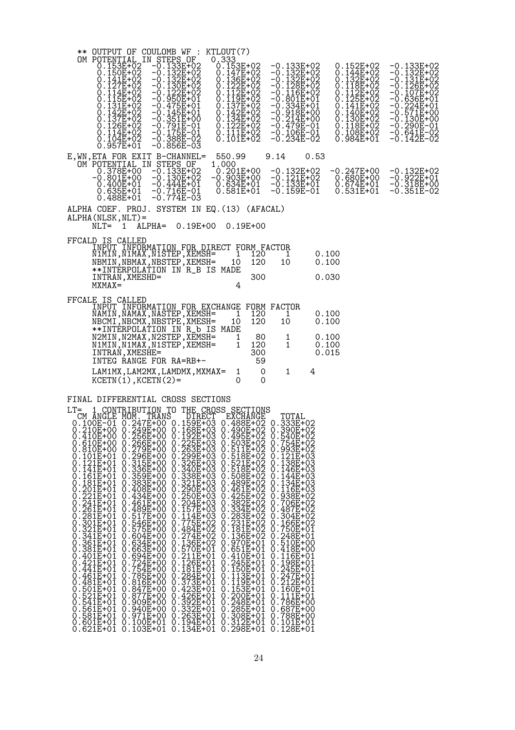```
 ** OUTPUT OF COULOMB WF : KTLOUT(7)
 OM POTENTIAL IN STEPS OF   0.333
     0.153E+02  -0.133E+02   0.153E+02  -0.133E+02   0.152E+02  -0.133E+02
     0.150E+02  -0.132E+02   0.147E+02  -0.132E+02   0.144E+02  -0.132E+02
     0.141E+02  -0.132E+02   0.136E+02  -0.132E+02   0.132E+02  -0.131E+02
     0.127E+02  -0.130E+02   0.122E+02  -0.128E+02   0.118E+02  -0.126E+02
     0.114E+02  -0.122E+02   0.112E+02  -0.116E+02   0.112E+02  -0.107E+02
     0.115E+02  -0.950E+01   0.119E+02  -0.801E+01   0.125E+02  -0.636E+01
     0.131E+02  -0.475E+01   0.137E+02  -0.334E+01   0.141E+02  -0.224E+01
     0.142E+02  -0.145E+01   0.142E+02  -0.918E+00   0.140E+02  -0.571E+00
     0.137E+02  -0.351E+00   0.134E+02  -0.214E+00   0.130E+02  -0.130E+00
     0.126E+02  -0.791E-01   0.122E+02  -0.479E-01   0.118E+02  -0.290E-01
     0.114E+02  -0.175E-01   0.111E+02  -0.106E-01   0.108E+02  -0.641E-02
     0.104E+02  -0.388E-02   0.101E+02  -0.234E-02   0.984E+01  -0.142E-02
     0.957E+01  -0.856E-03
E,WN,ETA FOR EXIT B-CHANNEL=  550.99     9.14     0.53
 OM POTENTIAL IN STEPS OF   1.000
     0.378E+00  -0.133E+02   0.201E+00  -0.132E+02  -0.247E+00  -0.132E+02
    -0.801E+00  -0.130E+02  -0.903E+00  -0.121E+02   0.680E+00  -0.922E+01
     0.400E+01  -0.444E+01   0.634E+01  -0.133E+01   0.674E+01  -0.318E+00
     0.635E+01  -0.716E-01   0.581E+01  -0.159E-01   0.531E+01  -0.351E-02
     0.488E+01  -0.774E-03

ALPHA COEF. PROJ. SYSTEM IN EQ.(13) (AFACAL)
ALPHA(NLSK,NLT)=
     NLT=  1  ALPHA=  0.19E+00  0.19E+00

FFCALD IS CALLED
     INPUT INFORMATION FOR DIRECT FORM FACTOR
     N1MIN,N1MAX,N1STEP,XEMSH=    1  120     1      0.100
     NBMIN,NBMAX,NBSTEP,XEMSH=   10  120    10      0.100
     **INTERPOLATION IN R_B IS MADE
     INTRAN,XMESHD=                 300             0.030
     MXMAX=                    4

FFCALE IS CALLED
     INPUT INFORMATION FOR EXCHANGE FORM FACTOR
     NAMIN,NAMAX,NASTEP,XEMSH=    1  120     1      0.100
     NBCMI,NBCMX,NBSTPE,XMESH=   10  120    10      0.100
     **INTERPOLATION IN R_b IS MADE
     N2MIN,N2MAX,N2STEP,XEMSH=    1   80     1      0.100
     N1MIN,N1MAX,N1STEP,XEMSH=    1  120     1      0.100
     INTRAN,XMESHE=                 300             0.015
     INTEG RANGE FOR RA=RB+-         59
     LAM1MX,LAM2MX,LAMDMX,MXMAX=  1    0     1     4
     KCETN(1),KCETN(2)=           0    0


FINAL DIFFERENTIAL CROSS SECTIONS

LT=  1 CONTRIBUTION TO THE CROSS SECTIONS
  CM ANGLE MOM. TRANS   DIRECT  EXCHANGE    TOTAL
 0.100E-01 0.247E+00 0.159E+03 0.488E+02 0.333E+02
 0.210E+00 0.249E+00 0.168E+03 0.490E+02 0.390E+02
 0.410E+00 0.256E+00 0.192E+03 0.495E+02 0.540E+02
 0.610E+00 0.266E+00 0.225E+03 0.503E+02 0.754E+02
 0.810E+00 0.279E+00 0.263E+03 0.511E+02 0.993E+02
 0.101E+01 0.296E+00 0.299E+03 0.518E+02 0.121E+03
 0.121E+01 0.315E+00 0.326E+03 0.521E+02 0.138E+03
 0.141E+01 0.336E+00 0.340E+03 0.518E+02 0.146E+03
 0.161E+01 0.359E+00 0.338E+03 0.508E+02 0.144E+03
 0.181E+01 0.383E+00 0.321E+03 0.489E+02 0.134E+03
 0.201E+01 0.408E+00 0.290E+03 0.461E+02 0.116E+03
 0.221E+01 0.434E+00 0.250E+03 0.425E+02 0.938E+02
 0.241E+01 0.461E+00 0.204E+03 0.382E+02 0.706E+02
 0.261E+01 0.489E+00 0.157E+03 0.334E+02 0.487E+02
 0.281E+01 0.517E+00 0.114E+03 0.283E+02 0.304E+02
 0.301E+01 0.546E+00 0.775E+02 0.231E+02 0.166E+02
 0.321E+01 0.575E+00 0.484E+02 0.181E+02 0.750E+01
 0.341E+01 0.604E+00 0.274E+02 0.136E+02 0.248E+01
 0.361E+01 0.634E+00 0.136E+02 0.970E+01 0.510E+00
 0.381E+01 0.663E+00 0.570E+01 0.651E+01 0.418E+00
 0.401E+01 0.694E+00 0.211E+01 0.410E+01 0.116E+01
 0.421E+01 0.724E+00 0.126E+01 0.245E+01 0.198E+01
 0.441E+01 0.754E+00 0.181E+01 0.150E+01 0.245E+01
 0.461E+01 0.785E+00 0.284E+01 0.113E+01 0.247E+01
 0.481E+01 0.816E+00 0.373E+01 0.119E+01 0.212E+01
 0.501E+01 0.847E+00 0.423E+01 0.153E+01 0.160E+01
 0.521E+01 0.877E+00 0.426E+01 0.200E+01 0.111E+01
 0.541E+01 0.909E+00 0.392E+01 0.248E+01 0.786E+00
 0.561E+01 0.940E+00 0.332E+01 0.285E+01 0.687E+00
 0.581E+01 0.971E+00 0.263E+01 0.308E+01 0.788E+00
 0.601E+01 0.100E+01 0.194E+01 0.312E+01 0.101E+01
 0.621E+01 0.103E+01 0.134E+01 0.298E+01 0.128E+01
```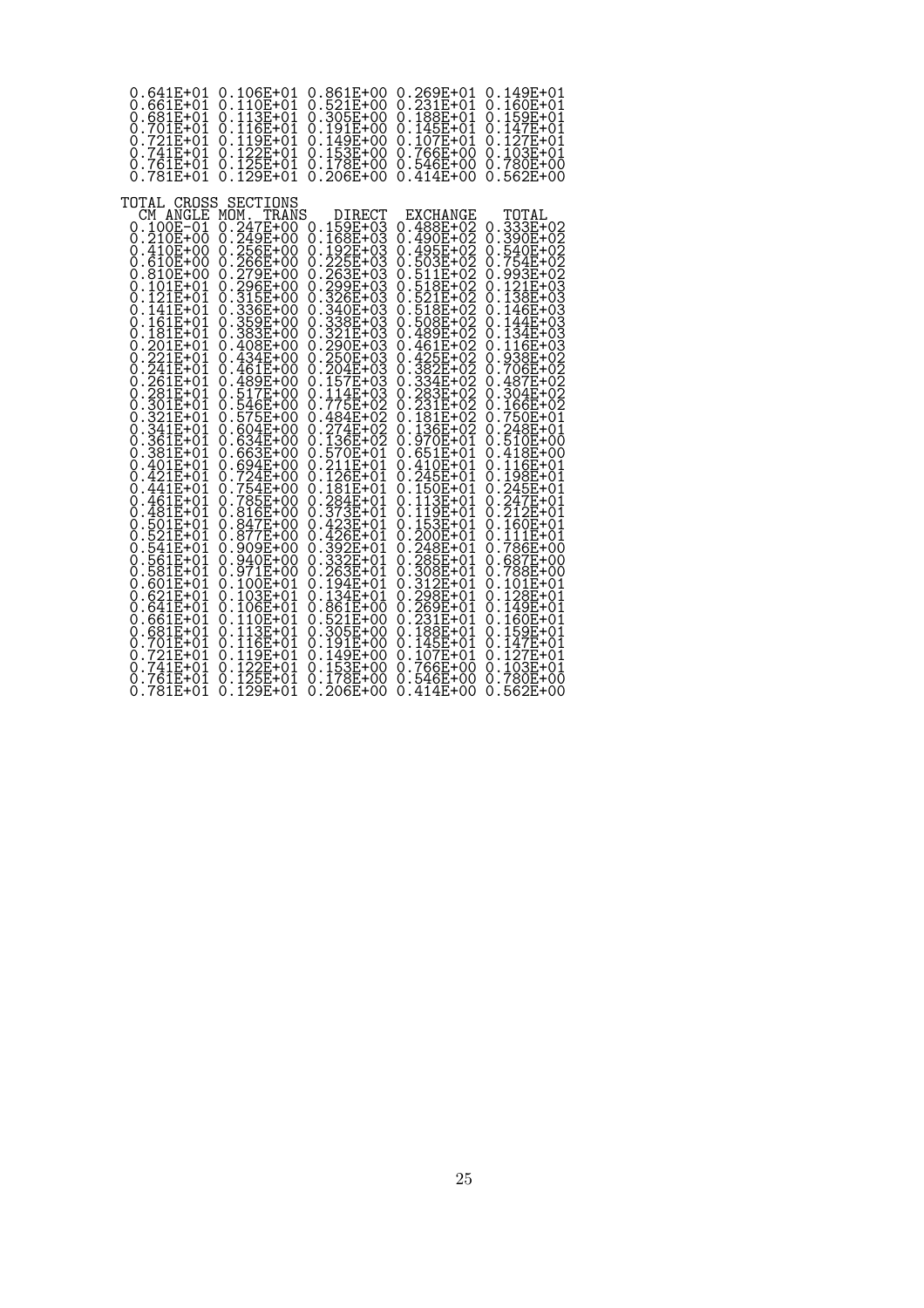```
  0.641E+01 0.106E+01 0.861E+00 0.269E+01 0.149E+01
  0.661E+01 0.110E+01 0.521E+00 0.231E+01 0.160E+01
  0.681E+01 0.113E+01 0.305E+00 0.188E+01 0.159E+01
  0.701E+01 0.116E+01 0.191E+00 0.145E+01 0.147E+01
  0.721E+01 0.119E+01 0.149E+00 0.107E+01 0.127E+01
  0.741E+01 0.122E+01 0.153E+00 0.766E+00 0.103E+01
  0.761E+01 0.125E+01 0.178E+00 0.546E+00 0.780E+00
  0.781E+01 0.129E+01 0.206E+00 0.414E+00 0.562E+00

TOTAL CROSS SECTIONS
  CM ANGLE MOM. TRANS    DIRECT   EXCHANGE    TOTAL
  0.100E-01 0.247E+00 0.159E+03 0.488E+02 0.333E+02
  0.210E+00 0.249E+00 0.168E+03 0.490E+02 0.390E+02
  0.410E+00 0.256E+00 0.192E+03 0.495E+02 0.540E+02
  0.610E+00 0.266E+00 0.225E+03 0.503E+02 0.754E+02
  0.810E+00 0.279E+00 0.263E+03 0.511E+02 0.993E+02
  0.101E+01 0.296E+00 0.299E+03 0.518E+02 0.121E+03
  0.121E+01 0.315E+00 0.326E+03 0.521E+02 0.138E+03
  0.141E+01 0.336E+00 0.340E+03 0.518E+02 0.146E+03
  0.161E+01 0.359E+00 0.338E+03 0.508E+02 0.144E+03
  0.181E+01 0.383E+00 0.321E+03 0.489E+02 0.134E+03
  0.201E+01 0.408E+00 0.290E+03 0.461E+02 0.116E+03
  0.221E+01 0.434E+00 0.250E+03 0.425E+02 0.938E+02
  0.241E+01 0.461E+00 0.204E+03 0.382E+02 0.706E+02
  0.261E+01 0.489E+00 0.157E+03 0.334E+02 0.487E+02
  0.281E+01 0.517E+00 0.114E+03 0.283E+02 0.304E+02
  0.301E+01 0.546E+00 0.775E+02 0.231E+02 0.166E+02
  0.321E+01 0.575E+00 0.484E+02 0.181E+02 0.750E+01
  0.341E+01 0.604E+00 0.274E+02 0.136E+02 0.248E+01
  0.361E+01 0.634E+00 0.136E+02 0.970E+01 0.510E+00
  0.381E+01 0.663E+00 0.570E+01 0.651E+01 0.418E+00
  0.401E+01 0.694E+00 0.211E+01 0.410E+01 0.116E+01
  0.421E+01 0.724E+00 0.126E+01 0.245E+01 0.198E+01
  0.441E+01 0.754E+00 0.181E+01 0.150E+01 0.245E+01
  0.461E+01 0.785E+00 0.284E+01 0.113E+01 0.247E+01
  0.481E+01 0.816E+00 0.373E+01 0.119E+01 0.212E+01
  0.501E+01 0.847E+00 0.423E+01 0.153E+01 0.160E+01
  0.521E+01 0.877E+00 0.426E+01 0.200E+01 0.111E+01
  0.541E+01 0.909E+00 0.392E+01 0.248E+01 0.786E+00
  0.561E+01 0.940E+00 0.332E+01 0.285E+01 0.687E+00
  0.581E+01 0.971E+00 0.263E+01 0.308E+01 0.788E+00
  0.601E+01 0.100E+01 0.194E+01 0.312E+01 0.101E+01
  0.621E+01 0.103E+01 0.134E+01 0.298E+01 0.128E+01
  0.641E+01 0.106E+01 0.861E+00 0.269E+01 0.149E+01
  0.661E+01 0.110E+01 0.521E+00 0.231E+01 0.160E+01
  0.681E+01 0.113E+01 0.305E+00 0.188E+01 0.159E+01
  0.701E+01 0.116E+01 0.191E+00 0.145E+01 0.147E+01
  0.721E+01 0.119E+01 0.149E+00 0.107E+01 0.127E+01
  0.741E+01 0.122E+01 0.153E+00 0.766E+00 0.103E+01
  0.761E+01 0.125E+01 0.178E+00 0.546E+00 0.780E+00
  0.781E+01 0.129E+01 0.206E+00 0.414E+00 0.562E+00
```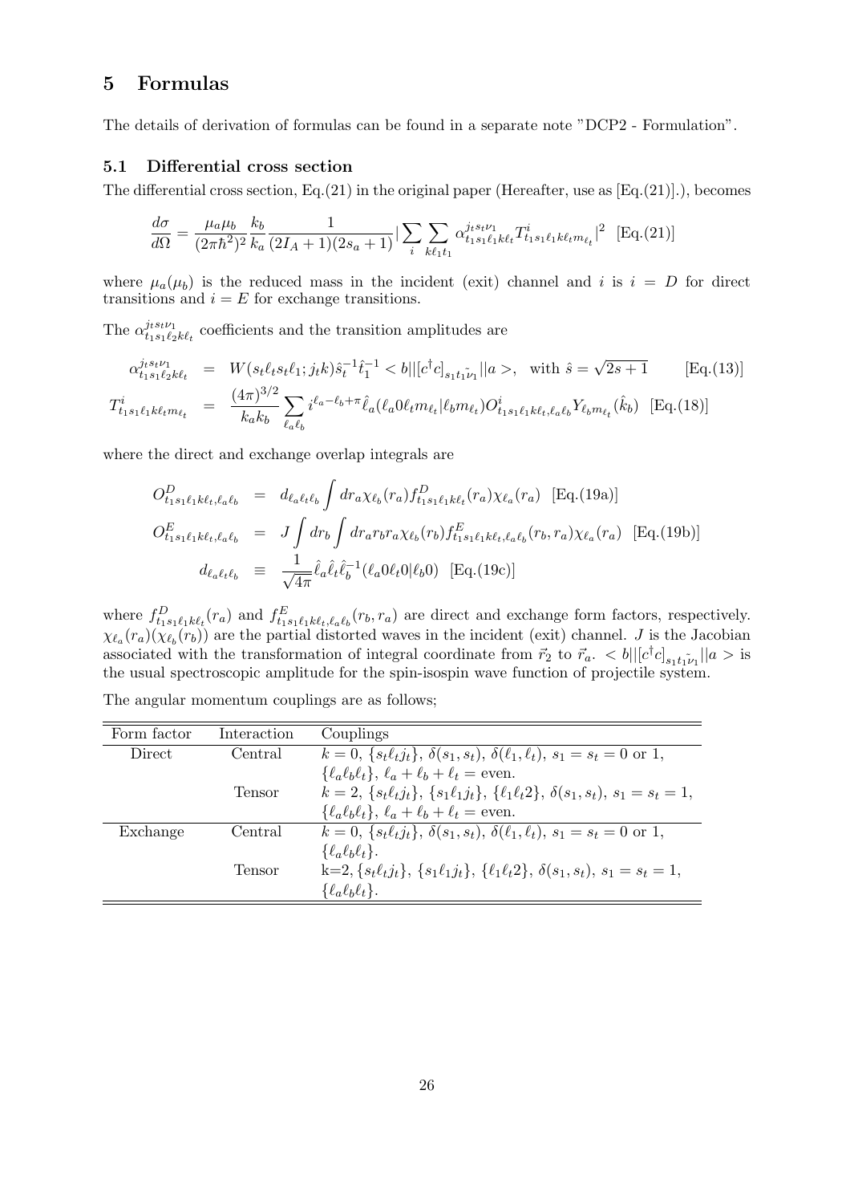## 5 Formulas

The details of derivation of formulas can be found in a separate note "DCP2 - Formulation".

### 5.1 Differential cross section

The differential cross section, Eq.(21) in the original paper (Hereafter, use as [Eq.(21)].), becomes

$$\frac{d\sigma}{d\Omega} = \frac{\mu_a \mu_b}{(2\pi\hbar^2)^2} \frac{k_b}{k_a} \frac{1}{(2I_A+1)(2s_a+1)} \left|\sum_i \sum_{k\ell_1 t_1} \alpha^{j_t s_t \nu_1}_{t_1 s_1 \ell_1 k \ell_t} T^i_{t_1 s_1 \ell_1 k \ell_t m_{\ell_t}}\right|^2 \quad \text{[Eq.(21)]}$$

where $\mu_a(\mu_b)$ is the reduced mass in the incident (exit) channel and $i$ is $i = D$ for direct transitions and $i = E$ for exchange transitions.

The $\alpha^{j_t s_t \nu_1}_{t_1 s_1 \ell_2 k \ell_t}$ coefficients and the transition amplitudes are

$$\begin{aligned}
\alpha^{j_t s_t \nu_1}_{t_1 s_1 \ell_2 k \ell_t} &= W(s_t \ell_t s_t \ell_1; j_t k) \hat{s}_t^{-1} \hat{t}_1^{-1} < b||[c^\dagger c]_{s_1 t_1 \tilde{\nu}_1}||a >, \quad \text{with } \hat{s} = \sqrt{2s+1} \qquad \text{[Eq.(13)]} \\
T^i_{t_1 s_1 \ell_1 k \ell_t m_{\ell_t}} &= \frac{(4\pi)^{3/2}}{k_a k_b} \sum_{\ell_a \ell_b} i^{\ell_a - \ell_b + \pi} \hat{\ell}_a (\ell_a 0 \ell_t m_{\ell_t} | \ell_b m_{\ell_t}) O^i_{t_1 s_1 \ell_1 k \ell_t, \ell_a \ell_b} Y_{\ell_b m_{\ell_t}}(\hat{k}_b) \quad \text{[Eq.(18)]}
\end{aligned}$$

where the direct and exchange overlap integrals are

$$\begin{aligned}
O^D_{t_1 s_1 \ell_1 k \ell_t, \ell_a \ell_b} &= d_{\ell_a \ell_t \ell_b} \int dr_a \chi_{\ell_b}(r_a) f^D_{t_1 s_1 \ell_1 k \ell_t}(r_a) \chi_{\ell_a}(r_a) \quad \text{[Eq.(19a)]} \\
O^E_{t_1 s_1 \ell_1 k \ell_t, \ell_a \ell_b} &= J \int dr_b \int dr_a r_b r_a \chi_{\ell_b}(r_b) f^E_{t_1 s_1 \ell_1 k \ell_t, \ell_a \ell_b}(r_b, r_a) \chi_{\ell_a}(r_a) \quad \text{[Eq.(19b)]} \\
d_{\ell_a \ell_t \ell_b} &\equiv \frac{1}{\sqrt{4\pi}} \hat{\ell}_a \hat{\ell}_t \hat{\ell}_b^{-1} (\ell_a 0 \ell_t 0 | \ell_b 0) \quad \text{[Eq.(19c)]}
\end{aligned}$$

where $f^D_{t_1 s_1 \ell_1 k \ell_t}(r_a)$ and $f^E_{t_1 s_1 \ell_1 k \ell_t, \ell_a \ell_b}(r_b, r_a)$ are direct and exchange form factors, respectively. $\chi_{\ell_a}(r_a)(\chi_{\ell_b}(r_b))$ are the partial distorted waves in the incident (exit) channel. $J$ is the Jacobian associated with the transformation of integral coordinate from $\vec{r}_2$ to $\vec{r}_a$. $< b||[c^\dagger c]_{s_1 t_1 \tilde{\nu}_1}||a >$ is the usual spectroscopic amplitude for the spin-isospin wave function of projectile system.

The angular momentum couplings are as follows;

| Form factor | Interaction | Couplings |
|---|---|---|
| Direct | Central | $k = 0$, $\{s_t \ell_t j_t\}$, $\delta(s_1, s_t)$, $\delta(\ell_1, \ell_t)$, $s_1 = s_t = 0$ or 1, $\{\ell_a \ell_b \ell_t\}$, $\ell_a + \ell_b + \ell_t =$ even. |
| | Tensor | $k = 2$, $\{s_t \ell_t j_t\}$, $\{s_1 \ell_1 j_t\}$, $\{\ell_1 \ell_t 2\}$, $\delta(s_1, s_t)$, $s_1 = s_t = 1$, $\{\ell_a \ell_b \ell_t\}$, $\ell_a + \ell_b + \ell_t =$ even. |
| Exchange | Central | $k = 0$, $\{s_t \ell_t j_t\}$, $\delta(s_1, s_t)$, $\delta(\ell_1, \ell_t)$, $s_1 = s_t = 0$ or 1, $\{\ell_a \ell_b \ell_t\}$. |
| | Tensor | k=2, $\{s_t \ell_t j_t\}$, $\{s_1 \ell_1 j_t\}$, $\{\ell_1 \ell_t 2\}$, $\delta(s_1, s_t)$, $s_1 = s_t = 1$, $\{\ell_a \ell_b \ell_t\}$. |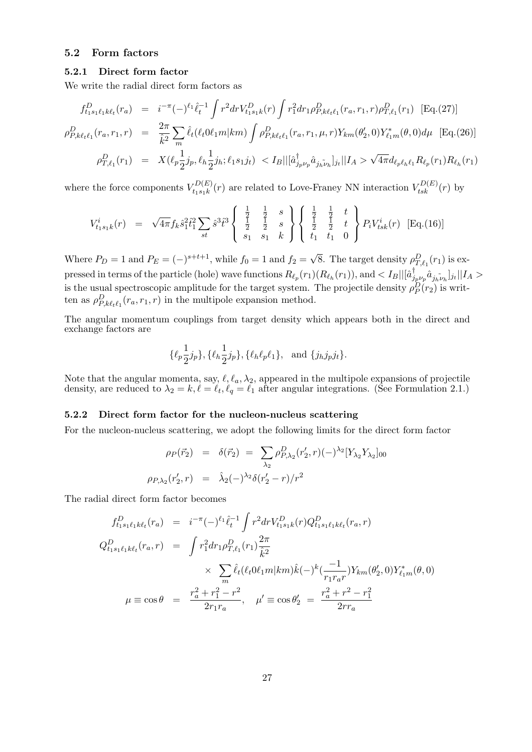### 5.2 Form factors

#### 5.2.1 Direct form factor

We write the radial direct form factors as

$$
\begin{aligned}
f^D_{t_1 s_1 \ell_1 k \ell_t}(r_a) &= i^{-\pi}(-)^{\ell_1}\hat{\ell}_t^{-1}\int r^2 dr V^D_{t_1 s_1 k}(r)\int r_1^2 dr_1 \rho^D_{P,k\ell_t\ell_1}(r_a,r_1,r)\rho^D_{T,\ell_1}(r_1) \quad \text{[Eq.(27)]} \\
\rho^D_{P,k\ell_t\ell_1}(r_a,r_1,r) &= \frac{2\pi}{\hat{k}^2}\sum_m \hat{\ell}_t(\ell_t 0 \ell_1 m|km)\int \rho^D_{P,k\ell_t\ell_1}(r_a,r_1,\mu,r)Y_{km}(\theta_2',0)Y^*_{\ell_1 m}(\theta,0)d\mu \quad \text{[Eq.(26)]} \\
\rho^D_{T,\ell_1}(r_1) &= X(\ell_p\frac{1}{2}j_p,\ell_h\frac{1}{2}j_h;\ell_1 s_1 j_t) \ < I_B||[\hat{a}^\dagger_{j_p\nu_p}\hat{a}_{\tilde{j_h\nu_h}}]_{j_t}||I_A > \sqrt{4\pi}d_{\ell_p\ell_h\ell_1}R_{\ell_p}(r_1)R_{\ell_h}(r_1)
\end{aligned}
$$

where the force components $V^{D(E)}_{t_1 s_1 k}(r)$ are related to Love-Franey NN interaction $V^{D(E)}_{tsk}(r)$ by

$$
V^i_{t_1 s_1 k}(r) = \sqrt{4\pi}f_k\hat{s}_1^2\hat{t}_1^2\sum_{st}\hat{s}^3\hat{t}^3\left\{\begin{array}{ccc}\frac{1}{2}&\frac{1}{2}&s\\ \frac{1}{2}&\frac{1}{2}&s\\ s_1&s_1&k\end{array}\right\}\left\{\begin{array}{ccc}\frac{1}{2}&\frac{1}{2}&t\\ \frac{1}{2}&\frac{1}{2}&t\\ t_1&t_1&0\end{array}\right\}P_i V^i_{tsk}(r) \quad \text{[Eq.(16)]}
$$

Where $P_D = 1$ and $P_E = (-)^{s+t+1}$, while $f_0 = 1$ and $f_2 = \sqrt{8}$. The target density $\rho^D_{T,\ell_1}(r_1)$ is expressed in terms of the particle (hole) wave functions $R_{\ell_p}(r_1)(R_{\ell_h}(r_1))$, and $< I_B||[\hat{a}^\dagger_{j_p\nu_p}\hat{a}_{\tilde{j_h\nu_h}}]_{j_t}||I_A >$ is the usual spectroscopic amplitude for the target system. The projectile density $\rho^D_P(r_2)$ is written as $\rho^D_{P,k\ell_t\ell_1}(r_a,r_1,r)$ in the multipole expansion method.

The angular momentum couplings from target density which appears both in the direct and exchange factors are

$$
\{\ell_p\frac{1}{2}j_p\}, \{\ell_h\frac{1}{2}j_p\}, \{\ell_h\ell_p\ell_1\}, \quad \text{and } \{j_h j_p j_t\}.
$$

Note that the angular momenta, say, $\ell, \ell_a, \lambda_2$, appeared in the multipole expansions of projectile density, are reduced to $\lambda_2 = k, \ell = \ell_t, \ell_q = \ell_1$ after angular integrations. (See Formulation 2.1.)

#### 5.2.2 Direct form factor for the nucleon-nucleus scattering

For the nucleon-nucleus scattering, we adopt the following limits for the direct form factor

$$
\begin{aligned}
\rho_P(\vec{r}_2) &= \delta(\vec{r}_2) = \sum_{\lambda_2}\rho^D_{P,\lambda_2}(r_2',r)(-)^{\lambda_2}[Y_{\lambda_2}Y_{\lambda_2}]_{00} \\
\rho_{P,\lambda_2}(r_2',r) &= \hat{\lambda}_2(-)^{\lambda_2}\delta(r_2'-r)/r^2
\end{aligned}
$$

The radial direct form factor becomes

$$
\begin{aligned}
f^D_{t_1 s_1 \ell_1 k \ell_t}(r_a) &= i^{-\pi}(-)^{\ell_1}\hat{\ell}_t^{-1}\int r^2 dr V^D_{t_1 s_1 k}(r)Q^D_{t_1 s_1 \ell_1 k \ell_t}(r_a,r) \\
Q^D_{t_1 s_1 \ell_1 k \ell_t}(r_a,r) &= \int r_1^2 dr_1 \rho^D_{T,\ell_1}(r_1)\frac{2\pi}{\hat{k}^2} \\
&\quad \times \sum_m \hat{\ell}_t(\ell_t 0 \ell_1 m|km)\hat{k}(-)^k(\frac{-1}{r_1 r_a r})Y_{km}(\theta_2',0)Y^*_{\ell_1 m}(\theta,0) \\
\mu \equiv \cos\theta &= \frac{r_a^2+r_1^2-r^2}{2r_1 r_a}, \quad \mu' \equiv \cos\theta_2' = \frac{r_a^2+r^2-r_1^2}{2rr_a}
\end{aligned}
$$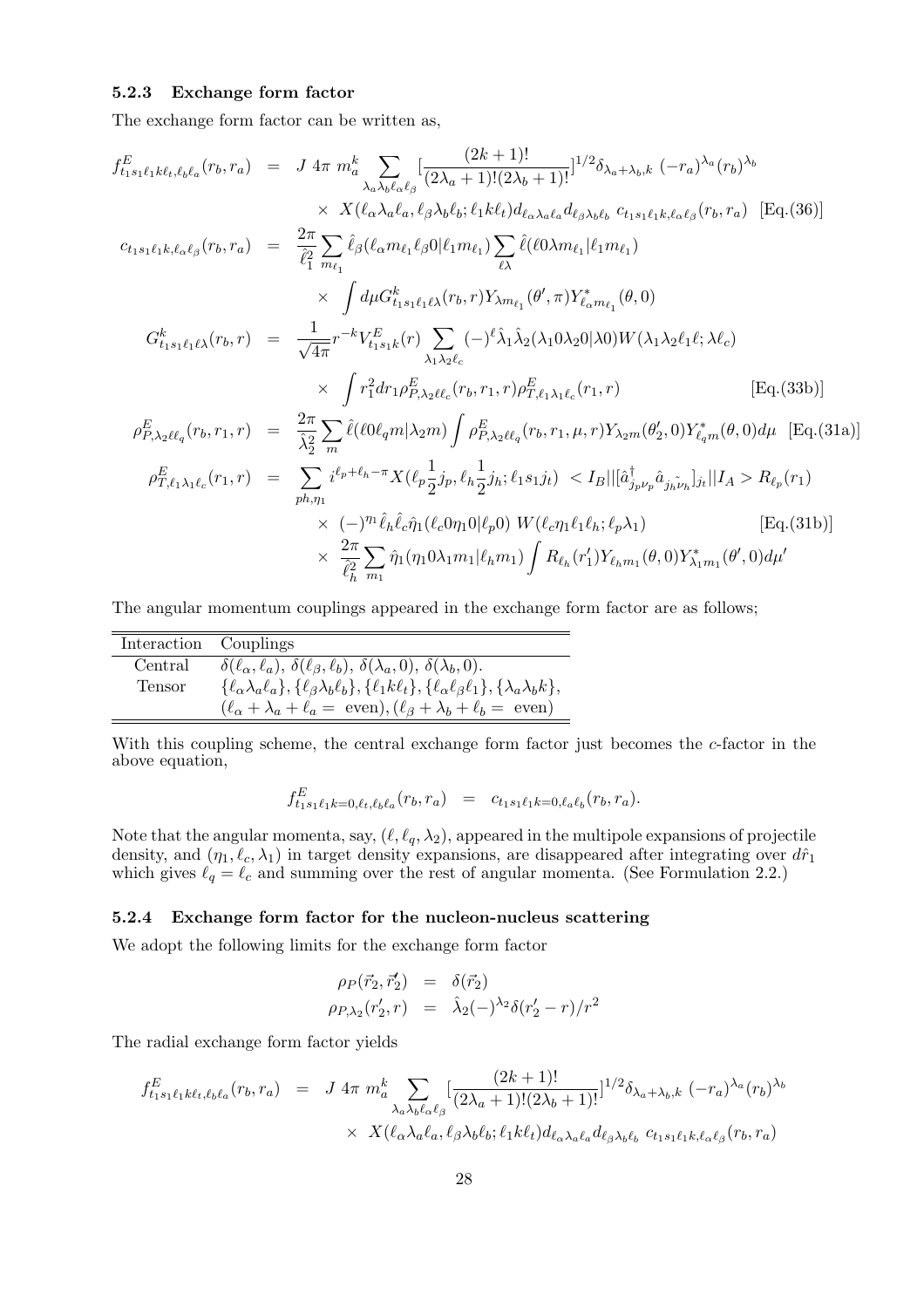### 5.2.3 Exchange form factor

The exchange form factor can be written as,

$$
\begin{aligned}
f^E_{t_1s_1\ell_1k\ell_t,\ell_b\ell_a}(r_b,r_a) &= J\,4\pi\,m_a^k \sum_{\lambda_a\lambda_b\ell_\alpha\ell_\beta}[\frac{(2k+1)!}{(2\lambda_a+1)!(2\lambda_b+1)!}]^{1/2}\delta_{\lambda_a+\lambda_b,k}\,(-r_a)^{\lambda_a}(r_b)^{\lambda_b} \\
&\times\ X(\ell_\alpha\lambda_a\ell_a,\ell_\beta\lambda_b\ell_b;\ell_1k\ell_t)d_{\ell_\alpha\lambda_a\ell_a}d_{\ell_\beta\lambda_b\ell_b}\ c_{t_1s_1\ell_1k,\ell_\alpha\ell_\beta}(r_b,r_a)\quad \text{[Eq.(36)]} \\
c_{t_1s_1\ell_1k,\ell_\alpha\ell_\beta}(r_b,r_a) &= \frac{2\pi}{\hat{\ell}_1^2}\sum_{m_{\ell_1}}\hat{\ell}_\beta(\ell_\alpha m_{\ell_1}\ell_\beta 0|\ell_1 m_{\ell_1})\sum_{\ell\lambda}\hat{\ell}(\ell 0\lambda m_{\ell_1}|\ell_1 m_{\ell_1}) \\
&\times\ \int d\mu G^k_{t_1s_1\ell_1\ell\lambda}(r_b,r)Y_{\lambda m_{\ell_1}}(\theta',\pi)Y^*_{\ell_\alpha m_{\ell_1}}(\theta,0) \\
G^k_{t_1s_1\ell_1\ell\lambda}(r_b,r) &= \frac{1}{\sqrt{4\pi}}r^{-k}V^E_{t_1s_1k}(r)\sum_{\lambda_1\lambda_2\ell_c}(-)^\ell\hat{\lambda}_1\hat{\lambda}_2(\lambda_1 0\lambda_2 0|\lambda 0)W(\lambda_1\lambda_2\ell_1\ell;\lambda\ell_c) \\
&\times\ \int r_1^2 dr_1 \rho^E_{P,\lambda_2\ell\ell_c}(r_b,r_1,r)\rho^E_{T,\ell_1\lambda_1\ell_c}(r_1,r) \qquad\qquad \text{[Eq.(33b)]} \\
\rho^E_{P,\lambda_2\ell\ell_q}(r_b,r_1,r) &= \frac{2\pi}{\hat{\lambda}_2^2}\sum_m\hat{\ell}(\ell 0\ell_q m|\lambda_2 m)\int\rho^E_{P,\lambda_2\ell\ell_q}(r_b,r_1,\mu,r)Y_{\lambda_2 m}(\theta_2',0)Y^*_{\ell_q m}(\theta,0)d\mu\quad \text{[Eq.(31a)]} \\
\rho^E_{T,\ell_1\lambda_1\ell_c}(r_1,r) &= \sum_{ph,\eta_1} i^{\ell_p+\ell_h-\pi}X(\ell_p\frac{1}{2}j_p,\ell_h\frac{1}{2}j_h;\ell_1 s_1 j_t)\ <I_B||[\hat{a}^\dagger_{j_p\nu_p}\hat{a}_{\tilde{j_h\nu_h}}]_{j_t}||I_A>R_{\ell_p}(r_1) \\
&\times\ (-)^{\eta_1}\hat{\ell}_h\hat{\ell}_c\hat{\eta}_1(\ell_c 0\eta_1 0|\ell_p 0)\ W(\ell_c\eta_1\ell_1\ell_h;\ell_p\lambda_1) \qquad\qquad \text{[Eq.(31b)]} \\
&\times\ \frac{2\pi}{\hat{\ell}_h^2}\sum_{m_1}\hat{\eta}_1(\eta_1 0\lambda_1 m_1|\ell_h m_1)\int R_{\ell_h}(r_1')Y_{\ell_h m_1}(\theta,0)Y^*_{\lambda_1 m_1}(\theta',0)d\mu'
\end{aligned}
$$

The angular momentum couplings appeared in the exchange form factor are as follows;

| Interaction | Couplings |
|---|---|
| Central | $\delta(\ell_\alpha,\ell_a)$, $\delta(\ell_\beta,\ell_b)$, $\delta(\lambda_a,0)$, $\delta(\lambda_b,0)$. |
| Tensor | $\{\ell_\alpha\lambda_a\ell_a\},\{\ell_\beta\lambda_b\ell_b\},\{\ell_1k\ell_t\},\{\ell_\alpha\ell_\beta\ell_1\},\{\lambda_a\lambda_bk\}$, $(\ell_\alpha+\lambda_a+\ell_a=\text{ even}),(\ell_\beta+\lambda_b+\ell_b=\text{ even})$ |

With this coupling scheme, the central exchange form factor just becomes the $c$-factor in the above equation,

$$
f^E_{t_1s_1\ell_1k=0,\ell_t,\ell_b\ell_a}(r_b,r_a) \;=\; c_{t_1s_1\ell_1k=0,\ell_a\ell_b}(r_b,r_a).
$$

Note that the angular momenta, say, $(\ell,\ell_q,\lambda_2)$, appeared in the multipole expansions of projectile density, and $(\eta_1,\ell_c,\lambda_1)$ in target density expansions, are disappeared after integrating over $d\hat{r}_1$ which gives $\ell_q=\ell_c$ and summing over the rest of angular momenta. (See Formulation 2.2.)

### 5.2.4 Exchange form factor for the nucleon-nucleus scattering

We adopt the following limits for the exchange form factor

$$
\begin{aligned}
\rho_P(\vec{r}_2,\vec{r}_2') &= \delta(\vec{r}_2) \\
\rho_{P,\lambda_2}(r_2',r) &= \hat{\lambda}_2(-)^{\lambda_2}\delta(r_2'-r)/r^2
\end{aligned}
$$

The radial exchange form factor yields

$$
\begin{aligned}
f^E_{t_1s_1\ell_1k\ell_t,\ell_b\ell_a}(r_b,r_a) &= J\,4\pi\,m_a^k \sum_{\lambda_a\lambda_b\ell_\alpha\ell_\beta}[\frac{(2k+1)!}{(2\lambda_a+1)!(2\lambda_b+1)!}]^{1/2}\delta_{\lambda_a+\lambda_b,k}\,(-r_a)^{\lambda_a}(r_b)^{\lambda_b} \\
&\times\ X(\ell_\alpha\lambda_a\ell_a,\ell_\beta\lambda_b\ell_b;\ell_1k\ell_t)d_{\ell_\alpha\lambda_a\ell_a}d_{\ell_\beta\lambda_b\ell_b}\ c_{t_1s_1\ell_1k,\ell_\alpha\ell_\beta}(r_b,r_a)
\end{aligned}
$$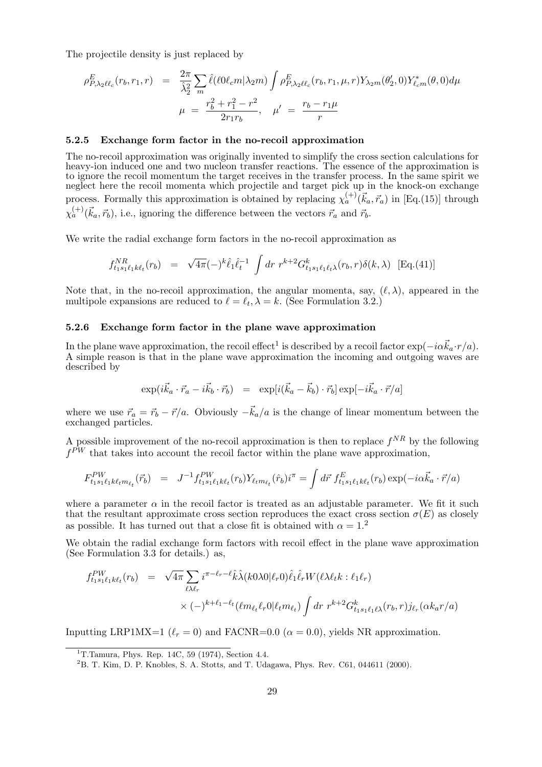The projectile density is just replaced by

$$\rho^E_{P,\lambda_2\ell\ell_c}(r_b, r_1, r) = \frac{2\pi}{\hat{\lambda}_2^2} \sum_m \hat{\ell}(\ell 0 \ell_c m|\lambda_2 m) \int \rho^E_{P,\lambda_2\ell\ell_c}(r_b, r_1, \mu, r) Y_{\lambda_2 m}(\theta_2', 0) Y^*_{\ell_c m}(\theta, 0) d\mu$$

$$\mu = \frac{r_b^2 + r_1^2 - r^2}{2r_1 r_b}, \quad \mu' = \frac{r_b - r_1\mu}{r}$$

### 5.2.5 Exchange form factor in the no-recoil approximation

The no-recoil approximation was originally invented to simplify the cross section calculations for heavy-ion induced one and two nucleon transfer reactions. The essence of the approximation is to ignore the recoil momentum the target receives in the transfer process. In the same spirit we neglect here the recoil momenta which projectile and target pick up in the knock-on exchange process. Formally this approximation is obtained by replacing $\chi_a^{(+)}(\vec{k}_a, \vec{r}_a)$ in [Eq.(15)] through $\chi_a^{(+)}(\vec{k}_a, \vec{r}_b)$, i.e., ignoring the difference between the vectors $\vec{r}_a$ and $\vec{r}_b$.

We write the radial exchange form factors in the no-recoil approximation as

$$f^{NR}_{t_1 s_1 \ell_1 k \ell_t}(r_b) = \sqrt{4\pi}(-)^k \hat{\ell}_1 \hat{\ell}_t^{-1} \int dr\; r^{k+2} G^k_{t_1 s_1 \ell_1 \ell_t \lambda}(r_b, r)\delta(k, \lambda) \quad \text{[Eq.(41)]}$$

Note that, in the no-recoil approximation, the angular momenta, say, $(\ell, \lambda)$, appeared in the multipole expansions are reduced to $\ell = \ell_t, \lambda = k$. (See Formulation 3.2.)

### 5.2.6 Exchange form factor in the plane wave approximation

In the plane wave approximation, the recoil effect[1] is described by a recoil factor $\exp(-i\alpha\vec{k}_a \cdot r/a)$. A simple reason is that in the plane wave approximation the incoming and outgoing waves are described by

$$\exp(i\vec{k}_a \cdot \vec{r}_a - i\vec{k}_b \cdot \vec{r}_b) = \exp[i(\vec{k}_a - \vec{k}_b) \cdot \vec{r}_b] \exp[-i\vec{k}_a \cdot \vec{r}/a]$$

where we use $\vec{r}_a = \vec{r}_b - \vec{r}/a$. Obviously $-\vec{k}_a/a$ is the change of linear momentum between the exchanged particles.

A possible improvement of the no-recoil approximation is then to replace $f^{NR}$ by the following $f^{PW}$ that takes into account the recoil factor within the plane wave approximation,

$$F^{PW}_{t_1 s_1 \ell_1 k \ell_t m_{\ell_t}}(\vec{r}_b) = J^{-1} f^{PW}_{t_1 s_1 \ell_1 k \ell_t}(r_b) Y_{\ell_t m_{\ell_t}}(\hat{r}_b) i^{\pi} = \int d\vec{r}\; f^E_{t_1 s_1 \ell_1 k \ell_t}(r_b) \exp(-i\alpha\vec{k}_a \cdot \vec{r}/a)$$

where a parameter $\alpha$ in the recoil factor is treated as an adjustable parameter. We fit it such that the resultant approximate cross section reproduces the exact cross section $\sigma(E)$ as closely as possible. It has turned out that a close fit is obtained with $\alpha = 1$.[2]

We obtain the radial exchange form factors with recoil effect in the plane wave approximation (See Formulation 3.3 for details.) as,

$$f^{PW}_{t_1 s_1 \ell_1 k \ell_t}(r_b) = \sqrt{4\pi} \sum_{\ell\lambda\ell_r} i^{\pi - \ell_r - \ell} \hat{k}\hat{\lambda}(k 0 \lambda 0|\ell_r 0)\hat{\ell}_1 \hat{\ell}_r W(\ell\lambda\ell_t k : \ell_1 \ell_r)$$
$$\times (-)^{k+\ell_1-\ell_t}(\ell m_{\ell_t} \ell_r 0|\ell_t m_{\ell_t}) \int dr\; r^{k+2} G^k_{t_1 s_1 \ell_1 \ell\lambda}(r_b, r) j_{\ell_r}(\alpha k_a r/a)$$

Inputting LRP1MX=1 ($\ell_r = 0$) and FACNR=0.0 ($\alpha = 0.0$), yields NR approximation.

---

[1] T.Tamura, Phys. Rep. 14C, 59 (1974), Section 4.4.

[2] B. T. Kim, D. P. Knobles, S. A. Stotts, and T. Udagawa, Phys. Rev. C61, 044611 (2000).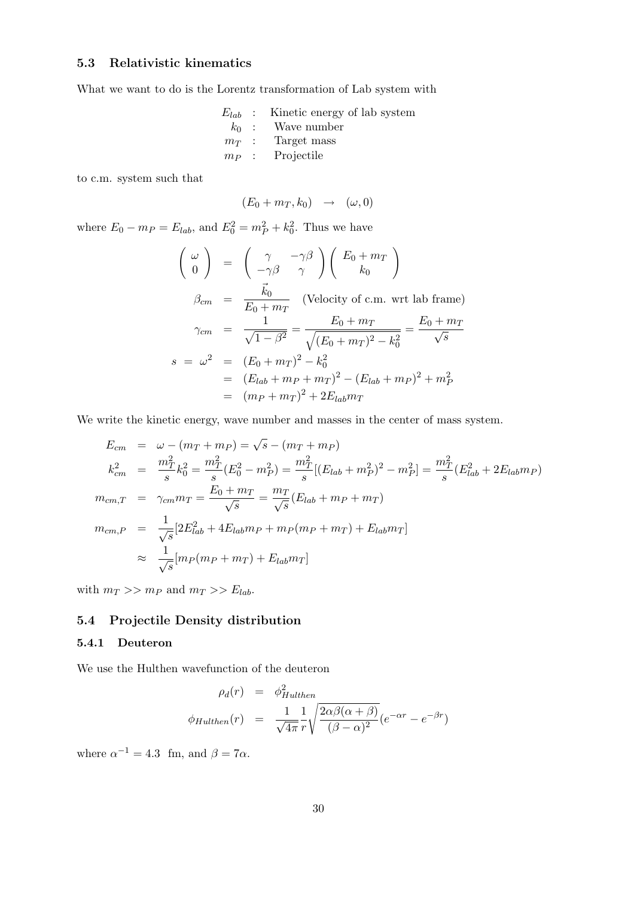### 5.3 Relativistic kinematics

What we want to do is the Lorentz transformation of Lab system with

$$
\begin{array}{rcl}
E_{lab} & : & \text{Kinetic energy of lab system} \\
k_0 & : & \text{Wave number} \\
m_T & : & \text{Target mass} \\
m_P & : & \text{Projectile}
\end{array}
$$

to c.m. system such that

$$(E_0 + m_T, k_0) \quad \rightarrow \quad (\omega, 0)$$

where $E_0 - m_P = E_{lab}$, and $E_0^2 = m_P^2 + k_0^2$. Thus we have

$$
\begin{aligned}
\begin{pmatrix} \omega \\ 0 \end{pmatrix} &= \begin{pmatrix} \gamma & -\gamma\beta \\ -\gamma\beta & \gamma \end{pmatrix} \begin{pmatrix} E_0 + m_T \\ k_0 \end{pmatrix} \\
\beta_{cm} &= \frac{\vec{k}_0}{E_0 + m_T} \quad \text{(Velocity of c.m. wrt lab frame)} \\
\gamma_{cm} &= \frac{1}{\sqrt{1-\beta^2}} = \frac{E_0 + m_T}{\sqrt{(E_0 + m_T)^2 - k_0^2}} = \frac{E_0 + m_T}{\sqrt{s}} \\
s \; = \; \omega^2 &= (E_0 + m_T)^2 - k_0^2 \\
&= (E_{lab} + m_P + m_T)^2 - (E_{lab} + m_P)^2 + m_P^2 \\
&= (m_P + m_T)^2 + 2E_{lab} m_T
\end{aligned}
$$

We write the kinetic energy, wave number and masses in the center of mass system.

$$
\begin{aligned}
E_{cm} &= \omega - (m_T + m_P) = \sqrt{s} - (m_T + m_P) \\
k_{cm}^2 &= \frac{m_T^2}{s} k_0^2 = \frac{m_T^2}{s}(E_0^2 - m_P^2) = \frac{m_T^2}{s}[(E_{lab} + m_P^2)^2 - m_P^2] = \frac{m_T^2}{s}(E_{lab}^2 + 2E_{lab} m_P) \\
m_{cm,T} &= \gamma_{cm} m_T = \frac{E_0 + m_T}{\sqrt{s}} = \frac{m_T}{\sqrt{s}}(E_{lab} + m_P + m_T) \\
m_{cm,P} &= \frac{1}{\sqrt{s}}[2E_{lab}^2 + 4E_{lab} m_P + m_P(m_P + m_T) + E_{lab} m_T] \\
&\approx \frac{1}{\sqrt{s}}[m_P(m_P + m_T) + E_{lab} m_T]
\end{aligned}
$$

with $m_T >> m_P$ and $m_T >> E_{lab}$.

### 5.4 Projectile Density distribution

#### 5.4.1 Deuteron

We use the Hulthen wavefunction of the deuteron

$$
\begin{aligned}
\rho_d(r) &= \phi_{Hulthen}^2 \\
\phi_{Hulthen}(r) &= \frac{1}{\sqrt{4\pi}} \frac{1}{r} \sqrt{\frac{2\alpha\beta(\alpha+\beta)}{(\beta-\alpha)^2}} (e^{-\alpha r} - e^{-\beta r})
\end{aligned}
$$

where $\alpha^{-1} = 4.3$ fm, and $\beta = 7\alpha$.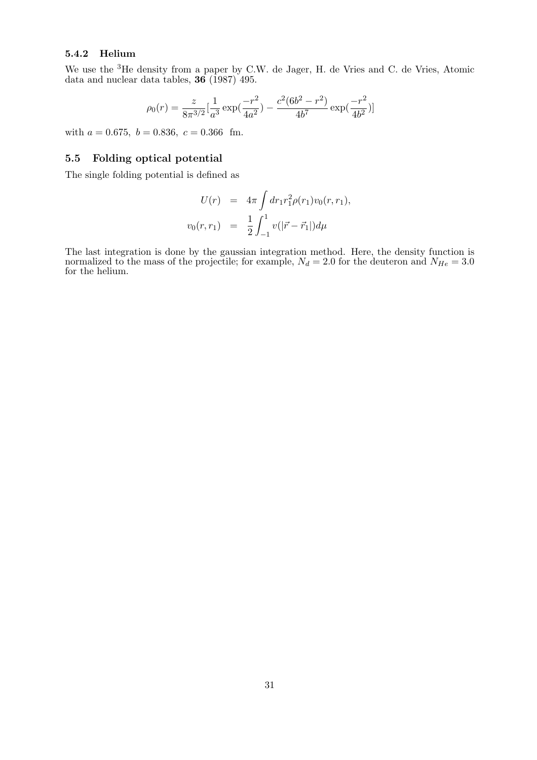### 5.4.2 Helium

We use the $^3$He density from a paper by C.W. de Jager, H. de Vries and C. de Vries, Atomic data and nuclear data tables, **36** (1987) 495.

$$\rho_0(r) = \frac{z}{8\pi^{3/2}}[\frac{1}{a^3}\exp(\frac{-r^2}{4a^2}) - \frac{c^2(6b^2-r^2)}{4b^7}\exp(\frac{-r^2}{4b^2})]$$

with $a = 0.675,\ b = 0.836,\ c = 0.366$ fm.

## 5.5 Folding optical potential

The single folding potential is defined as

$$\begin{aligned} U(r) &= 4\pi\int dr_1 r_1^2 \rho(r_1) v_0(r, r_1), \\ v_0(r, r_1) &= \frac{1}{2}\int_{-1}^{1} v(|\vec{r} - \vec{r}_1|) d\mu \end{aligned}$$

The last integration is done by the gaussian integration method. Here, the density function is normalized to the mass of the projectile; for example, $N_d = 2.0$ for the deuteron and $N_{He} = 3.0$ for the helium.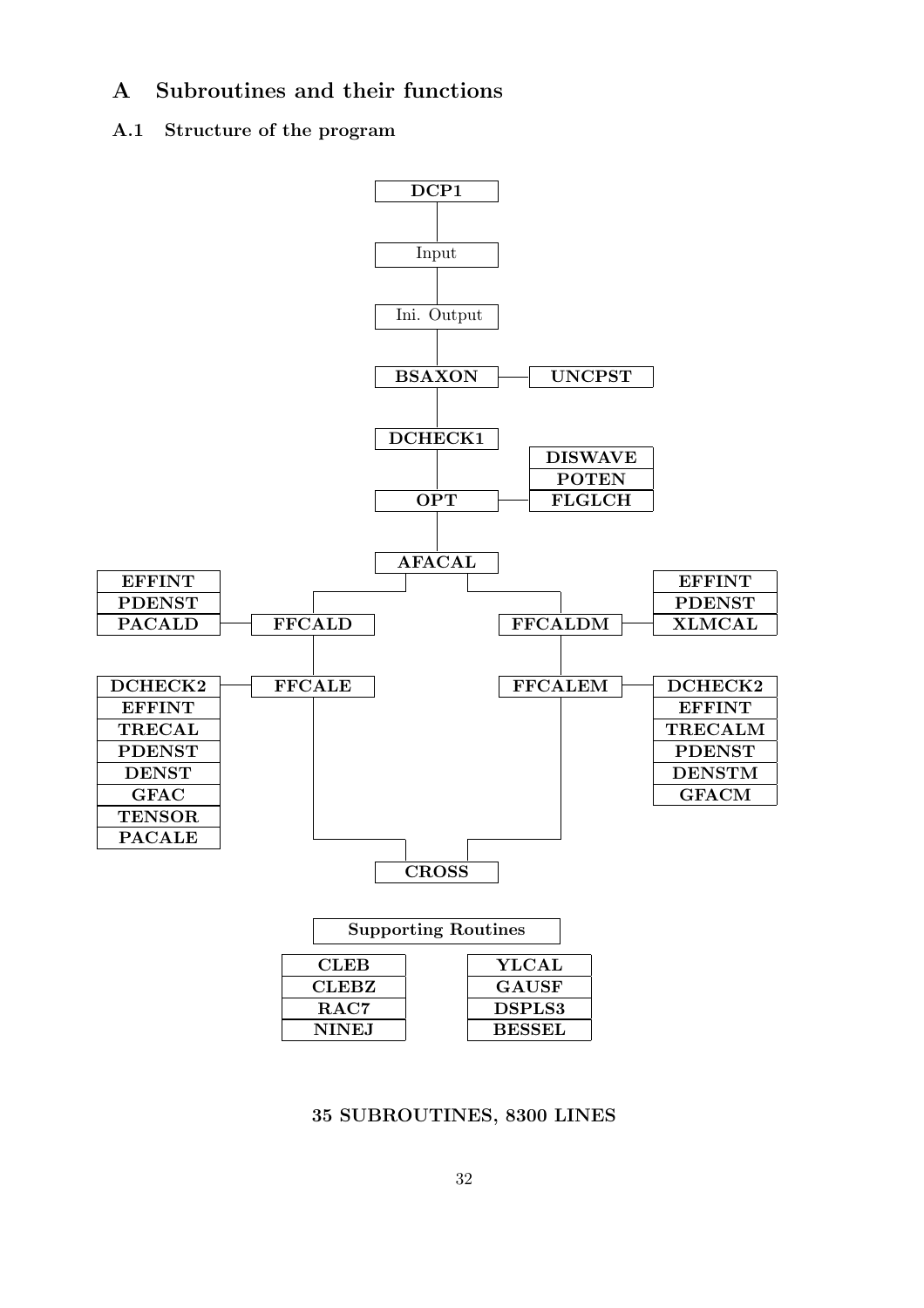# A Subroutines and their functions

## A.1 Structure of the program

```
                                   DCP1
                                    |
                                  Input
                                    |
                               Ini. Output
                                    |
                                 BSAXON ---- UNCPST
                                    |
                                 DCHECK1
                                    |          DISWAVE
                                    |          POTEN
                                   OPT ------- FLGLCH
                                    |
                                  AFACAL
                      ______________|______________
                     |                             |
EFFINT               |                             |              EFFINT
PDENST               |                             |              PDENST
PACALD ---------- FFCALD                       FFCALDM ---------- XLMCAL
                     |                             |
DCHECK2 --------- FFCALE                       FFCALEM ---------- DCHECK2
EFFINT               |                             |              EFFINT
TRECAL               |                             |              TRECALM
PDENST               |                             |              PDENST
DENST                |                             |              DENSTM
GFAC                 |                             |              GFACM
TENSOR               |                             |
PACALE               |                             |
                     |_____________________________|
                                    |
                                  CROSS
```

**Supporting Routines**

| | |
|---|---|
| CLEB | YLCAL |
| CLEBZ | GAUSF |
| RAC7 | DSPLS3 |
| NINEJ | BESSEL |

**35 SUBROUTINES, 8300 LINES**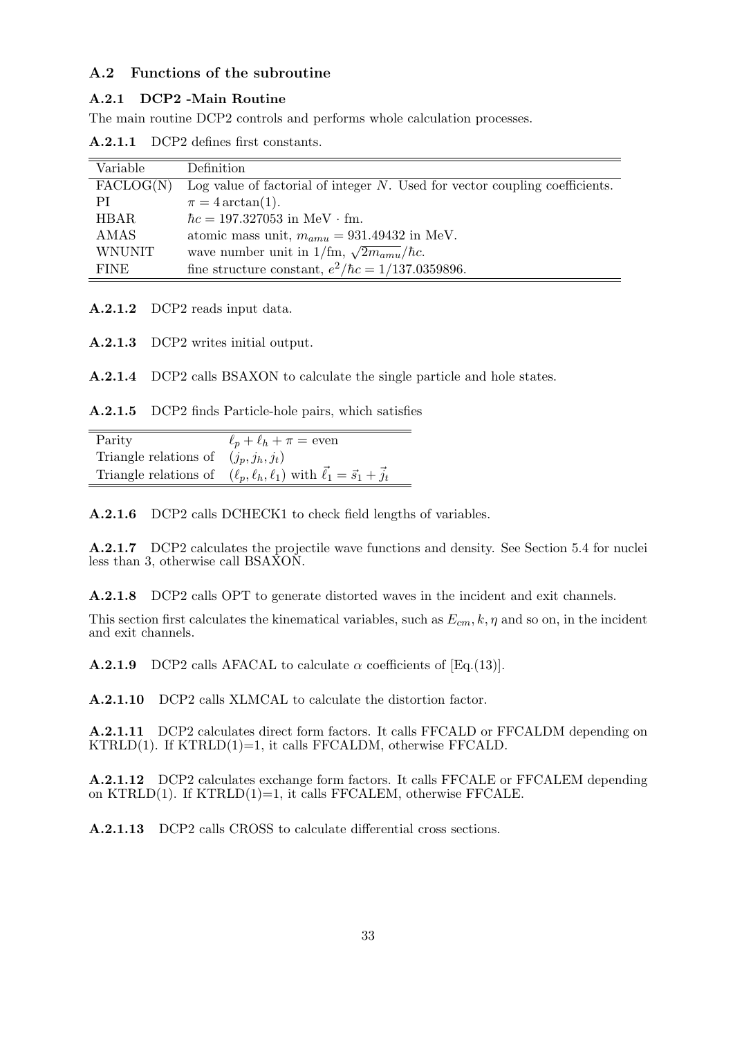### A.2 Functions of the subroutine

#### A.2.1 DCP2 -Main Routine

The main routine DCP2 controls and performs whole calculation processes.

**A.2.1.1** DCP2 defines first constants.

| Variable | Definition |
|---|---|
| FACLOG(N) | Log value of factorial of integer $N$. Used for vector coupling coefficients. |
| PI | $\pi = 4\arctan(1)$. |
| HBAR | $\hbar c = 197.327053$ in MeV $\cdot$ fm. |
| AMAS | atomic mass unit, $m_{amu} = 931.49432$ in MeV. |
| WNUNIT | wave number unit in 1/fm, $\sqrt{2m_{amu}}/\hbar c$. |
| FINE | fine structure constant, $e^2/\hbar c = 1/137.0359896$. |

**A.2.1.2** DCP2 reads input data.

**A.2.1.3** DCP2 writes initial output.

**A.2.1.4** DCP2 calls BSAXON to calculate the single particle and hole states.

**A.2.1.5** DCP2 finds Particle-hole pairs, which satisfies

| Parity | $\ell_p + \ell_h + \pi =$ even |
|---|---|
| Triangle relations of | $(j_p, j_h, j_t)$ |
| Triangle relations of | $(\ell_p, \ell_h, \ell_1)$ with $\vec{\ell}_1 = \vec{s}_1 + \vec{j}_t$ |

**A.2.1.6** DCP2 calls DCHECK1 to check field lengths of variables.

**A.2.1.7** DCP2 calculates the projectile wave functions and density. See Section 5.4 for nuclei less than 3, otherwise call BSAXON.

**A.2.1.8** DCP2 calls OPT to generate distorted waves in the incident and exit channels.

This section first calculates the kinematical variables, such as $E_{cm}, k, \eta$ and so on, in the incident and exit channels.

**A.2.1.9** DCP2 calls AFACAL to calculate $\alpha$ coefficients of [Eq.(13)].

**A.2.1.10** DCP2 calls XLMCAL to calculate the distortion factor.

**A.2.1.11** DCP2 calculates direct form factors. It calls FFCALD or FFCALDM depending on KTRLD(1). If KTRLD(1)=1, it calls FFCALDM, otherwise FFCALD.

**A.2.1.12** DCP2 calculates exchange form factors. It calls FFCALE or FFCALEM depending on KTRLD(1). If KTRLD(1)=1, it calls FFCALEM, otherwise FFCALE.

**A.2.1.13** DCP2 calls CROSS to calculate differential cross sections.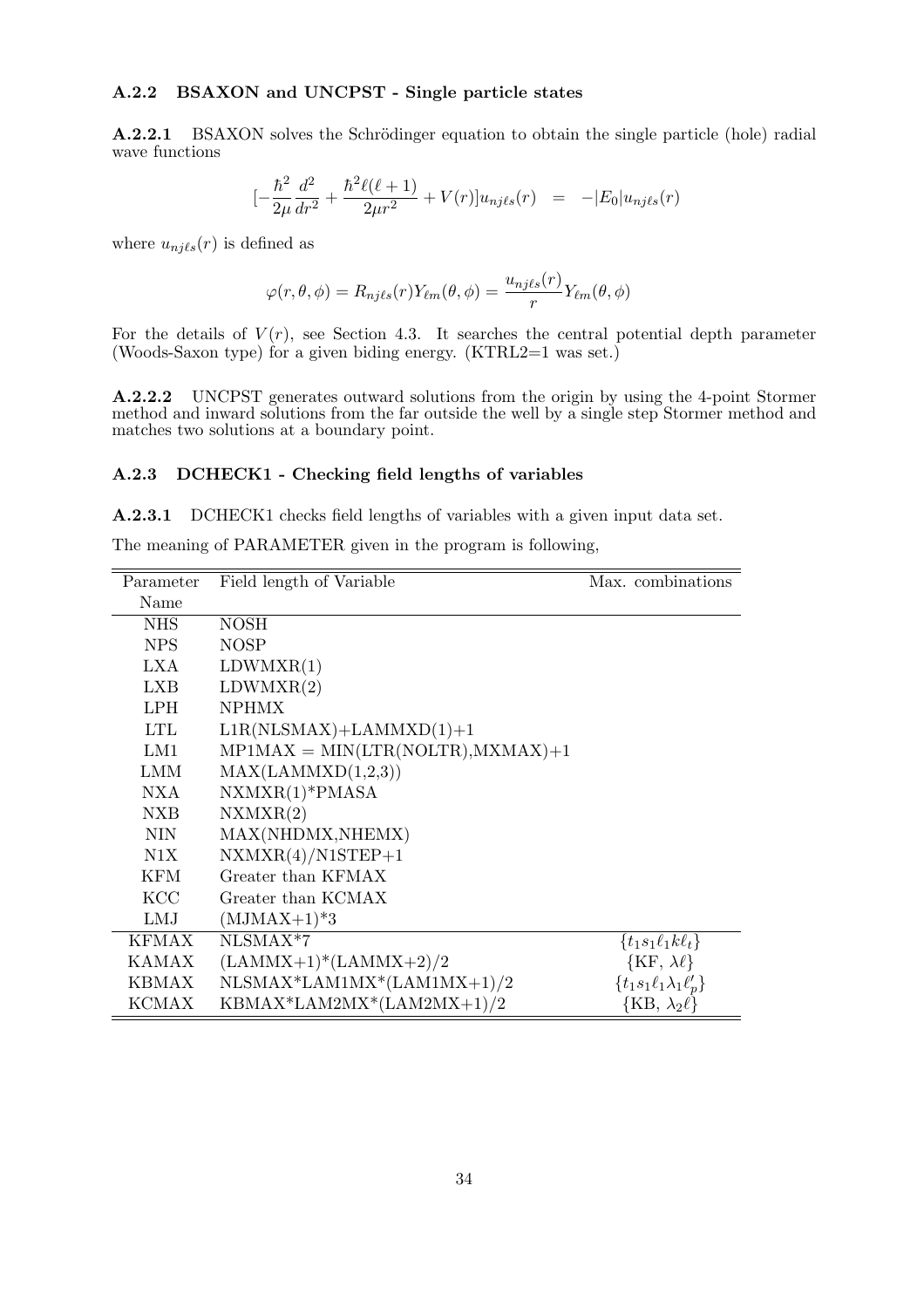### A.2.2 BSAXON and UNCPST - Single particle states

**A.2.2.1** BSAXON solves the Schrödinger equation to obtain the single particle (hole) radial wave functions

$$[-\frac{\hbar^2}{2\mu}\frac{d^2}{dr^2} + \frac{\hbar^2 \ell(\ell+1)}{2\mu r^2} + V(r)]u_{nj\ell s}(r) \;\; = \;\; -|E_0|u_{nj\ell s}(r)$$

where $u_{nj\ell s}(r)$ is defined as

$$\varphi(r,\theta,\phi) = R_{nj\ell s}(r)Y_{\ell m}(\theta,\phi) = \frac{u_{nj\ell s}(r)}{r}Y_{\ell m}(\theta,\phi)$$

For the details of $V(r)$, see Section 4.3. It searches the central potential depth parameter (Woods-Saxon type) for a given biding energy. (KTRL2=1 was set.)

**A.2.2.2** UNCPST generates outward solutions from the origin by using the 4-point Stormer method and inward solutions from the far outside the well by a single step Stormer method and matches two solutions at a boundary point.

### A.2.3 DCHECK1 - Checking field lengths of variables

**A.2.3.1** DCHECK1 checks field lengths of variables with a given input data set.

The meaning of PARAMETER given in the program is following,

| Parameter Name | Field length of Variable | Max. combinations |
|---|---|---|
| NHS | NOSH | |
| NPS | NOSP | |
| LXA | LDWMXR(1) | |
| LXB | LDWMXR(2) | |
| LPH | NPHMX | |
| LTL | L1R(NLSMAX)+LAMMXD(1)+1 | |
| LM1 | MP1MAX = MIN(LTR(NOLTR),MXMAX)+1 | |
| LMM | MAX(LAMMXD(1,2,3)) | |
| NXA | NXMXR(1)*PMASA | |
| NXB | NXMXR(2) | |
| NIN | MAX(NHDMX,NHEMX) | |
| N1X | NXMXR(4)/N1STEP+1 | |
| KFM | Greater than KFMAX | |
| KCC | Greater than KCMAX | |
| LMJ | (MJMAX+1)*3 | |
| KFMAX | NLSMAX*7 | $\{t_1 s_1 \ell_1 k \ell_t\}$ |
| KAMAX | (LAMMX+1)*(LAMMX+2)/2 | $\{\text{KF}, \lambda\ell\}$ |
| KBMAX | NLSMAX*LAM1MX*(LAM1MX+1)/2 | $\{t_1 s_1 \ell_1 \lambda_1 \ell'_p\}$ |
| KCMAX | KBMAX*LAM2MX*(LAM2MX+1)/2 | $\{\text{KB}, \lambda_2 \ell\}$ |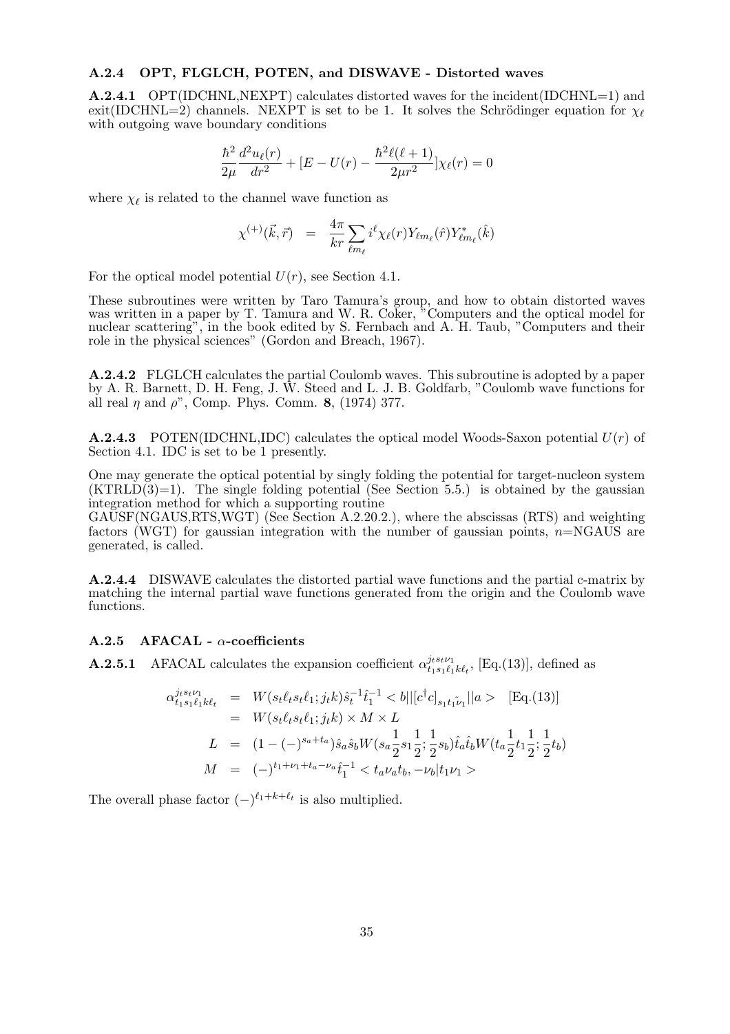### A.2.4 OPT, FLGLCH, POTEN, and DISWAVE - Distorted waves

**A.2.4.1** OPT(IDCHNL,NEXPT) calculates distorted waves for the incident(IDCHNL=1) and exit(IDCHNL=2) channels. NEXPT is set to be 1. It solves the Schrödinger equation for $\chi_\ell$ with outgoing wave boundary conditions

$$\frac{\hbar^2}{2\mu}\frac{d^2u_\ell(r)}{dr^2} + [E - U(r) - \frac{\hbar^2\ell(\ell+1)}{2\mu r^2}]\chi_\ell(r) = 0$$

where $\chi_\ell$ is related to the channel wave function as

$$\chi^{(+)}(\vec{k},\vec{r}) = \frac{4\pi}{kr}\sum_{\ell m_\ell} i^\ell \chi_\ell(r) Y_{\ell m_\ell}(\hat{r}) Y^*_{\ell m_\ell}(\hat{k})$$

For the optical model potential $U(r)$, see Section 4.1.

These subroutines were written by Taro Tamura's group, and how to obtain distorted waves was written in a paper by T. Tamura and W. R. Coker, "Computers and the optical model for nuclear scattering", in the book edited by S. Fernbach and A. H. Taub, "Computers and their role in the physical sciences" (Gordon and Breach, 1967).

**A.2.4.2** FLGLCH calculates the partial Coulomb waves. This subroutine is adopted by a paper by A. R. Barnett, D. H. Feng, J. W. Steed and L. J. B. Goldfarb, "Coulomb wave functions for all real $\eta$ and $\rho$", Comp. Phys. Comm. **8**, (1974) 377.

**A.2.4.3** POTEN(IDCHNL,IDC) calculates the optical model Woods-Saxon potential $U(r)$ of Section 4.1. IDC is set to be 1 presently.

One may generate the optical potential by singly folding the potential for target-nucleon system (KTRLD(3)=1). The single folding potential (See Section 5.5.) is obtained by the gaussian integration method for which a supporting routine GAUSF(NGAUS,RTS,WGT) (See Section A.2.20.2.), where the abscissas (RTS) and weighting factors (WGT) for gaussian integration with the number of gaussian points, $n$=NGAUS are generated, is called.

**A.2.4.4** DISWAVE calculates the distorted partial wave functions and the partial c-matrix by matching the internal partial wave functions generated from the origin and the Coulomb wave functions.

### A.2.5 AFACAL - $\alpha$-coefficients

**A.2.5.1** AFACAL calculates the expansion coefficient $\alpha^{j_t s_t \nu_1}_{t_1 s_1 \ell_1 k \ell_t}$, [Eq.(13)], defined as

$$\begin{aligned}
\alpha^{j_t s_t \nu_1}_{t_1 s_1 \ell_1 k \ell_t} &= W(s_t \ell_t s_t \ell_1; j_t k)\hat{s}_t^{-1}\hat{t}_1^{-1} < b||[c^\dagger c]_{s_1 t_1 \tilde{\nu}_1}||a > \quad \text{[Eq.(13)]} \\
&= W(s_t \ell_t s_t \ell_1; j_t k) \times M \times L \\
L &= (1-(-)^{s_a+t_a})\hat{s}_a\hat{s}_b W(s_a\frac{1}{2}s_1\frac{1}{2};\frac{1}{2}s_b)\hat{t}_a\hat{t}_b W(t_a\frac{1}{2}t_1\frac{1}{2};\frac{1}{2}t_b) \\
M &= (-)^{t_1+\nu_1+t_a-\nu_a}\hat{t}_1^{-1} < t_a\nu_a t_b, -\nu_b|t_1\nu_1 >
\end{aligned}$$

The overall phase factor $(-)^{\ell_1+k+\ell_t}$ is also multiplied.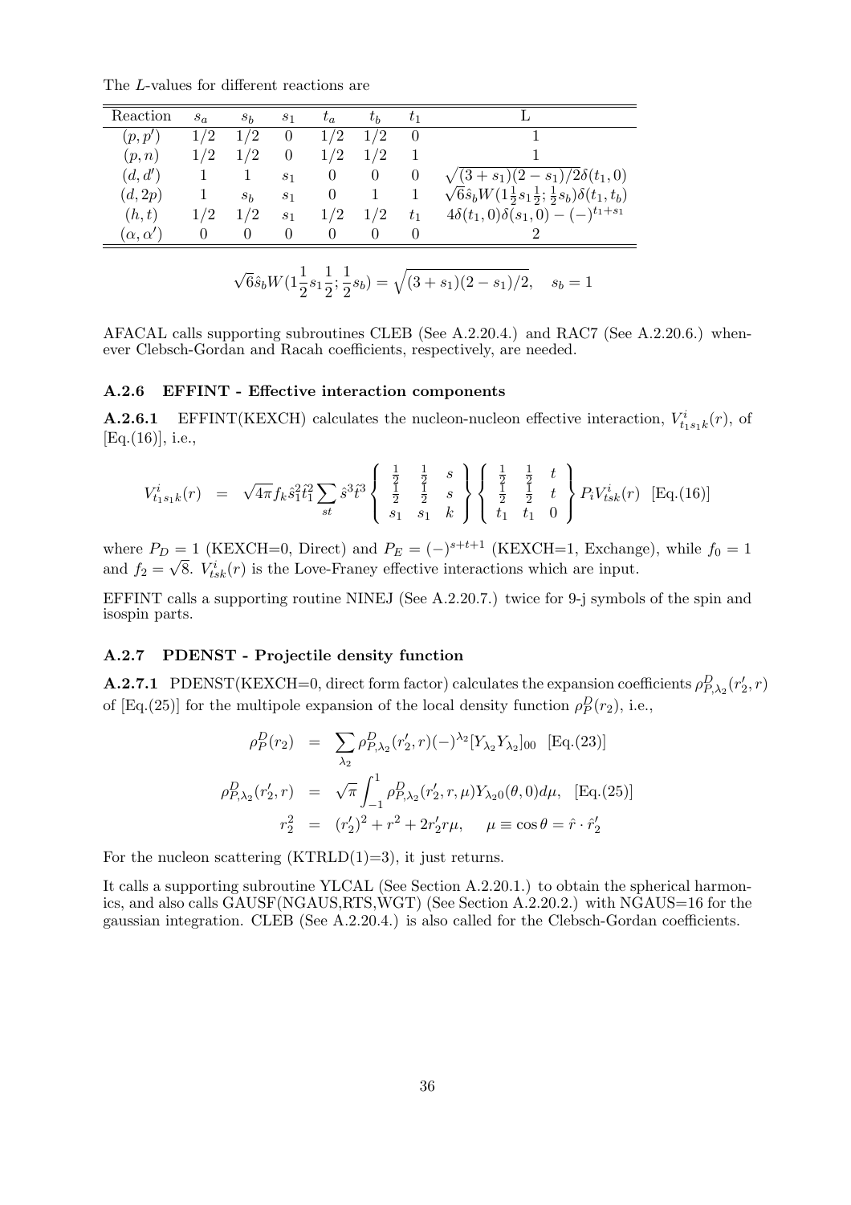The $L$-values for different reactions are

| Reaction | $s_a$ | $s_b$ | $s_1$ | $t_a$ | $t_b$ | $t_1$ | L |
|---|---|---|---|---|---|---|---|
| $(p,p')$ | $1/2$ | $1/2$ | $0$ | $1/2$ | $1/2$ | $0$ | $1$ |
| $(p,n)$ | $1/2$ | $1/2$ | $0$ | $1/2$ | $1/2$ | $1$ | $1$ |
| $(d,d')$ | $1$ | $1$ | $s_1$ | $0$ | $0$ | $0$ | $\sqrt{(3+s_1)(2-s_1)/2}\delta(t_1,0)$ |
| $(d,2p)$ | $1$ | $s_b$ | $s_1$ | $0$ | $1$ | $1$ | $\sqrt{6}\hat{s}_b W(1\frac{1}{2}s_1\frac{1}{2};\frac{1}{2}s_b)\delta(t_1,t_b)$ |
| $(h,t)$ | $1/2$ | $1/2$ | $s_1$ | $1/2$ | $1/2$ | $t_1$ | $4\delta(t_1,0)\delta(s_1,0)-(-)^{t_1+s_1}$ |
| $(\alpha,\alpha')$ | $0$ | $0$ | $0$ | $0$ | $0$ | $0$ | $2$ |

$$\sqrt{6}\hat{s}_b W(1\frac{1}{2}s_1\frac{1}{2};\frac{1}{2}s_b) = \sqrt{(3+s_1)(2-s_1)/2}, \quad s_b = 1$$

AFACAL calls supporting subroutines CLEB (See A.2.20.4.) and RAC7 (See A.2.20.6.) whenever Clebsch-Gordan and Racah coefficients, respectively, are needed.

### A.2.6 EFFINT - Effective interaction components

**A.2.6.1** EFFINT(KEXCH) calculates the nucleon-nucleon effective interaction, $V^i_{t_1 s_1 k}(r)$, of [Eq.(16)], i.e.,

$$V^i_{t_1 s_1 k}(r) = \sqrt{4\pi} f_k \hat{s}_1^2 \hat{t}_1^2 \sum_{st} \hat{s}^3 \hat{t}^3 \left\{ \begin{array}{ccc} \frac{1}{2} & \frac{1}{2} & s \\ \frac{1}{2} & \frac{1}{2} & s \\ s_1 & s_1 & k \end{array} \right\} \left\{ \begin{array}{ccc} \frac{1}{2} & \frac{1}{2} & t \\ \frac{1}{2} & \frac{1}{2} & t \\ t_1 & t_1 & 0 \end{array} \right\} P_i V^i_{tsk}(r) \quad \text{[Eq.(16)]}$$

where $P_D = 1$ (KEXCH=0, Direct) and $P_E = (-)^{s+t+1}$ (KEXCH=1, Exchange), while $f_0 = 1$ and $f_2 = \sqrt{8}$. $V^i_{tsk}(r)$ is the Love-Franey effective interactions which are input.

EFFINT calls a supporting routine NINEJ (See A.2.20.7.) twice for 9-j symbols of the spin and isospin parts.

### A.2.7 PDENST - Projectile density function

**A.2.7.1** PDENST(KEXCH=0, direct form factor) calculates the expansion coefficients $\rho^D_{P,\lambda_2}(r_2', r)$ of [Eq.(25)] for the multipole expansion of the local density function $\rho^D_P(r_2)$, i.e.,

$$\rho^D_P(r_2) = \sum_{\lambda_2} \rho^D_{P,\lambda_2}(r_2', r)(-)^{\lambda_2}[Y_{\lambda_2} Y_{\lambda_2}]_{00} \quad \text{[Eq.(23)]}$$

$$\rho^D_{P,\lambda_2}(r_2', r) = \sqrt{\pi} \int_{-1}^{1} \rho^D_{P,\lambda_2}(r_2', r, \mu) Y_{\lambda_2 0}(\theta, 0) d\mu, \quad \text{[Eq.(25)]}$$

$$r_2^2 = (r_2')^2 + r^2 + 2r_2' r\mu, \quad \mu \equiv \cos\theta = \hat{r} \cdot \hat{r}_2'$$

For the nucleon scattering (KTRLD(1)=3), it just returns.

It calls a supporting subroutine YLCAL (See Section A.2.20.1.) to obtain the spherical harmonics, and also calls GAUSF(NGAUS,RTS,WGT) (See Section A.2.20.2.) with NGAUS=16 for the gaussian integration. CLEB (See A.2.20.4.) is also called for the Clebsch-Gordan coefficients.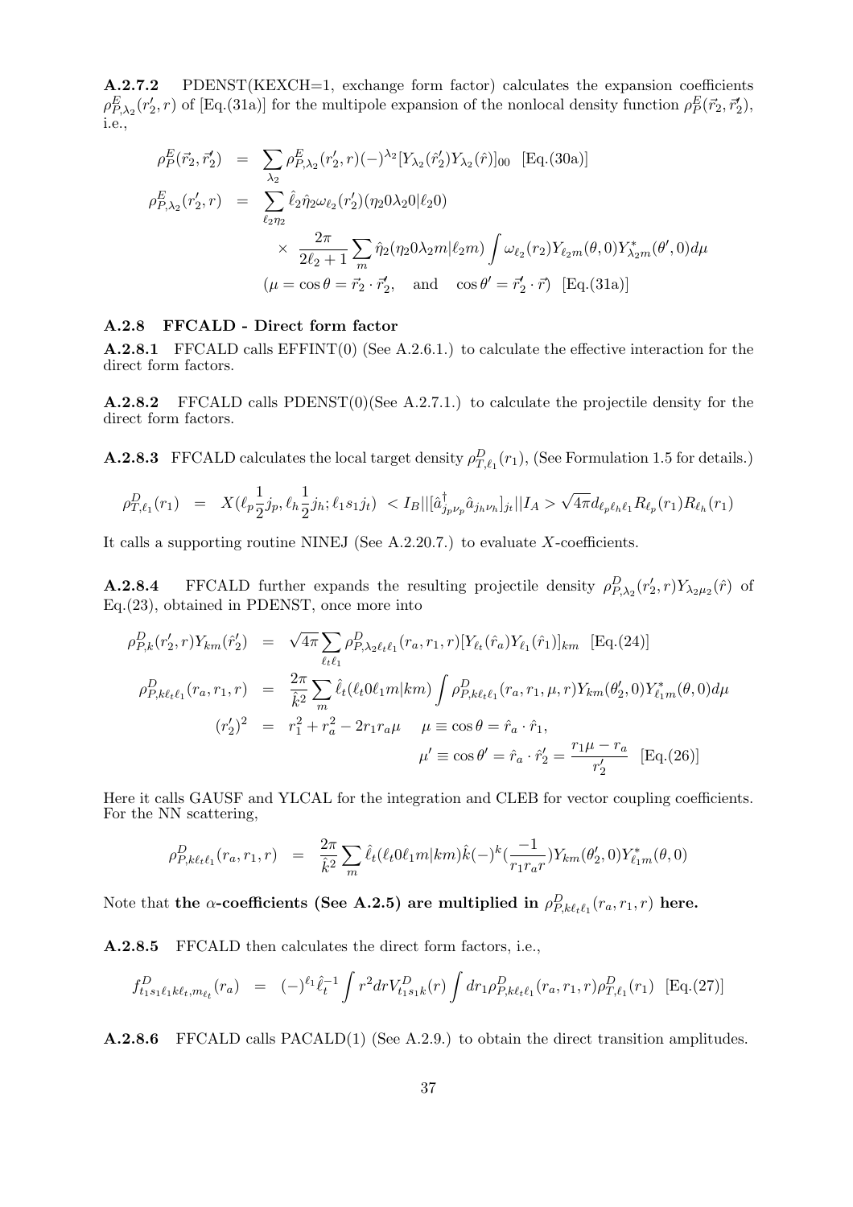**A.2.7.2** PDENST(KEXCH=1, exchange form factor) calculates the expansion coefficients $\rho^E_{P,\lambda_2}(r'_2, r)$ of [Eq.(31a)] for the multipole expansion of the nonlocal density function $\rho^E_P(\vec{r}_2, \vec{r}'_2)$, i.e.,

$$
\begin{aligned}
\rho^E_P(\vec{r}_2, \vec{r}'_2) &= \sum_{\lambda_2} \rho^E_{P,\lambda_2}(r'_2, r)(-)^{\lambda_2}[Y_{\lambda_2}(\hat{r}'_2)Y_{\lambda_2}(\hat{r})]_{00} \quad \text{[Eq.(30a)]} \\
\rho^E_{P,\lambda_2}(r'_2, r) &= \sum_{\ell_2\eta_2} \hat{\ell}_2\hat{\eta}_2\omega_{\ell_2}(r'_2)(\eta_2 0\lambda_2 0|\ell_2 0) \\
&\quad \times \frac{2\pi}{2\ell_2+1}\sum_m \hat{\eta}_2(\eta_2 0\lambda_2 m|\ell_2 m)\int \omega_{\ell_2}(r_2)Y_{\ell_2 m}(\theta,0)Y^*_{\lambda_2 m}(\theta',0)d\mu \\
&\quad (\mu = \cos\theta = \vec{r}_2\cdot\vec{r}'_2, \quad \text{and} \quad \cos\theta' = \vec{r}'_2\cdot\vec{r}) \quad \text{[Eq.(31a)]}
\end{aligned}
$$

### A.2.8 FFCALD - Direct form factor

**A.2.8.1** FFCALD calls EFFINT(0) (See A.2.6.1.) to calculate the effective interaction for the direct form factors.

**A.2.8.2** FFCALD calls PDENST(0)(See A.2.7.1.) to calculate the projectile density for the direct form factors.

**A.2.8.3** FFCALD calculates the local target density $\rho^D_{T,\ell_1}(r_1)$, (See Formulation 1.5 for details.)

$$
\rho^D_{T,\ell_1}(r_1) = X(\ell_p\frac{1}{2}j_p, \ell_h\frac{1}{2}j_h; \ell_1 s_1 j_t) \; < I_B||[\hat{a}^\dagger_{j_p\nu_p}\hat{a}_{j_h\nu_h}]_{j_t}||I_A > \sqrt{4\pi}d_{\ell_p\ell_h\ell_1}R_{\ell_p}(r_1)R_{\ell_h}(r_1)
$$

It calls a supporting routine NINEJ (See A.2.20.7.) to evaluate $X$-coefficients.

**A.2.8.4** FFCALD further expands the resulting projectile density $\rho^D_{P,\lambda_2}(r'_2, r)Y_{\lambda_2\mu_2}(\hat{r})$ of Eq.(23), obtained in PDENST, once more into

$$
\begin{aligned}
\rho^D_{P,k}(r'_2, r)Y_{km}(\hat{r}'_2) &= \sqrt{4\pi}\sum_{\ell_t\ell_1}\rho^D_{P,\lambda_2\ell_t\ell_1}(r_a, r_1, r)[Y_{\ell_t}(\hat{r}_a)Y_{\ell_1}(\hat{r}_1)]_{km} \quad \text{[Eq.(24)]} \\
\rho^D_{P,k\ell_t\ell_1}(r_a, r_1, r) &= \frac{2\pi}{\hat{k}^2}\sum_m \hat{\ell}_t(\ell_t 0\ell_1 m|km)\int \rho^D_{P,k\ell_t\ell_1}(r_a, r_1, \mu, r)Y_{km}(\theta'_2, 0)Y^*_{\ell_1 m}(\theta, 0)d\mu \\
(r'_2)^2 &= r_1^2 + r_a^2 - 2r_1 r_a\mu \quad \mu \equiv \cos\theta = \hat{r}_a\cdot\hat{r}_1, \\
&\qquad\qquad \mu' \equiv \cos\theta' = \hat{r}_a\cdot\hat{r}'_2 = \frac{r_1\mu - r_a}{r'_2} \quad \text{[Eq.(26)]}
\end{aligned}
$$

Here it calls GAUSF and YLCAL for the integration and CLEB for vector coupling coefficients. For the NN scattering,

$$
\rho^D_{P,k\ell_t\ell_1}(r_a, r_1, r) = \frac{2\pi}{\hat{k}^2}\sum_m \hat{\ell}_t(\ell_t 0\ell_1 m|km)\hat{k}(-)^k(\frac{-1}{r_1 r_a r})Y_{km}(\theta'_2, 0)Y^*_{\ell_1 m}(\theta, 0)
$$

Note that **the $\alpha$-coefficients (See A.2.5) are multiplied in $\rho^D_{P,k\ell_t\ell_1}(r_a, r_1, r)$ here.**

**A.2.8.5** FFCALD then calculates the direct form factors, i.e.,

$$
f^D_{t_1 s_1\ell_1 k\ell_t, m_{\ell_t}}(r_a) = (-)^{\ell_1}\hat{\ell}_t^{-1}\int r^2 dr V^D_{t_1 s_1 k}(r)\int dr_1 \rho^D_{P,k\ell_t\ell_1}(r_a, r_1, r)\rho^D_{T,\ell_1}(r_1) \quad \text{[Eq.(27)]}
$$

**A.2.8.6** FFCALD calls PACALD(1) (See A.2.9.) to obtain the direct transition amplitudes.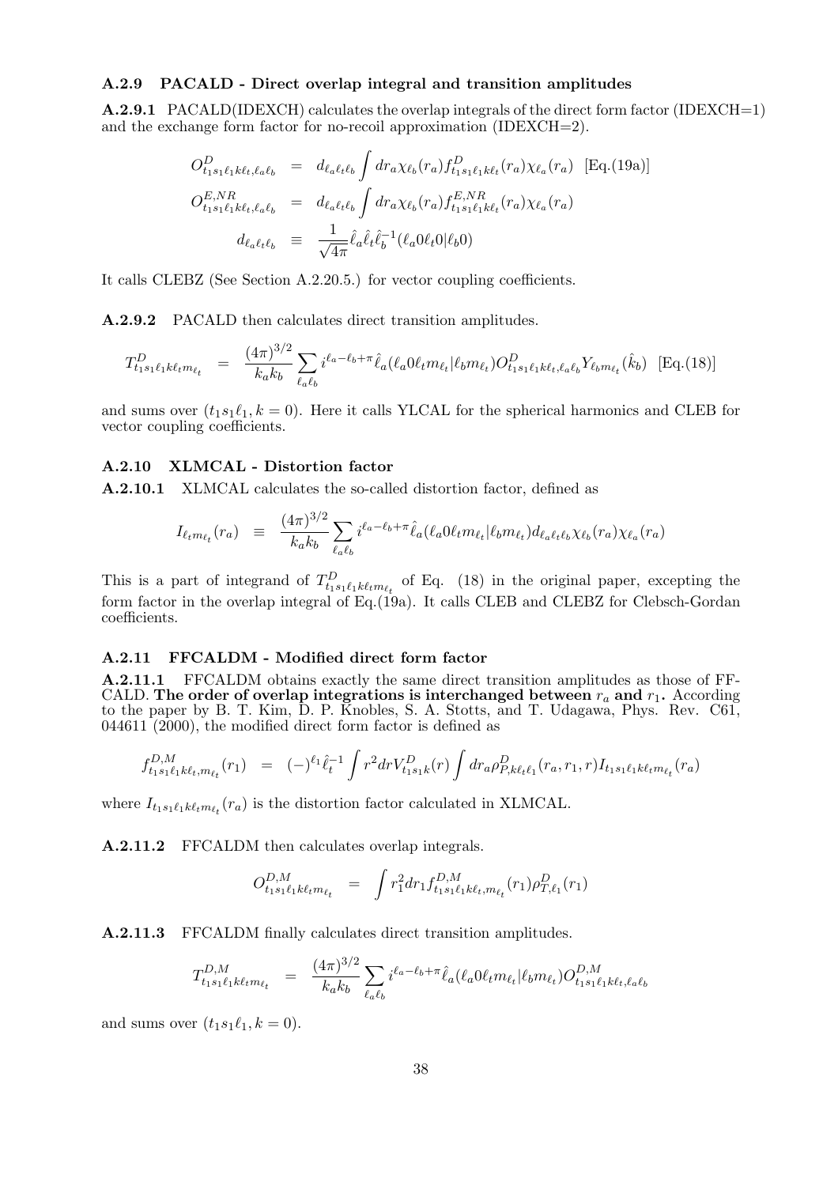### A.2.9 PACALD - Direct overlap integral and transition amplitudes

**A.2.9.1** PACALD(IDEXCH) calculates the overlap integrals of the direct form factor (IDEXCH=1) and the exchange form factor for no-recoil approximation (IDEXCH=2).

$$
\begin{aligned}
O^{D}_{t_1 s_1 \ell_1 k \ell_t, \ell_a \ell_b} &= d_{\ell_a \ell_t \ell_b} \int dr_a \chi_{\ell_b}(r_a) f^{D}_{t_1 s_1 \ell_1 k \ell_t}(r_a) \chi_{\ell_a}(r_a) \quad \text{[Eq.(19a)]} \\
O^{E,NR}_{t_1 s_1 \ell_1 k \ell_t, \ell_a \ell_b} &= d_{\ell_a \ell_t \ell_b} \int dr_a \chi_{\ell_b}(r_a) f^{E,NR}_{t_1 s_1 \ell_1 k \ell_t}(r_a) \chi_{\ell_a}(r_a) \\
d_{\ell_a \ell_t \ell_b} &\equiv \frac{1}{\sqrt{4\pi}} \hat{\ell}_a \hat{\ell}_t \hat{\ell}_b^{-1} (\ell_a 0 \ell_t 0 | \ell_b 0)
\end{aligned}
$$

It calls CLEBZ (See Section A.2.20.5.) for vector coupling coefficients.

**A.2.9.2** PACALD then calculates direct transition amplitudes.

$$
T^{D}_{t_1 s_1 \ell_1 k \ell_t m_{\ell_t}} = \frac{(4\pi)^{3/2}}{k_a k_b} \sum_{\ell_a \ell_b} i^{\ell_a - \ell_b + \pi} \hat{\ell}_a (\ell_a 0 \ell_t m_{\ell_t} | \ell_b m_{\ell_t}) O^{D}_{t_1 s_1 \ell_1 k \ell_t, \ell_a \ell_b} Y_{\ell_b m_{\ell_t}}(\hat{k}_b) \quad \text{[Eq.(18)]}
$$

and sums over $(t_1 s_1 \ell_1, k=0)$. Here it calls YLCAL for the spherical harmonics and CLEB for vector coupling coefficients.

### A.2.10 XLMCAL - Distortion factor

**A.2.10.1** XLMCAL calculates the so-called distortion factor, defined as

$$
I_{\ell_t m_{\ell_t}}(r_a) \equiv \frac{(4\pi)^{3/2}}{k_a k_b} \sum_{\ell_a \ell_b} i^{\ell_a - \ell_b + \pi} \hat{\ell}_a (\ell_a 0 \ell_t m_{\ell_t} | \ell_b m_{\ell_t}) d_{\ell_a \ell_t \ell_b} \chi_{\ell_b}(r_a) \chi_{\ell_a}(r_a)
$$

This is a part of integrand of $T^{D}_{t_1 s_1 \ell_1 k \ell_t m_{\ell_t}}$ of Eq. (18) in the original paper, excepting the form factor in the overlap integral of Eq.(19a). It calls CLEB and CLEBZ for Clebsch-Gordan coefficients.

### A.2.11 FFCALDM - Modified direct form factor

**A.2.11.1** FFCALDM obtains exactly the same direct transition amplitudes as those of FFCALD. **The order of overlap integrations is interchanged between $r_a$ and $r_1$.** According to the paper by B. T. Kim, D. P. Knobles, S. A. Stotts, and T. Udagawa, Phys. Rev. C61, 044611 (2000), the modified direct form factor is defined as

$$
f^{D,M}_{t_1 s_1 \ell_1 k \ell_t, m_{\ell_t}}(r_1) = (-)^{\ell_1} \hat{\ell}_t^{-1} \int r^2 dr V^{D}_{t_1 s_1 k}(r) \int dr_a \rho^{D}_{P,k \ell_t \ell_1}(r_a, r_1, r) I_{t_1 s_1 \ell_1 k \ell_t m_{\ell_t}}(r_a)
$$

where $I_{t_1 s_1 \ell_1 k \ell_t m_{\ell_t}}(r_a)$ is the distortion factor calculated in XLMCAL.

**A.2.11.2** FFCALDM then calculates overlap integrals.

$$
O^{D,M}_{t_1 s_1 \ell_1 k \ell_t m_{\ell_t}} = \int r_1^2 dr_1 f^{D,M}_{t_1 s_1 \ell_1 k \ell_t, m_{\ell_t}}(r_1) \rho^{D}_{T,\ell_1}(r_1)
$$

**A.2.11.3** FFCALDM finally calculates direct transition amplitudes.

$$
T^{D,M}_{t_1 s_1 \ell_1 k \ell_t m_{\ell_t}} = \frac{(4\pi)^{3/2}}{k_a k_b} \sum_{\ell_a \ell_b} i^{\ell_a - \ell_b + \pi} \hat{\ell}_a (\ell_a 0 \ell_t m_{\ell_t} | \ell_b m_{\ell_t}) O^{D,M}_{t_1 s_1 \ell_1 k \ell_t, \ell_a \ell_b}
$$

and sums over $(t_1 s_1 \ell_1, k=0)$.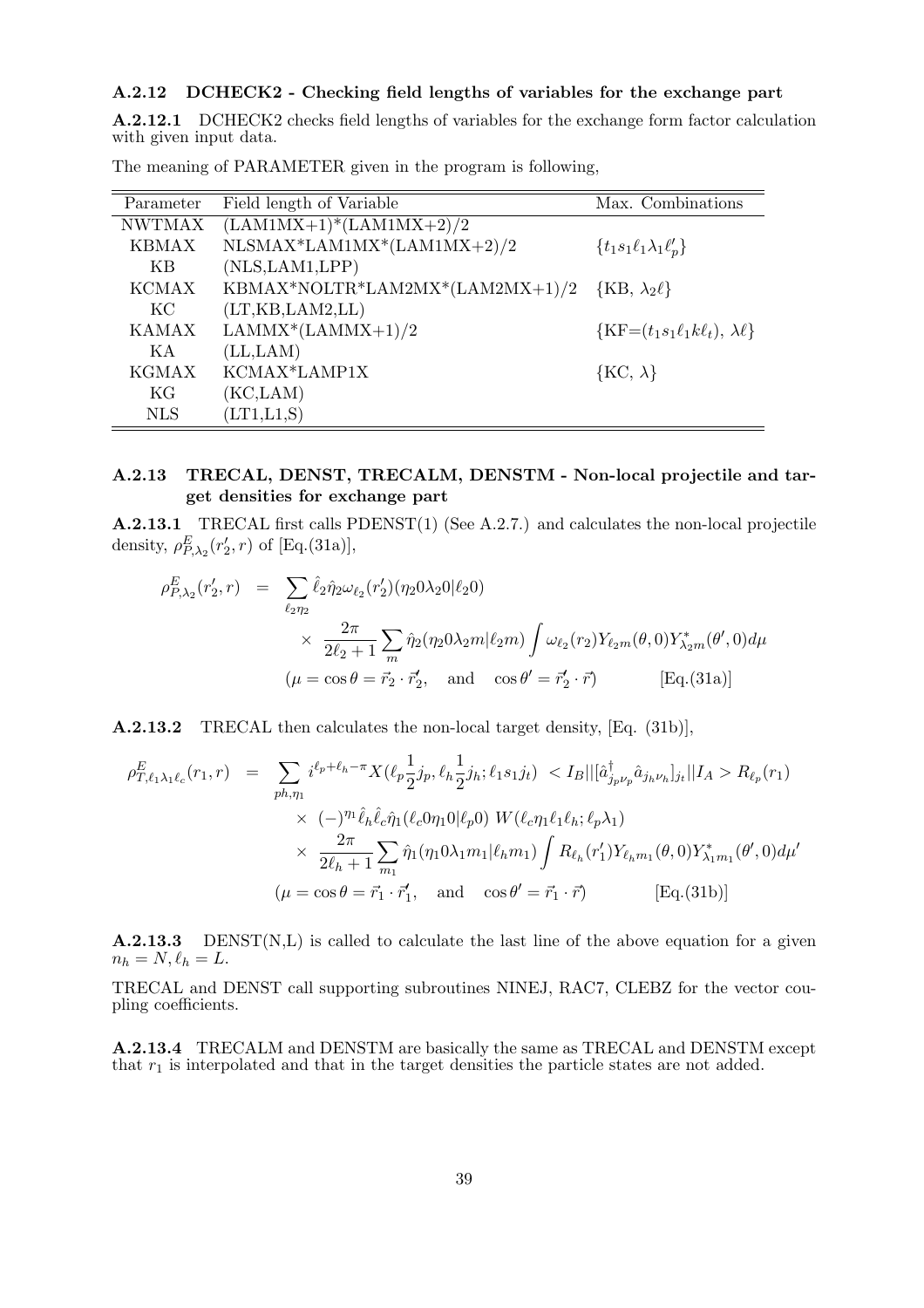### A.2.12 DCHECK2 - Checking field lengths of variables for the exchange part

**A.2.12.1** DCHECK2 checks field lengths of variables for the exchange form factor calculation with given input data.

The meaning of PARAMETER given in the program is following,

| Parameter | Field length of Variable | Max. Combinations |
|---|---|---|
| NWTMAX | (LAM1MX+1)*(LAM1MX+2)/2 | |
| KBMAX | NLSMAX*LAM1MX*(LAM1MX+2)/2 | $\{t_1 s_1 \ell_1 \lambda_1 \ell'_p\}$ |
| KB | (NLS,LAM1,LPP) | |
| KCMAX | KBMAX*NOLTR*LAM2MX*(LAM2MX+1)/2 | {KB, $\lambda_2 \ell$} |
| KC | (LT,KB,LAM2,LL) | |
| KAMAX | LAMMX*(LAMMX+1)/2 | {KF=$(t_1 s_1 \ell_1 k \ell_t)$, $\lambda \ell$} |
| KA | (LL,LAM) | |
| KGMAX | KCMAX*LAMP1X | {KC, $\lambda$} |
| KG | (KC,LAM) | |
| NLS | (LT1,L1,S) | |

### A.2.13 TRECAL, DENST, TRECALM, DENSTM - Non-local projectile and target densities for exchange part

**A.2.13.1** TRECAL first calls PDENST(1) (See A.2.7.) and calculates the non-local projectile density, $\rho^E_{P,\lambda_2}(r'_2, r)$ of [Eq.(31a)],

$$
\begin{aligned}
\rho^E_{P,\lambda_2}(r'_2, r) &= \sum_{\ell_2 \eta_2} \hat{\ell}_2 \hat{\eta}_2 \omega_{\ell_2}(r'_2)(\eta_2 0 \lambda_2 0|\ell_2 0) \\
&\quad \times \frac{2\pi}{2\ell_2+1} \sum_m \hat{\eta}_2(\eta_2 0 \lambda_2 m|\ell_2 m) \int \omega_{\ell_2}(r_2) Y_{\ell_2 m}(\theta, 0) Y^*_{\lambda_2 m}(\theta', 0) d\mu \\
&\quad (\mu = \cos\theta = \vec{r}_2 \cdot \vec{r}'_2, \quad \text{and} \quad \cos\theta' = \vec{r}'_2 \cdot \vec{r}) \qquad \text{[Eq.(31a)]}
\end{aligned}
$$

**A.2.13.2** TRECAL then calculates the non-local target density, [Eq. (31b)],

$$
\begin{aligned}
\rho^E_{T,\ell_1\lambda_1\ell_c}(r_1, r) &= \sum_{ph,\eta_1} i^{\ell_p+\ell_h-\pi} X(\ell_p \tfrac{1}{2} j_p, \ell_h \tfrac{1}{2} j_h; \ell_1 s_1 j_t) \ < I_B||[\hat{a}^\dagger_{j_p\nu_p} \hat{a}_{j_h\nu_h}]_{j_t}||I_A > R_{\ell_p}(r_1) \\
&\quad \times (-)^{\eta_1} \hat{\ell}_h \hat{\ell}_c \hat{\eta}_1 (\ell_c 0 \eta_1 0|\ell_p 0) \ W(\ell_c \eta_1 \ell_1 \ell_h; \ell_p \lambda_1) \\
&\quad \times \frac{2\pi}{2\ell_h+1} \sum_{m_1} \hat{\eta}_1(\eta_1 0 \lambda_1 m_1|\ell_h m_1) \int R_{\ell_h}(r'_1) Y_{\ell_h m_1}(\theta, 0) Y^*_{\lambda_1 m_1}(\theta', 0) d\mu' \\
&\quad (\mu = \cos\theta = \vec{r}_1 \cdot \vec{r}'_1, \quad \text{and} \quad \cos\theta' = \vec{r}_1 \cdot \vec{r}) \qquad \text{[Eq.(31b)]}
\end{aligned}
$$

**A.2.13.3** DENST(N,L) is called to calculate the last line of the above equation for a given $n_h = N, \ell_h = L$.

TRECAL and DENST call supporting subroutines NINEJ, RAC7, CLEBZ for the vector coupling coefficients.

**A.2.13.4** TRECALM and DENSTM are basically the same as TRECAL and DENSTM except that $r_1$ is interpolated and that in the target densities the particle states are not added.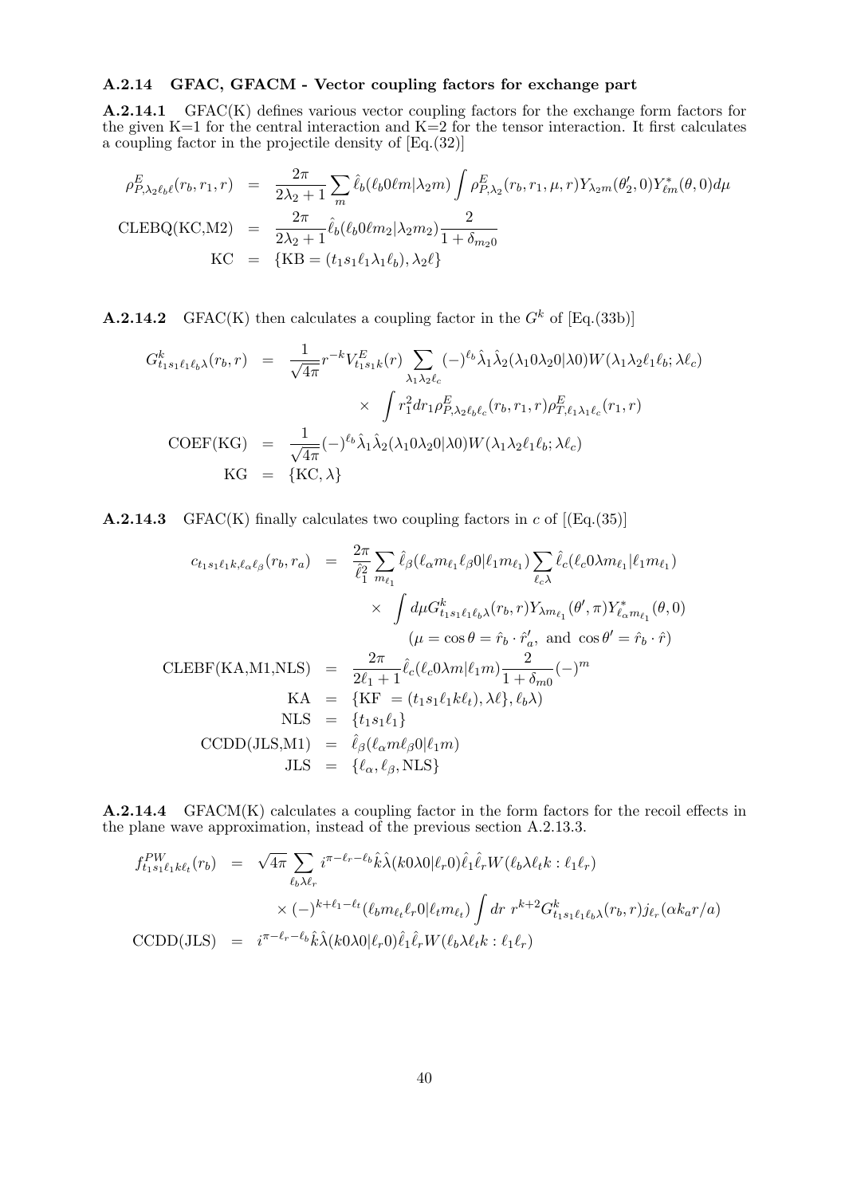### A.2.14 GFAC, GFACM - Vector coupling factors for exchange part

**A.2.14.1** GFAC(K) defines various vector coupling factors for the exchange form factors for the given K=1 for the central interaction and K=2 for the tensor interaction. It first calculates a coupling factor in the projectile density of [Eq.(32)]

$$
\begin{aligned}
\rho^E_{P,\lambda_2\ell_b\ell}(r_b, r_1, r) &= \frac{2\pi}{2\lambda_2+1}\sum_m \hat{\ell}_b(\ell_b 0 \ell m|\lambda_2 m)\int \rho^E_{P,\lambda_2}(r_b, r_1, \mu, r) Y_{\lambda_2 m}(\theta_2', 0) Y^*_{\ell m}(\theta, 0) d\mu \\
\text{CLEBQ(KC,M2)} &= \frac{2\pi}{2\lambda_2+1}\hat{\ell}_b(\ell_b 0 \ell m_2|\lambda_2 m_2)\frac{2}{1+\delta_{m_2 0}} \\
\text{KC} &= \{\text{KB} = (t_1 s_1 \ell_1 \lambda_1 \ell_b), \lambda_2 \ell\}
\end{aligned}
$$

**A.2.14.2** GFAC(K) then calculates a coupling factor in the $G^k$ of [Eq.(33b)]

$$
\begin{aligned}
G^k_{t_1 s_1 \ell_1 \ell_b \lambda}(r_b, r) &= \frac{1}{\sqrt{4\pi}} r^{-k} V^E_{t_1 s_1 k}(r) \sum_{\lambda_1 \lambda_2 \ell_c} (-)^{\ell_b} \hat{\lambda}_1 \hat{\lambda}_2 (\lambda_1 0 \lambda_2 0|\lambda 0) W(\lambda_1 \lambda_2 \ell_1 \ell_b; \lambda \ell_c) \\
&\quad \times \int r_1^2 dr_1 \rho^E_{P,\lambda_2 \ell_b \ell_c}(r_b, r_1, r) \rho^E_{T,\ell_1 \lambda_1 \ell_c}(r_1, r) \\
\text{COEF(KG)} &= \frac{1}{\sqrt{4\pi}}(-)^{\ell_b}\hat{\lambda}_1 \hat{\lambda}_2 (\lambda_1 0 \lambda_2 0|\lambda 0) W(\lambda_1 \lambda_2 \ell_1 \ell_b; \lambda \ell_c) \\
\text{KG} &= \{\text{KC}, \lambda\}
\end{aligned}
$$

**A.2.14.3** GFAC(K) finally calculates two coupling factors in $c$ of [(Eq.(35)]

$$
\begin{aligned}
c_{t_1 s_1 \ell_1 k, \ell_\alpha \ell_\beta}(r_b, r_a) &= \frac{2\pi}{\hat{\ell}_1^2}\sum_{m_{\ell_1}} \hat{\ell}_\beta (\ell_\alpha m_{\ell_1} \ell_\beta 0|\ell_1 m_{\ell_1}) \sum_{\ell_c \lambda} \hat{\ell}_c (\ell_c 0 \lambda m_{\ell_1}|\ell_1 m_{\ell_1}) \\
&\quad \times \int d\mu G^k_{t_1 s_1 \ell_1 \ell_b \lambda}(r_b, r) Y_{\lambda m_{\ell_1}}(\theta', \pi) Y^*_{\ell_\alpha m_{\ell_1}}(\theta, 0) \\
&\quad\quad (\mu = \cos\theta = \hat{r}_b \cdot \hat{r}_a', \text{ and } \cos\theta' = \hat{r}_b \cdot \hat{r}) \\
\text{CLEBF(KA,M1,NLS)} &= \frac{2\pi}{2\ell_1+1}\hat{\ell}_c(\ell_c 0 \lambda m|\ell_1 m)\frac{2}{1+\delta_{m0}}(-)^m \\
\text{KA} &= \{\text{KF } = (t_1 s_1 \ell_1 k \ell_t), \lambda \ell\}, \ell_b \lambda) \\
\text{NLS} &= \{t_1 s_1 \ell_1\} \\
\text{CCDD(JLS,M1)} &= \hat{\ell}_\beta(\ell_\alpha m \ell_\beta 0|\ell_1 m) \\
\text{JLS} &= \{\ell_\alpha, \ell_\beta, \text{NLS}\}
\end{aligned}
$$

**A.2.14.4** GFACM(K) calculates a coupling factor in the form factors for the recoil effects in the plane wave approximation, instead of the previous section A.2.13.3.

$$
\begin{aligned}
f^{PW}_{t_1 s_1 \ell_1 k \ell_t}(r_b) &= \sqrt{4\pi}\sum_{\ell_b \lambda \ell_r} i^{\pi - \ell_r - \ell_b}\hat{k}\hat{\lambda}(k 0 \lambda 0|\ell_r 0)\hat{\ell}_1 \hat{\ell}_r W(\ell_b \lambda \ell_t k : \ell_1 \ell_r) \\
&\quad \times (-)^{k+\ell_1-\ell_t}(\ell_b m_{\ell_t} \ell_r 0|\ell_t m_{\ell_t})\int dr\ r^{k+2} G^k_{t_1 s_1 \ell_1 \ell_b \lambda}(r_b, r) j_{\ell_r}(\alpha k_a r/a) \\
\text{CCDD(JLS)} &= i^{\pi - \ell_r - \ell_b}\hat{k}\hat{\lambda}(k 0 \lambda 0|\ell_r 0)\hat{\ell}_1 \hat{\ell}_r W(\ell_b \lambda \ell_t k : \ell_1 \ell_r)
\end{aligned}
$$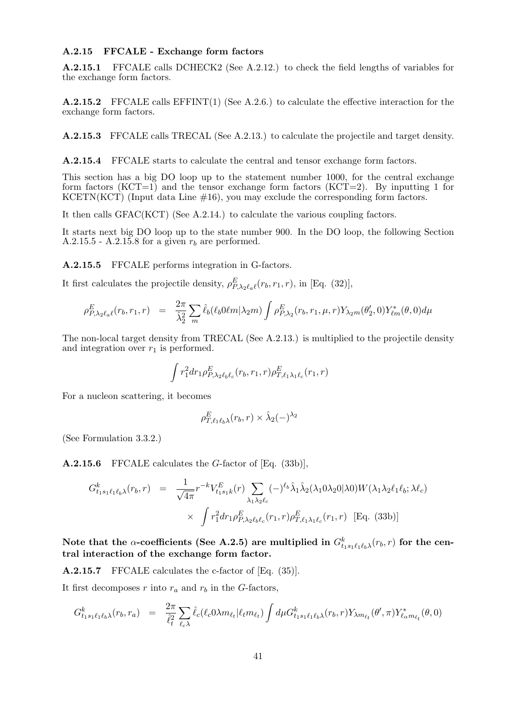### A.2.15 FFCALE - Exchange form factors

**A.2.15.1** FFCALE calls DCHECK2 (See A.2.12.) to check the field lengths of variables for the exchange form factors.

**A.2.15.2** FFCALE calls EFFINT(1) (See A.2.6.) to calculate the effective interaction for the exchange form factors.

**A.2.15.3** FFCALE calls TRECAL (See A.2.13.) to calculate the projectile and target density.

**A.2.15.4** FFCALE starts to calculate the central and tensor exchange form factors.

This section has a big DO loop up to the statement number 1000, for the central exchange form factors (KCT=1) and the tensor exchange form factors (KCT=2). By inputting 1 for KCETN(KCT) (Input data Line #16), you may exclude the corresponding form factors.

It then calls GFAC(KCT) (See A.2.14.) to calculate the various coupling factors.

It starts next big DO loop up to the state number 900. In the DO loop, the following Section A.2.15.5 - A.2.15.8 for a given $r_b$ are performed.

**A.2.15.5** FFCALE performs integration in G-factors.

It first calculates the projectile density, $\rho^E_{P,\lambda_2\ell_a\ell}(r_b, r_1, r)$, in [Eq. (32)],

$$\rho^E_{P,\lambda_2\ell_a\ell}(r_b, r_1, r) = \frac{2\pi}{\hat{\lambda}_2^2}\sum_m \hat{\ell}_b(\ell_b 0 \ell m|\lambda_2 m)\int \rho^E_{P,\lambda_2}(r_b, r_1, \mu, r) Y_{\lambda_2 m}(\theta_2', 0) Y^*_{\ell m}(\theta, 0) d\mu$$

The non-local target density from TRECAL (See A.2.13.) is multiplied to the projectile density and integration over $r_1$ is performed.

$$\int r_1^2 dr_1 \rho^E_{P,\lambda_2\ell_b\ell_c}(r_b, r_1, r)\rho^E_{T,\ell_1\lambda_1\ell_c}(r_1, r)$$

For a nucleon scattering, it becomes

$$\rho^E_{T,\ell_1\ell_b\lambda}(r_b, r) \times \hat{\lambda}_2(-)^{\lambda_2}$$

(See Formulation 3.3.2.)

**A.2.15.6** FFCALE calculates the $G$-factor of [Eq. (33b)],

$$G^k_{t_1 s_1 \ell_1 \ell_b \lambda}(r_b, r) = \frac{1}{\sqrt{4\pi}} r^{-k} V^E_{t_1 s_1 k}(r) \sum_{\lambda_1\lambda_2\ell_c}(-)^{\ell_b}\hat{\lambda}_1\hat{\lambda}_2(\lambda_1 0 \lambda_2 0|\lambda 0) W(\lambda_1\lambda_2\ell_1\ell_b;\lambda\ell_c) \times \int r_1^2 dr_1 \rho^E_{P,\lambda_2\ell_b\ell_c}(r_1, r)\rho^E_{T,\ell_1\lambda_1\ell_c}(r_1, r) \quad \text{[Eq. (33b)]}$$

**Note that the $\alpha$-coefficients (See A.2.5) are multiplied in $G^k_{t_1 s_1 \ell_1 \ell_b \lambda}(r_b, r)$ for the central interaction of the exchange form factor.**

**A.2.15.7** FFCALE calculates the c-factor of [Eq. (35)].

It first decomposes $r$ into $r_a$ and $r_b$ in the $G$-factors,

$$G^k_{t_1 s_1 \ell_1 \ell_b \lambda}(r_b, r_a) = \frac{2\pi}{\hat{\ell}_t^2}\sum_{\ell_c\lambda}\hat{\ell}_c(\ell_c 0 \lambda m_{\ell_t}|\ell_t m_{\ell_t})\int d\mu G^k_{t_1 s_1 \ell_1 \ell_b \lambda}(r_b, r) Y_{\lambda m_{\ell_t}}(\theta', \pi) Y^*_{\ell_\alpha m_{\ell_t}}(\theta, 0)$$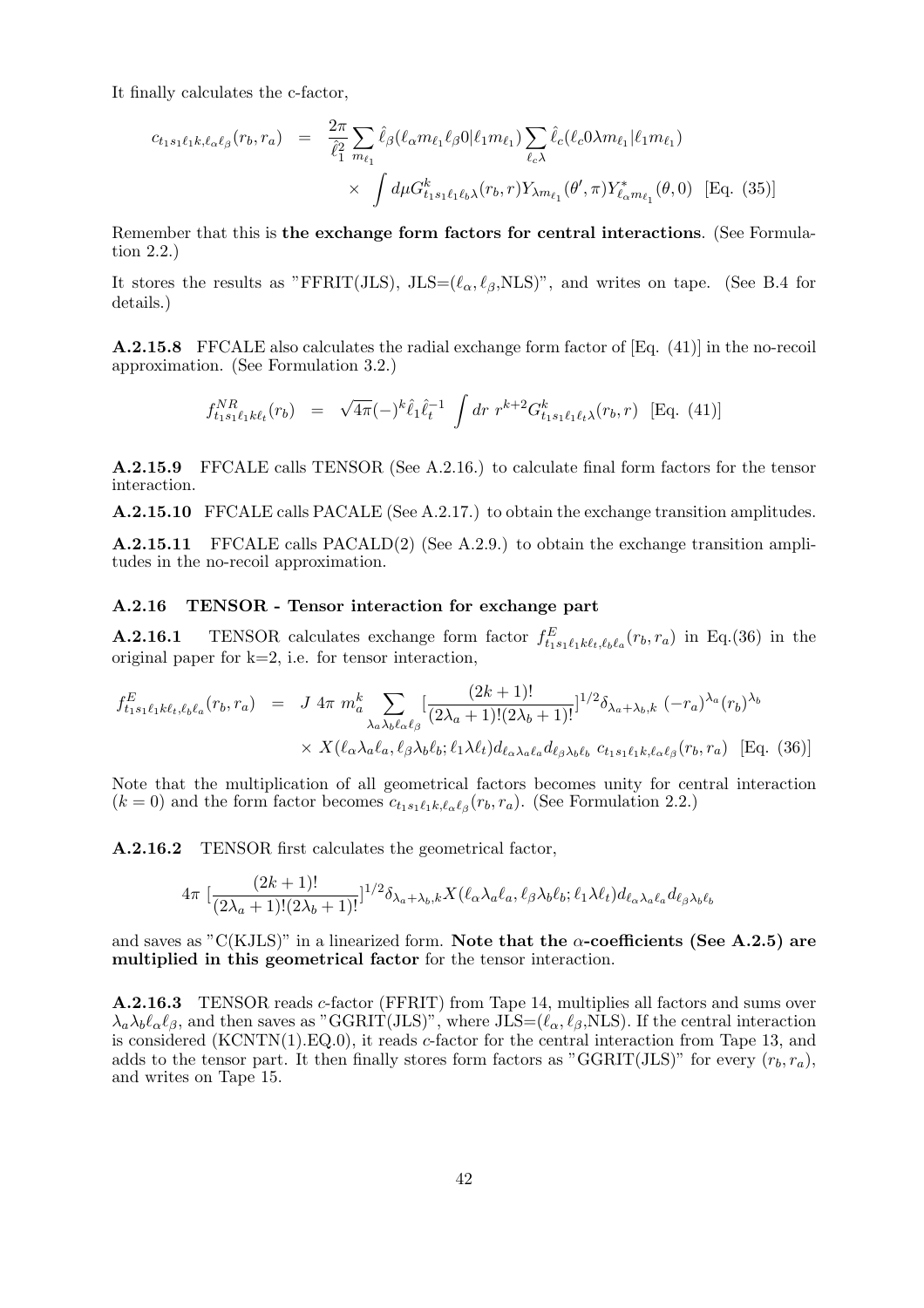It finally calculates the c-factor,

$$c_{t_1 s_1 \ell_1 k, \ell_\alpha \ell_\beta}(r_b, r_a) \;=\; \frac{2\pi}{\hat{\ell}_1^2} \sum_{m_{\ell_1}} \hat{\ell}_\beta (\ell_\alpha m_{\ell_1} \ell_\beta 0 | \ell_1 m_{\ell_1}) \sum_{\ell_c \lambda} \hat{\ell}_c (\ell_c 0 \lambda m_{\ell_1} | \ell_1 m_{\ell_1})$$

$$\times \int d\mu G^k_{t_1 s_1 \ell_1 \ell_b \lambda}(r_b, r) Y_{\lambda m_{\ell_1}}(\theta', \pi) Y^*_{\ell_\alpha m_{\ell_1}}(\theta, 0) \;\; \text{[Eq. (35)]}$$

Remember that this is **the exchange form factors for central interactions**. (See Formulation 2.2.)

It stores the results as "FFRIT(JLS), JLS=($\ell_\alpha, \ell_\beta$,NLS)", and writes on tape. (See B.4 for details.)

**A.2.15.8** FFCALE also calculates the radial exchange form factor of [Eq. (41)] in the no-recoil approximation. (See Formulation 3.2.)

$$f^{NR}_{t_1 s_1 \ell_1 k \ell_t}(r_b) \;=\; \sqrt{4\pi} (-)^k \hat{\ell}_1 \hat{\ell}_t^{-1} \int dr\; r^{k+2} G^k_{t_1 s_1 \ell_1 \ell_t \lambda}(r_b, r) \;\; \text{[Eq. (41)]}$$

**A.2.15.9** FFCALE calls TENSOR (See A.2.16.) to calculate final form factors for the tensor interaction.

**A.2.15.10** FFCALE calls PACALE (See A.2.17.) to obtain the exchange transition amplitudes.

**A.2.15.11** FFCALE calls PACALD(2) (See A.2.9.) to obtain the exchange transition amplitudes in the no-recoil approximation.

### A.2.16 TENSOR - Tensor interaction for exchange part

**A.2.16.1** TENSOR calculates exchange form factor $f^E_{t_1 s_1 \ell_1 k \ell_t, \ell_b \ell_a}(r_b, r_a)$ in Eq.(36) in the original paper for k=2, i.e. for tensor interaction,

$$f^E_{t_1 s_1 \ell_1 k \ell_t, \ell_b \ell_a}(r_b, r_a) \;=\; J\; 4\pi\; m_a^k \sum_{\lambda_a \lambda_b \ell_\alpha \ell_\beta} [\frac{(2k+1)!}{(2\lambda_a+1)!(2\lambda_b+1)!}]^{1/2} \delta_{\lambda_a + \lambda_b, k}\; (-r_a)^{\lambda_a} (r_b)^{\lambda_b}$$

$$\times\; X(\ell_\alpha \lambda_a \ell_a, \ell_\beta \lambda_b \ell_b; \ell_1 \lambda \ell_t) d_{\ell_\alpha \lambda_a \ell_a} d_{\ell_\beta \lambda_b \ell_b}\; c_{t_1 s_1 \ell_1 k, \ell_\alpha \ell_\beta}(r_b, r_a) \;\; \text{[Eq. (36)]}$$

Note that the multiplication of all geometrical factors becomes unity for central interaction ($k = 0$) and the form factor becomes $c_{t_1 s_1 \ell_1 k, \ell_\alpha \ell_\beta}(r_b, r_a)$. (See Formulation 2.2.)

**A.2.16.2** TENSOR first calculates the geometrical factor,

$$4\pi\; [\frac{(2k+1)!}{(2\lambda_a+1)!(2\lambda_b+1)!}]^{1/2} \delta_{\lambda_a + \lambda_b, k} X(\ell_\alpha \lambda_a \ell_a, \ell_\beta \lambda_b \ell_b; \ell_1 \lambda \ell_t) d_{\ell_\alpha \lambda_a \ell_a} d_{\ell_\beta \lambda_b \ell_b}$$

and saves as "C(KJLS)" in a linearized form. **Note that the $\alpha$-coefficients (See A.2.5) are multiplied in this geometrical factor** for the tensor interaction.

**A.2.16.3** TENSOR reads $c$-factor (FFRIT) from Tape 14, multiplies all factors and sums over $\lambda_a \lambda_b \ell_\alpha \ell_\beta$, and then saves as "GGRIT(JLS)", where JLS=($\ell_\alpha, \ell_\beta$,NLS). If the central interaction is considered (KCNTN(1).EQ.0), it reads $c$-factor for the central interaction from Tape 13, and adds to the tensor part. It then finally stores form factors as "GGRIT(JLS)" for every $(r_b, r_a)$, and writes on Tape 15.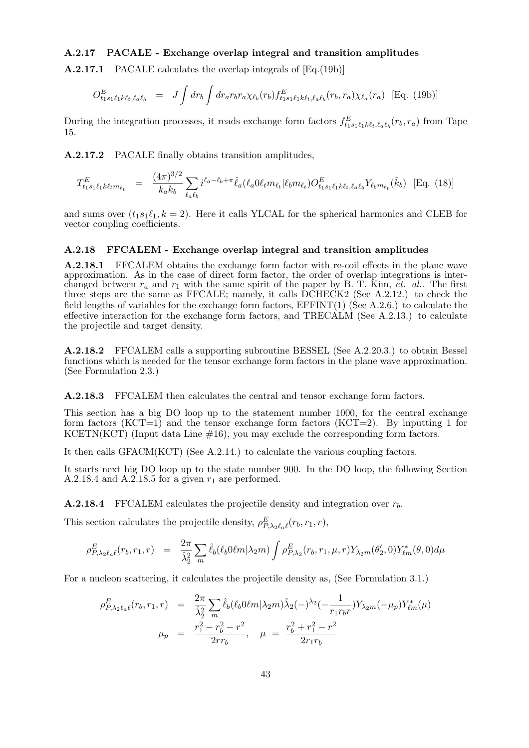### A.2.17 PACALE - Exchange overlap integral and transition amplitudes

**A.2.17.1** PACALE calculates the overlap integrals of [Eq.(19b)]

$$O^E_{t_1s_1\ell_1k\ell_t,\ell_a\ell_b} \;=\; J\int dr_b \int dr_a r_b r_a \chi_{\ell_b}(r_b) f^E_{t_1s_1\ell_1k\ell_t,\ell_a\ell_b}(r_b,r_a)\chi_{\ell_a}(r_a) \quad \text{[Eq. (19b)]}$$

During the integration processes, it reads exchange form factors $f^E_{t_1s_1\ell_1k\ell_t,\ell_a\ell_b}(r_b,r_a)$ from Tape 15.

**A.2.17.2** PACALE finally obtains transition amplitudes,

$$T^E_{t_1s_1\ell_1k\ell_tm_{\ell_t}} \;=\; \frac{(4\pi)^{3/2}}{k_ak_b}\sum_{\ell_a\ell_b} i^{\ell_a-\ell_b+\pi}\hat{\ell}_a(\ell_a0\ell_tm_{\ell_t}|\ell_bm_{\ell_t})O^E_{t_1s_1\ell_1k\ell_t,\ell_a\ell_b}Y_{\ell_bm_{\ell_t}}(\hat{k}_b) \quad \text{[Eq. (18)]}$$

and sums over $(t_1s_1\ell_1, k=2)$. Here it calls YLCAL for the spherical harmonics and CLEB for vector coupling coefficients.

### A.2.18 FFCALEM - Exchange overlap integral and transition amplitudes

**A.2.18.1** FFCALEM obtains the exchange form factor with re-coil effects in the plane wave approximation. As in the case of direct form factor, the order of overlap integrations is interchanged between $r_a$ and $r_1$ with the same spirit of the paper by B. T. Kim, *et. al.*. The first three steps are the same as FFCALE; namely, it calls DCHECK2 (See A.2.12.) to check the field lengths of variables for the exchange form factors, EFFINT(1) (See A.2.6.) to calculate the effective interaction for the exchange form factors, and TRECALM (See A.2.13.) to calculate the projectile and target density.

**A.2.18.2** FFCALEM calls a supporting subroutine BESSEL (See A.2.20.3.) to obtain Bessel functions which is needed for the tensor exchange form factors in the plane wave approximation. (See Formulation 2.3.)

**A.2.18.3** FFCALEM then calculates the central and tensor exchange form factors.

This section has a big DO loop up to the statement number 1000, for the central exchange form factors (KCT=1) and the tensor exchange form factors (KCT=2). By inputting 1 for KCETN(KCT) (Input data Line #16), you may exclude the corresponding form factors.

It then calls GFACM(KCT) (See A.2.14.) to calculate the various coupling factors.

It starts next big DO loop up to the state number 900. In the DO loop, the following Section A.2.18.4 and A.2.18.5 for a given $r_1$ are performed.

**A.2.18.4** FFCALEM calculates the projectile density and integration over $r_b$.

This section calculates the projectile density, $\rho^E_{P,\lambda_2\ell_a\ell}(r_b,r_1,r)$,

$$\rho^E_{P,\lambda_2\ell_a\ell}(r_b,r_1,r) \;=\; \frac{2\pi}{\hat{\lambda}_2^2}\sum_m \hat{\ell}_b(\ell_b0\ell m|\lambda_2m)\int \rho^E_{P,\lambda_2}(r_b,r_1,\mu,r)Y_{\lambda_2m}(\theta_2',0)Y^*_{\ell m}(\theta,0)d\mu$$

For a nucleon scattering, it calculates the projectile density as, (See Formulation 3.1.)

$$\rho^E_{P,\lambda_2\ell_a\ell}(r_b,r_1,r) \;=\; \frac{2\pi}{\hat{\lambda}_2^2}\sum_m \hat{\ell}_b(\ell_b0\ell m|\lambda_2m)\hat{\lambda}_2(-)^{\lambda_2}(-\frac{1}{r_1r_br})Y_{\lambda_2m}(-\mu_p)Y^*_{\ell m}(\mu)$$

$$\mu_p \;=\; \frac{r_1^2-r_b^2-r^2}{2rr_b}, \quad \mu \;=\; \frac{r_b^2+r_1^2-r^2}{2r_1r_b}$$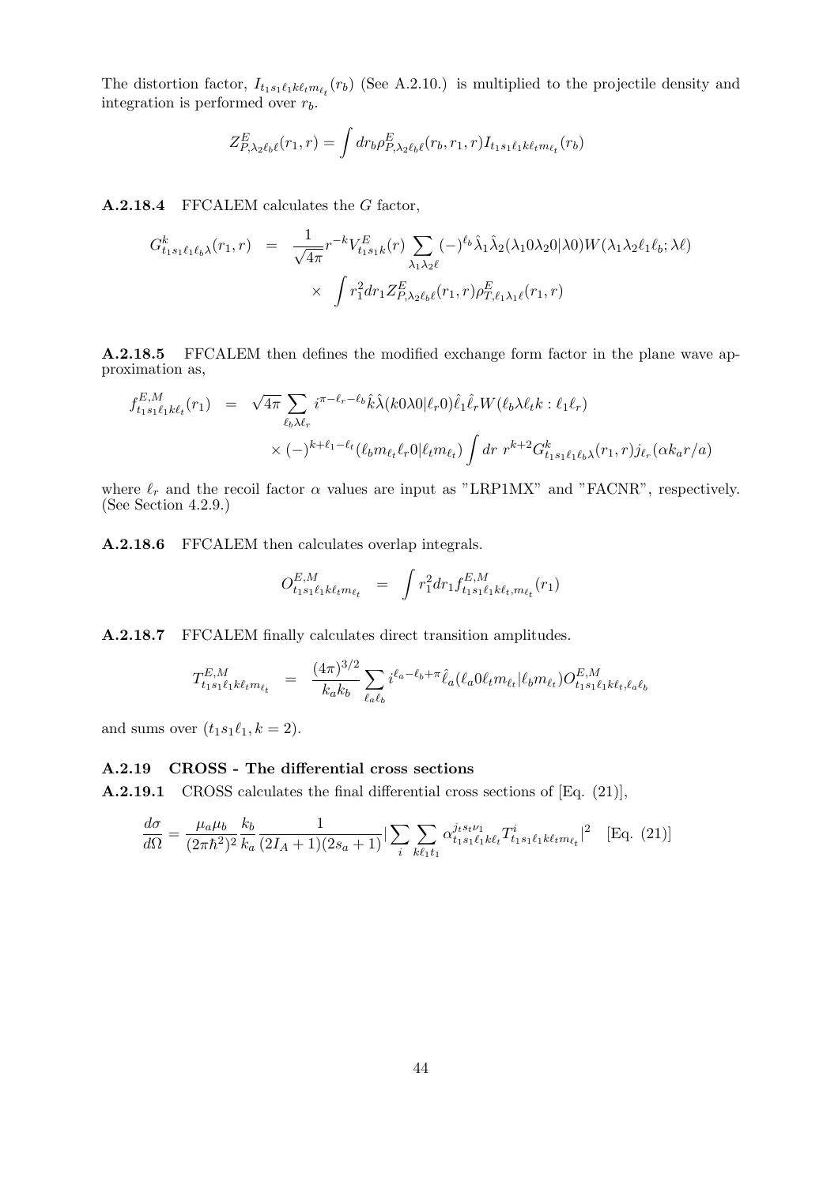The distortion factor, $I_{t_1 s_1 \ell_1 k \ell_t m_{\ell_t}}(r_b)$ (See A.2.10.) is multiplied to the projectile density and integration is performed over $r_b$.

$$Z^E_{P,\lambda_2 \ell_b \ell}(r_1, r) = \int dr_b \rho^E_{P,\lambda_2 \ell_b \ell}(r_b, r_1, r) I_{t_1 s_1 \ell_1 k \ell_t m_{\ell_t}}(r_b)$$

**A.2.18.4** FFCALEM calculates the $G$ factor,

$$G^k_{t_1 s_1 \ell_1 \ell_b \lambda}(r_1, r) = \frac{1}{\sqrt{4\pi}} r^{-k} V^E_{t_1 s_1 k}(r) \sum_{\lambda_1 \lambda_2 \ell} (-)^{\ell_b} \hat{\lambda}_1 \hat{\lambda}_2 (\lambda_1 0 \lambda_2 0 | \lambda 0) W(\lambda_1 \lambda_2 \ell_1 \ell_b; \lambda \ell) \times \int r_1^2 dr_1 Z^E_{P,\lambda_2 \ell_b \ell}(r_1, r) \rho^E_{T,\ell_1 \lambda_1 \ell}(r_1, r)$$

**A.2.18.5** FFCALEM then defines the modified exchange form factor in the plane wave approximation as,

$$f^{E,M}_{t_1 s_1 \ell_1 k \ell_t}(r_1) = \sqrt{4\pi} \sum_{\ell_b \lambda \ell_r} i^{\pi - \ell_r - \ell_b} \hat{k} \hat{\lambda} (k 0 \lambda 0 | \ell_r 0) \hat{\ell}_1 \hat{\ell}_r W(\ell_b \lambda \ell_t k : \ell_1 \ell_r) \times (-)^{k + \ell_1 - \ell_t} (\ell_b m_{\ell_t} \ell_r 0 | \ell_t m_{\ell_t}) \int dr\ r^{k+2} G^k_{t_1 s_1 \ell_1 \ell_b \lambda}(r_1, r) j_{\ell_r}(\alpha k_a r / a)$$

where $\ell_r$ and the recoil factor $\alpha$ values are input as "LRP1MX" and "FACNR", respectively. (See Section 4.2.9.)

**A.2.18.6** FFCALEM then calculates overlap integrals.

$$O^{E,M}_{t_1 s_1 \ell_1 k \ell_t m_{\ell_t}} = \int r_1^2 dr_1 f^{E,M}_{t_1 s_1 \ell_1 k \ell_t, m_{\ell_t}}(r_1)$$

**A.2.18.7** FFCALEM finally calculates direct transition amplitudes.

$$T^{E,M}_{t_1 s_1 \ell_1 k \ell_t m_{\ell_t}} = \frac{(4\pi)^{3/2}}{k_a k_b} \sum_{\ell_a \ell_b} i^{\ell_a - \ell_b + \pi} \hat{\ell}_a (\ell_a 0 \ell_t m_{\ell_t} | \ell_b m_{\ell_t}) O^{E,M}_{t_1 s_1 \ell_1 k \ell_t, \ell_a \ell_b}$$

and sums over $(t_1 s_1 \ell_1, k = 2)$.

### A.2.19 CROSS - The differential cross sections

**A.2.19.1** CROSS calculates the final differential cross sections of [Eq. (21)],

$$\frac{d\sigma}{d\Omega} = \frac{\mu_a \mu_b}{(2\pi\hbar^2)^2} \frac{k_b}{k_a} \frac{1}{(2I_A + 1)(2s_a + 1)} \Big| \sum_i \sum_{k \ell_1 t_1} \alpha^{j_t s_t \nu_1}_{t_1 s_1 \ell_1 k \ell_t} T^i_{t_1 s_1 \ell_1 k \ell_t m_{\ell_t}} \Big|^2 \quad \text{[Eq. (21)]}$$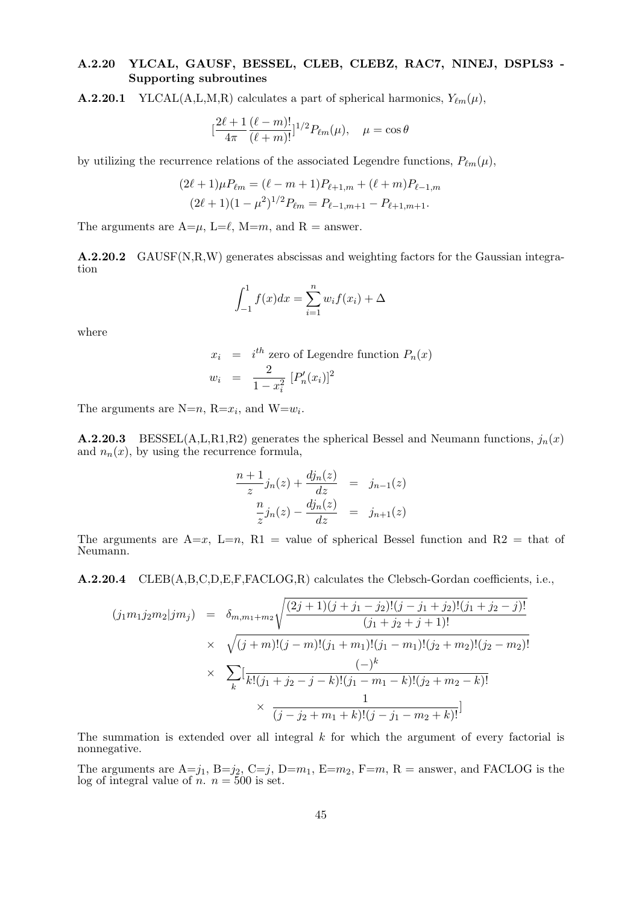### A.2.20 YLCAL, GAUSF, BESSEL, CLEB, CLEBZ, RAC7, NINEJ, DSPLS3 - Supporting subroutines

**A.2.20.1** YLCAL(A,L,M,R) calculates a part of spherical harmonics, $Y_{\ell m}(\mu)$,

$$[\frac{2\ell+1}{4\pi}\frac{(\ell-m)!}{(\ell+m)!}]^{1/2}P_{\ell m}(\mu), \quad \mu=\cos\theta$$

by utilizing the recurrence relations of the associated Legendre functions, $P_{\ell m}(\mu)$,

$$(2\ell+1)\mu P_{\ell m} = (\ell-m+1)P_{\ell+1,m} + (\ell+m)P_{\ell-1,m}$$

$$(2\ell+1)(1-\mu^2)^{1/2}P_{\ell m} = P_{\ell-1,m+1} - P_{\ell+1,m+1}.$$

The arguments are A=$\mu$, L=$\ell$, M=$m$, and R = answer.

**A.2.20.2** GAUSF(N,R,W) generates abscissas and weighting factors for the Gaussian integration

$$\int_{-1}^{1} f(x)dx = \sum_{i=1}^{n} w_i f(x_i) + \Delta$$

where

$$x_i = i^{th} \text{ zero of Legendre function } P_n(x)$$

$$w_i = \frac{2}{1-x_i^2}\,[P_n'(x_i)]^2$$

The arguments are N=$n$, R=$x_i$, and W=$w_i$.

**A.2.20.3** BESSEL(A,L,R1,R2) generates the spherical Bessel and Neumann functions, $j_n(x)$ and $n_n(x)$, by using the recurrence formula,

$$\frac{n+1}{z}j_n(z) + \frac{dj_n(z)}{dz} = j_{n-1}(z)$$

$$\frac{n}{z}j_n(z) - \frac{dj_n(z)}{dz} = j_{n+1}(z)$$

The arguments are A=$x$, L=$n$, R1 = value of spherical Bessel function and R2 = that of Neumann.

**A.2.20.4** CLEB(A,B,C,D,E,F,FACLOG,R) calculates the Clebsch-Gordan coefficients, i.e.,

$$\begin{aligned}
(j_1 m_1 j_2 m_2 | j m_j) &= \delta_{m,m_1+m_2}\sqrt{\frac{(2j+1)(j+j_1-j_2)!(j-j_1+j_2)!(j_1+j_2-j)!}{(j_1+j_2+j+1)!}} \\
&\times \sqrt{(j+m)!(j-m)!(j_1+m_1)!(j_1-m_1)!(j_2+m_2)!(j_2-m_2)!} \\
&\times \sum_k [\frac{(-)^k}{k!(j_1+j_2-j-k)!(j_1-m_1-k)!(j_2+m_2-k)!} \\
&\qquad \times \frac{1}{(j-j_2+m_1+k)!(j-j_1-m_2+k)!}]
\end{aligned}$$

The summation is extended over all integral $k$ for which the argument of every factorial is nonnegative.

The arguments are A=$j_1$, B=$j_2$, C=$j$, D=$m_1$, E=$m_2$, F=$m$, R = answer, and FACLOG is the log of integral value of $n$. $n = 500$ is set.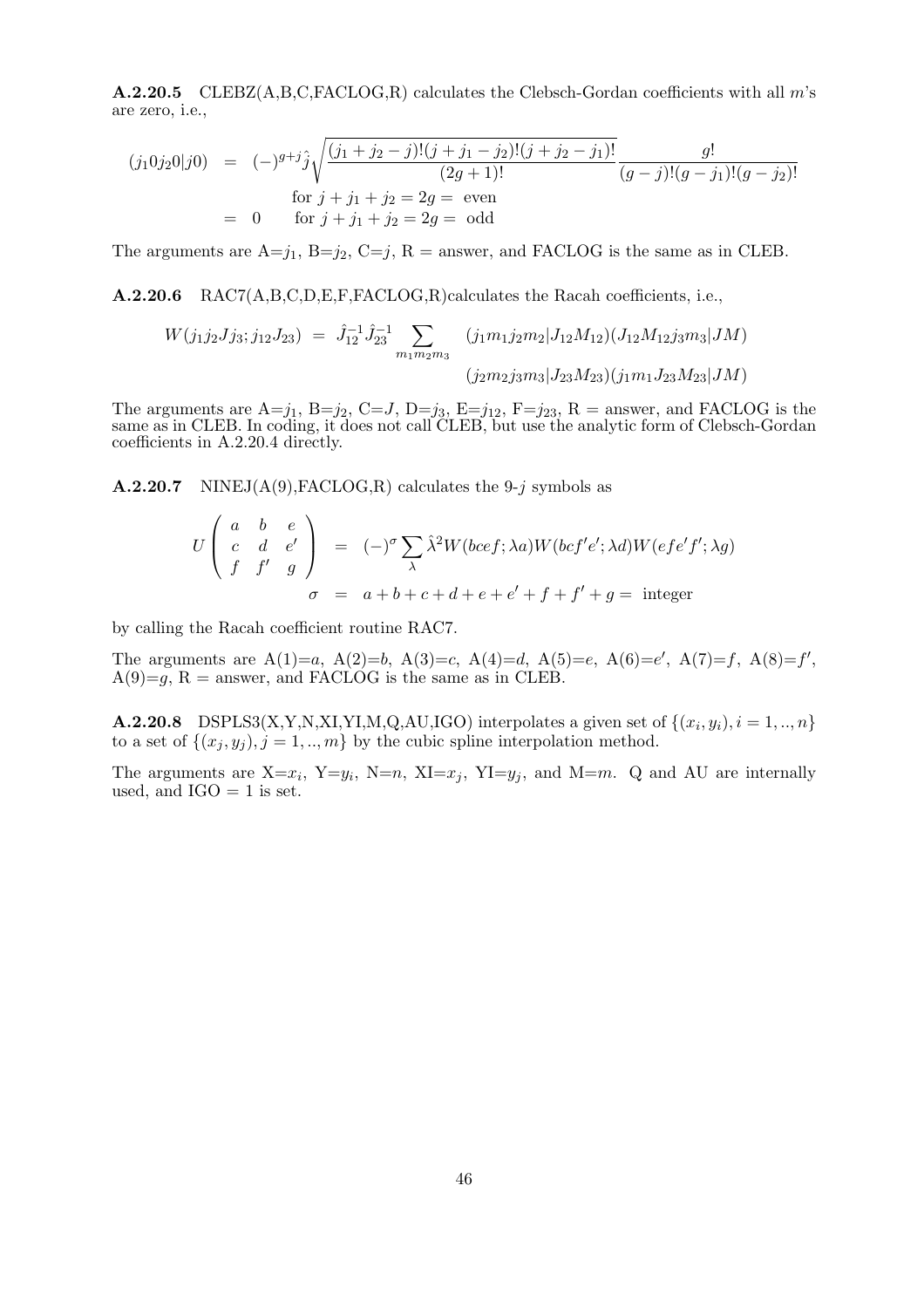**A.2.20.5** CLEBZ(A,B,C,FACLOG,R) calculates the Clebsch-Gordan coefficients with all $m$'s are zero, i.e.,

$$
\begin{aligned}
(j_1 0 j_2 0 | j 0) &= (-)^{g+j} \hat{j} \sqrt{\frac{(j_1+j_2-j)!(j+j_1-j_2)!(j+j_2-j_1)!}{(2g+1)!}} \frac{g!}{(g-j)!(g-j_1)!(g-j_2)!} \\
& \qquad \text{for } j+j_1+j_2 = 2g = \text{ even} \\
&= 0 \qquad \text{for } j+j_1+j_2 = 2g = \text{ odd}
\end{aligned}
$$

The arguments are A=$j_1$, B=$j_2$, C=$j$, R = answer, and FACLOG is the same as in CLEB.

**A.2.20.6** RAC7(A,B,C,D,E,F,FACLOG,R)calculates the Racah coefficients, i.e.,

$$
\begin{aligned}
W(j_1 j_2 J j_3; j_{12} J_{23}) &= \hat{J}_{12}^{-1} \hat{J}_{23}^{-1} \sum_{m_1 m_2 m_3} (j_1 m_1 j_2 m_2 | J_{12} M_{12})(J_{12} M_{12} j_3 m_3 | JM) \\
& \qquad (j_2 m_2 j_3 m_3 | J_{23} M_{23})(j_1 m_1 J_{23} M_{23} | JM)
\end{aligned}
$$

The arguments are A=$j_1$, B=$j_2$, C=$J$, D=$j_3$, E=$j_{12}$, F=$j_{23}$, R = answer, and FACLOG is the same as in CLEB. In coding, it does not call CLEB, but use the analytic form of Clebsch-Gordan coefficients in A.2.20.4 directly.

**A.2.20.7** NINEJ(A(9),FACLOG,R) calculates the 9-$j$ symbols as

$$
\begin{aligned}
U \begin{pmatrix} a & b & e \\ c & d & e' \\ f & f' & g \end{pmatrix} &= (-)^{\sigma} \sum_{\lambda} \hat{\lambda}^2 W(bcef;\lambda a) W(bcf'e';\lambda d) W(efe'f';\lambda g) \\
\sigma &= a+b+c+d+e+e'+f+f'+g = \text{ integer}
\end{aligned}
$$

by calling the Racah coefficient routine RAC7.

The arguments are A(1)=$a$, A(2)=$b$, A(3)=$c$, A(4)=$d$, A(5)=$e$, A(6)=$e'$, A(7)=$f$, A(8)=$f'$, A(9)=$g$, R = answer, and FACLOG is the same as in CLEB.

**A.2.20.8** DSPLS3(X,Y,N,XI,YI,M,Q,AU,IGO) interpolates a given set of $\{(x_i, y_i), i = 1, .., n\}$ to a set of $\{(x_j, y_j), j = 1, .., m\}$ by the cubic spline interpolation method.

The arguments are X=$x_i$, Y=$y_i$, N=$n$, XI=$x_j$, YI=$y_j$, and M=$m$. Q and AU are internally used, and IGO = 1 is set.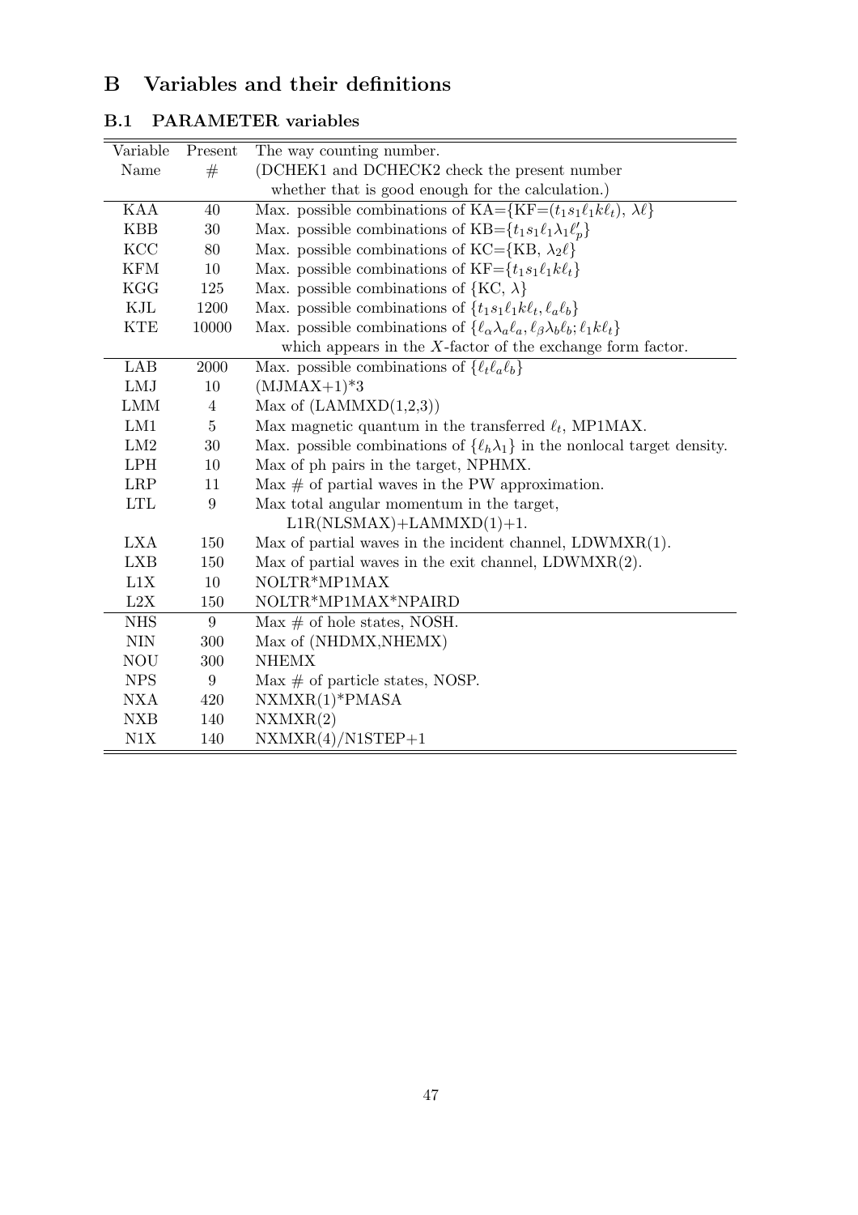# B Variables and their definitions

## B.1 PARAMETER variables

| Variable Name | Present # | The way counting number. (DCHEK1 and DCHECK2 check the present number whether that is good enough for the calculation.) |
|---|---|---|
| KAA | 40 | Max. possible combinations of KA={KF=$(t_1 s_1 \ell_1 k \ell_t)$, $\lambda \ell$} |
| KBB | 30 | Max. possible combinations of KB=$\{t_1 s_1 \ell_1 \lambda_1 \ell_p'\}$ |
| KCC | 80 | Max. possible combinations of KC={KB, $\lambda_2 \ell$} |
| KFM | 10 | Max. possible combinations of KF=$\{t_1 s_1 \ell_1 k \ell_t\}$ |
| KGG | 125 | Max. possible combinations of {KC, $\lambda$} |
| KJL | 1200 | Max. possible combinations of $\{t_1 s_1 \ell_1 k \ell_t, \ell_a \ell_b\}$ |
| KTE | 10000 | Max. possible combinations of $\{\ell_\alpha \lambda_a \ell_a, \ell_\beta \lambda_b \ell_b; \ell_1 k \ell_t\}$ which appears in the $X$-factor of the exchange form factor. |
| LAB | 2000 | Max. possible combinations of $\{\ell_t \ell_a \ell_b\}$ |
| LMJ | 10 | (MJMAX+1)*3 |
| LMM | 4 | Max of (LAMMXD(1,2,3)) |
| LM1 | 5 | Max magnetic quantum in the transferred $\ell_t$, MP1MAX. |
| LM2 | 30 | Max. possible combinations of $\{\ell_h \lambda_1\}$ in the nonlocal target density. |
| LPH | 10 | Max of ph pairs in the target, NPHMX. |
| LRP | 11 | Max # of partial waves in the PW approximation. |
| LTL | 9 | Max total angular momentum in the target, L1R(NLSMAX)+LAMMXD(1)+1. |
| LXA | 150 | Max of partial waves in the incident channel, LDWMXR(1). |
| LXB | 150 | Max of partial waves in the exit channel, LDWMXR(2). |
| L1X | 10 | NOLTR*MP1MAX |
| L2X | 150 | NOLTR*MP1MAX*NPAIRD |
| NHS | 9 | Max # of hole states, NOSH. |
| NIN | 300 | Max of (NHDMX,NHEMX) |
| NOU | 300 | NHEMX |
| NPS | 9 | Max # of particle states, NOSP. |
| NXA | 420 | NXMXR(1)*PMASA |
| NXB | 140 | NXMXR(2) |
| N1X | 140 | NXMXR(4)/N1STEP+1 |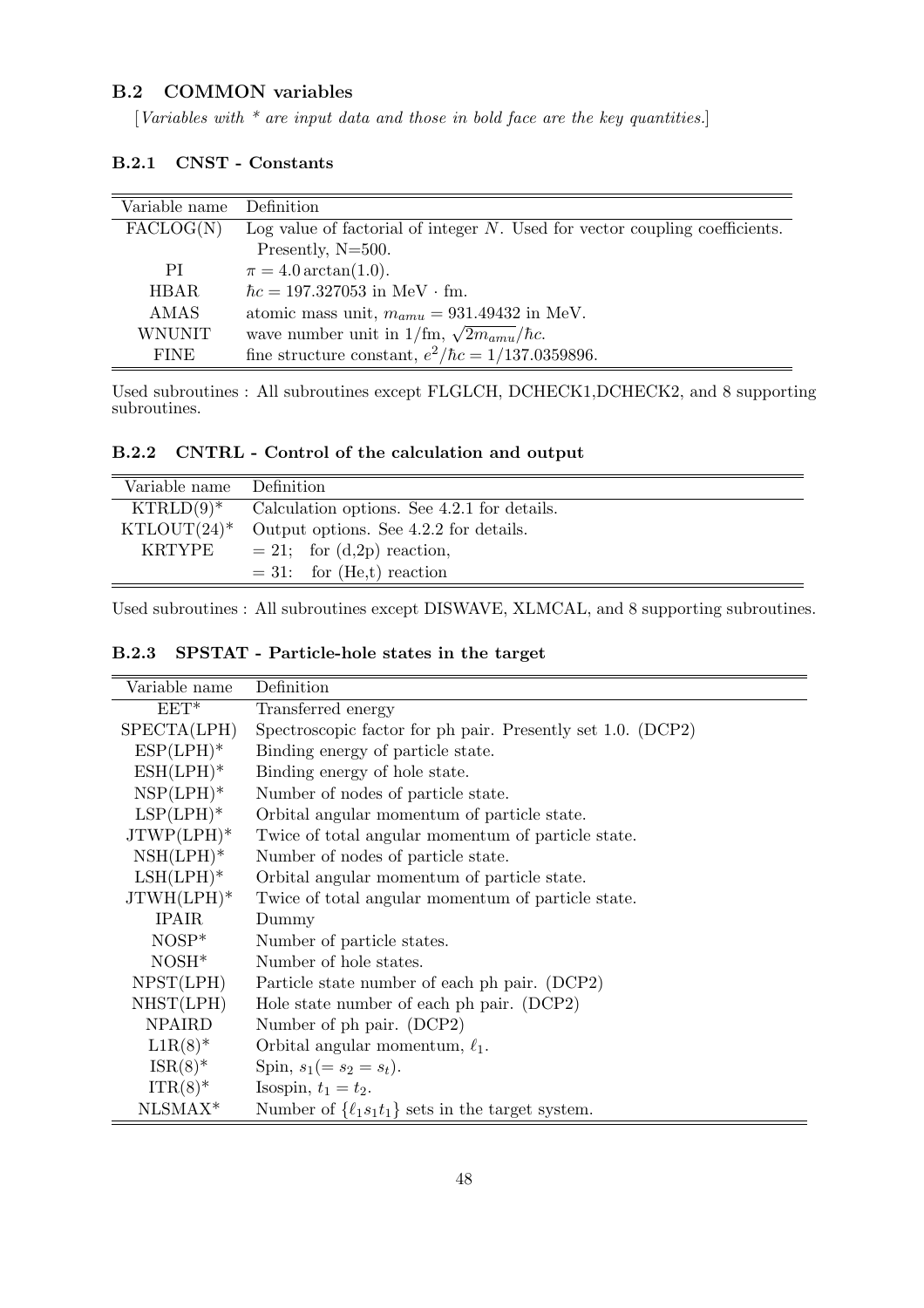### B.2 COMMON variables

[*Variables with * are input data and those in bold face are the key quantities.*]

#### B.2.1 CNST - Constants

| Variable name | Definition |
|---|---|
| FACLOG(N) | Log value of factorial of integer $N$. Used for vector coupling coefficients. Presently, N=500. |
| PI | $\pi = 4.0 \arctan(1.0)$. |
| HBAR | $\hbar c = 197.327053$ in MeV $\cdot$ fm. |
| AMAS | atomic mass unit, $m_{amu} = 931.49432$ in MeV. |
| WNUNIT | wave number unit in 1/fm, $\sqrt{2m_{amu}}/\hbar c$. |
| FINE | fine structure constant, $e^2/\hbar c = 1/137.0359896$. |

Used subroutines : All subroutines except FLGLCH, DCHECK1,DCHECK2, and 8 supporting subroutines.

#### B.2.2 CNTRL - Control of the calculation and output

| Variable name | Definition |
|---|---|
| KTRLD(9)* | Calculation options. See 4.2.1 for details. |
| KTLOUT(24)* | Output options. See 4.2.2 for details. |
| KRTYPE | = 21; for (d,2p) reaction, |
| | = 31: for (He,t) reaction |

Used subroutines : All subroutines except DISWAVE, XLMCAL, and 8 supporting subroutines.

#### B.2.3 SPSTAT - Particle-hole states in the target

| Variable name | Definition |
|---|---|
| EET* | Transferred energy |
| SPECTA(LPH) | Spectroscopic factor for ph pair. Presently set 1.0. (DCP2) |
| ESP(LPH)* | Binding energy of particle state. |
| ESH(LPH)* | Binding energy of hole state. |
| NSP(LPH)* | Number of nodes of particle state. |
| LSP(LPH)* | Orbital angular momentum of particle state. |
| JTWP(LPH)* | Twice of total angular momentum of particle state. |
| NSH(LPH)* | Number of nodes of particle state. |
| LSH(LPH)* | Orbital angular momentum of particle state. |
| JTWH(LPH)* | Twice of total angular momentum of particle state. |
| IPAIR | Dummy |
| NOSP* | Number of particle states. |
| NOSH* | Number of hole states. |
| NPST(LPH) | Particle state number of each ph pair. (DCP2) |
| NHST(LPH) | Hole state number of each ph pair. (DCP2) |
| NPAIRD | Number of ph pair. (DCP2) |
| L1R(8)* | Orbital angular momentum, $\ell_1$. |
| ISR(8)* | Spin, $s_1 (= s_2 = s_t)$. |
| ITR(8)* | Isospin, $t_1 = t_2$. |
| NLSMAX* | Number of $\{\ell_1 s_1 t_1\}$ sets in the target system. |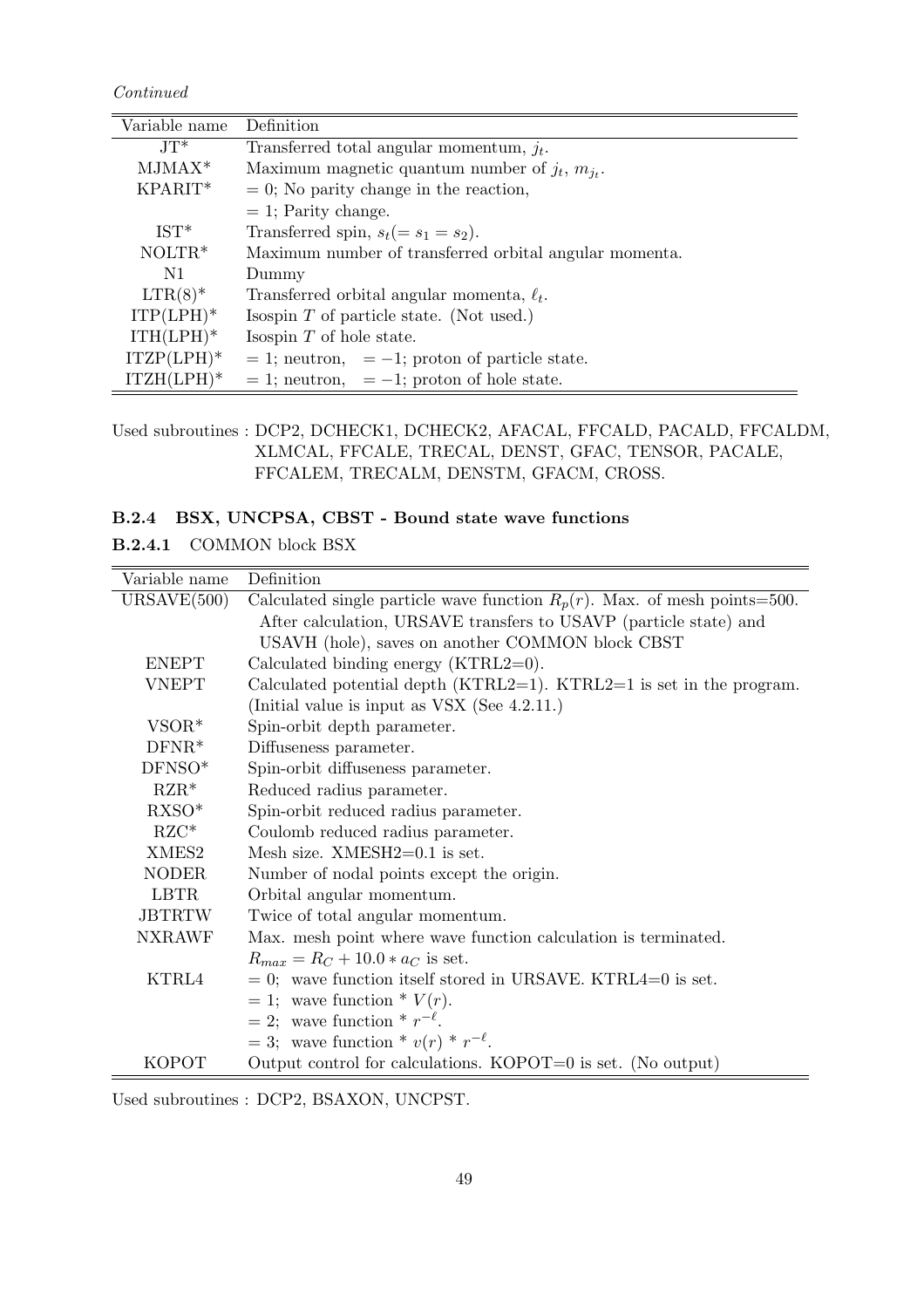*Continued*

| Variable name | Definition |
|---|---|
| JT* | Transferred total angular momentum, $j_t$. |
| MJMAX* | Maximum magnetic quantum number of $j_t$, $m_{j_t}$. |
| KPARIT* | = 0; No parity change in the reaction, |
| | = 1; Parity change. |
| IST* | Transferred spin, $s_t (= s_1 = s_2)$. |
| NOLTR* | Maximum number of transferred orbital angular momenta. |
| N1 | Dummy |
| LTR(8)* | Transferred orbital angular momenta, $\ell_t$. |
| ITP(LPH)* | Isospin $T$ of particle state. (Not used.) |
| ITH(LPH)* | Isospin $T$ of hole state. |
| ITZP(LPH)* | = 1; neutron, $= -1$; proton of particle state. |
| ITZH(LPH)* | = 1; neutron, $= -1$; proton of hole state. |

Used subroutines : DCP2, DCHECK1, DCHECK2, AFACAL, FFCALD, PACALD, FFCALDM, XLMCAL, FFCALE, TRECAL, DENST, GFAC, TENSOR, PACALE, FFCALEM, TRECALM, DENSTM, GFACM, CROSS.

### B.2.4 BSX, UNCPSA, CBST - Bound state wave functions

#### B.2.4.1 COMMON block BSX

| Variable name | Definition |
|---|---|
| URSAVE(500) | Calculated single particle wave function $R_p(r)$. Max. of mesh points=500. |
| | After calculation, URSAVE transfers to USAVP (particle state) and |
| | USAVH (hole), saves on another COMMON block CBST |
| ENEPT | Calculated binding energy (KTRL2=0). |
| VNEPT | Calculated potential depth (KTRL2=1). KTRL2=1 is set in the program. |
| | (Initial value is input as VSX (See 4.2.11.) |
| VSOR* | Spin-orbit depth parameter. |
| DFNR* | Diffuseness parameter. |
| DFNSO* | Spin-orbit diffuseness parameter. |
| RZR* | Reduced radius parameter. |
| RXSO* | Spin-orbit reduced radius parameter. |
| RZC* | Coulomb reduced radius parameter. |
| XMES2 | Mesh size. XMESH2=0.1 is set. |
| NODER | Number of nodal points except the origin. |
| LBTR | Orbital angular momentum. |
| JBTRTW | Twice of total angular momentum. |
| NXRAWF | Max. mesh point where wave function calculation is terminated. |
| | $R_{max} = R_C + 10.0 * a_C$ is set. |
| KTRL4 | = 0; wave function itself stored in URSAVE. KTRL4=0 is set. |
| | = 1; wave function * $V(r)$. |
| | = 2; wave function * $r^{-\ell}$. |
| | = 3; wave function * $v(r)$ * $r^{-\ell}$. |
| KOPOT | Output control for calculations. KOPOT=0 is set. (No output) |

Used subroutines : DCP2, BSAXON, UNCPST.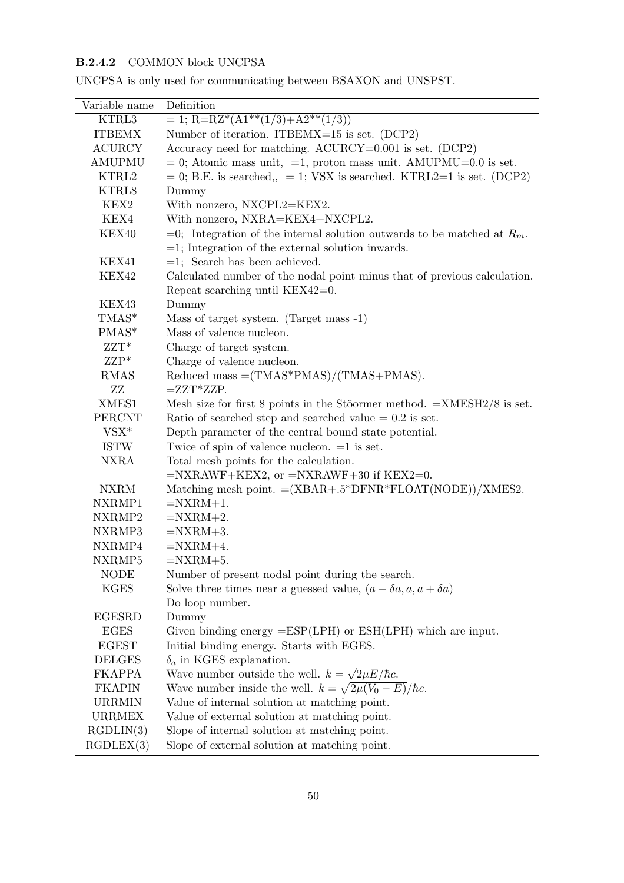#### B.2.4.2 COMMON block UNCPSA

UNCPSA is only used for communicating between BSAXON and UNSPST.

| Variable name | Definition |
|---|---|
| KTRL3 | = 1; R=RZ*(A1**(1/3)+A2**(1/3)) |
| ITBEMX | Number of iteration. ITBEMX=15 is set. (DCP2) |
| ACURCY | Accuracy need for matching. ACURCY=0.001 is set. (DCP2) |
| AMUPMU | = 0; Atomic mass unit, =1, proton mass unit. AMUPMU=0.0 is set. |
| KTRL2 | = 0; B.E. is searched,, = 1; VSX is searched. KTRL2=1 is set. (DCP2) |
| KTRL8 | Dummy |
| KEX2 | With nonzero, NXCPL2=KEX2. |
| KEX4 | With nonzero, NXRA=KEX4+NXCPL2. |
| KEX40 | =0; Integration of the internal solution outwards to be matched at $R_m$. =1; Integration of the external solution inwards. |
| KEX41 | =1; Search has been achieved. |
| KEX42 | Calculated number of the nodal point minus that of previous calculation. Repeat searching until KEX42=0. |
| KEX43 | Dummy |
| TMAS* | Mass of target system. (Target mass -1) |
| PMAS* | Mass of valence nucleon. |
| ZZT* | Charge of target system. |
| ZZP* | Charge of valence nucleon. |
| RMAS | Reduced mass =(TMAS*PMAS)/(TMAS+PMAS). |
| ZZ | =ZZT*ZZP. |
| XMES1 | Mesh size for first 8 points in the Stöormer method. =XMESH2/8 is set. |
| PERCNT | Ratio of searched step and searched value = 0.2 is set. |
| VSX* | Depth parameter of the central bound state potential. |
| ISTW | Twice of spin of valence nucleon. =1 is set. |
| NXRA | Total mesh points for the calculation. =NXRAWF+KEX2, or =NXRAWF+30 if KEX2=0. |
| NXRM | Matching mesh point. =(XBAR+.5*DFNR*FLOAT(NODE))/XMES2. |
| NXRMP1 | =NXRM+1. |
| NXRMP2 | =NXRM+2. |
| NXRMP3 | =NXRM+3. |
| NXRMP4 | =NXRM+4. |
| NXRMP5 | =NXRM+5. |
| NODE | Number of present nodal point during the search. |
| KGES | Solve three times near a guessed value, $(a-\delta a, a, a+\delta a)$ Do loop number. |
| EGESRD | Dummy |
| EGES | Given binding energy =ESP(LPH) or ESH(LPH) which are input. |
| EGEST | Initial binding energy. Starts with EGES. |
| DELGES | $\delta_a$ in KGES explanation. |
| FKAPPA | Wave number outside the well. $k = \sqrt{2\mu E}/\hbar c$. |
| FKAPIN | Wave number inside the well. $k = \sqrt{2\mu(V_0 - E)}/\hbar c$. |
| URRMIN | Value of internal solution at matching point. |
| URRMEX | Value of external solution at matching point. |
| RGDLIN(3) | Slope of internal solution at matching point. |
| RGDLEX(3) | Slope of external solution at matching point. |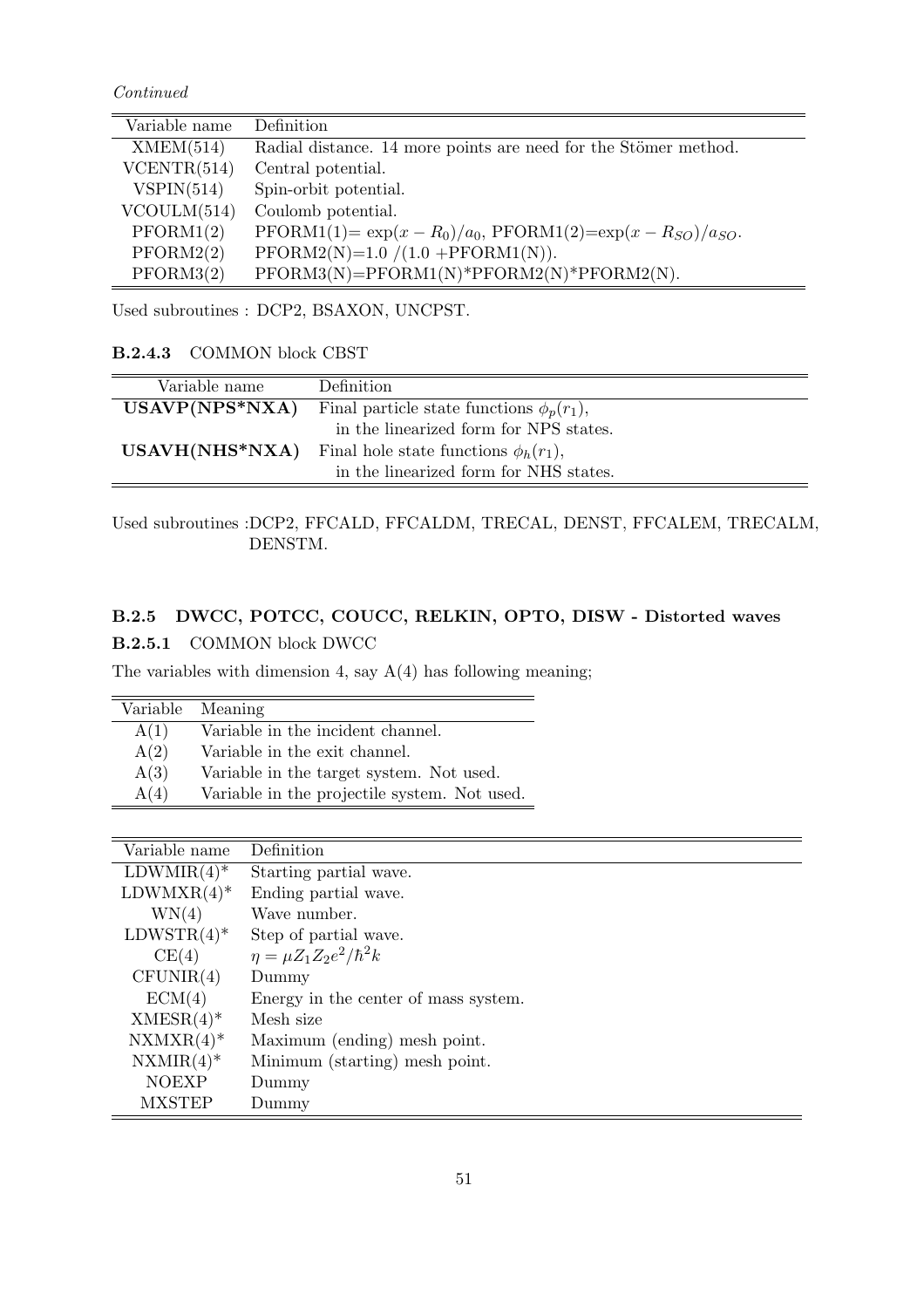*Continued*

| Variable name | Definition |
|---|---|
| XMEM(514) | Radial distance. 14 more points are need for the Stömer method. |
| VCENTR(514) | Central potential. |
| VSPIN(514) | Spin-orbit potential. |
| VCOULM(514) | Coulomb potential. |
| PFORM1(2) | PFORM1(1)= $\exp(x - R_0)/a_0$, PFORM1(2)=$\exp(x - R_{SO})/a_{SO}$. |
| PFORM2(2) | PFORM2(N)=1.0 /(1.0 +PFORM1(N)). |
| PFORM3(2) | PFORM3(N)=PFORM1(N)*PFORM2(N)*PFORM2(N). |

Used subroutines : DCP2, BSAXON, UNCPST.

#### B.2.4.3 COMMON block CBST

| Variable name | Definition |
|---|---|
| **USAVP(NPS*NXA)** | Final particle state functions $\phi_p(r_1)$, in the linearized form for NPS states. |
| **USAVH(NHS*NXA)** | Final hole state functions $\phi_h(r_1)$, in the linearized form for NHS states. |

Used subroutines :DCP2, FFCALD, FFCALDM, TRECAL, DENST, FFCALEM, TRECALM, DENSTM.

### B.2.5 DWCC, POTCC, COUCC, RELKIN, OPTO, DISW - Distorted waves

#### B.2.5.1 COMMON block DWCC

The variables with dimension 4, say A(4) has following meaning;

| Variable | Meaning |
|---|---|
| A(1) | Variable in the incident channel. |
| A(2) | Variable in the exit channel. |
| A(3) | Variable in the target system. Not used. |
| A(4) | Variable in the projectile system. Not used. |

| Variable name | Definition |
|---|---|
| LDWMIR(4)* | Starting partial wave. |
| LDWMXR(4)* | Ending partial wave. |
| WN(4) | Wave number. |
| LDWSTR(4)* | Step of partial wave. |
| CE(4) | $\eta = \mu Z_1 Z_2 e^2/\hbar^2 k$ |
| CFUNIR(4) | Dummy |
| ECM(4) | Energy in the center of mass system. |
| XMESR(4)* | Mesh size |
| NXMXR(4)* | Maximum (ending) mesh point. |
| NXMIR(4)* | Minimum (starting) mesh point. |
| NOEXP | Dummy |
| MXSTEP | Dummy |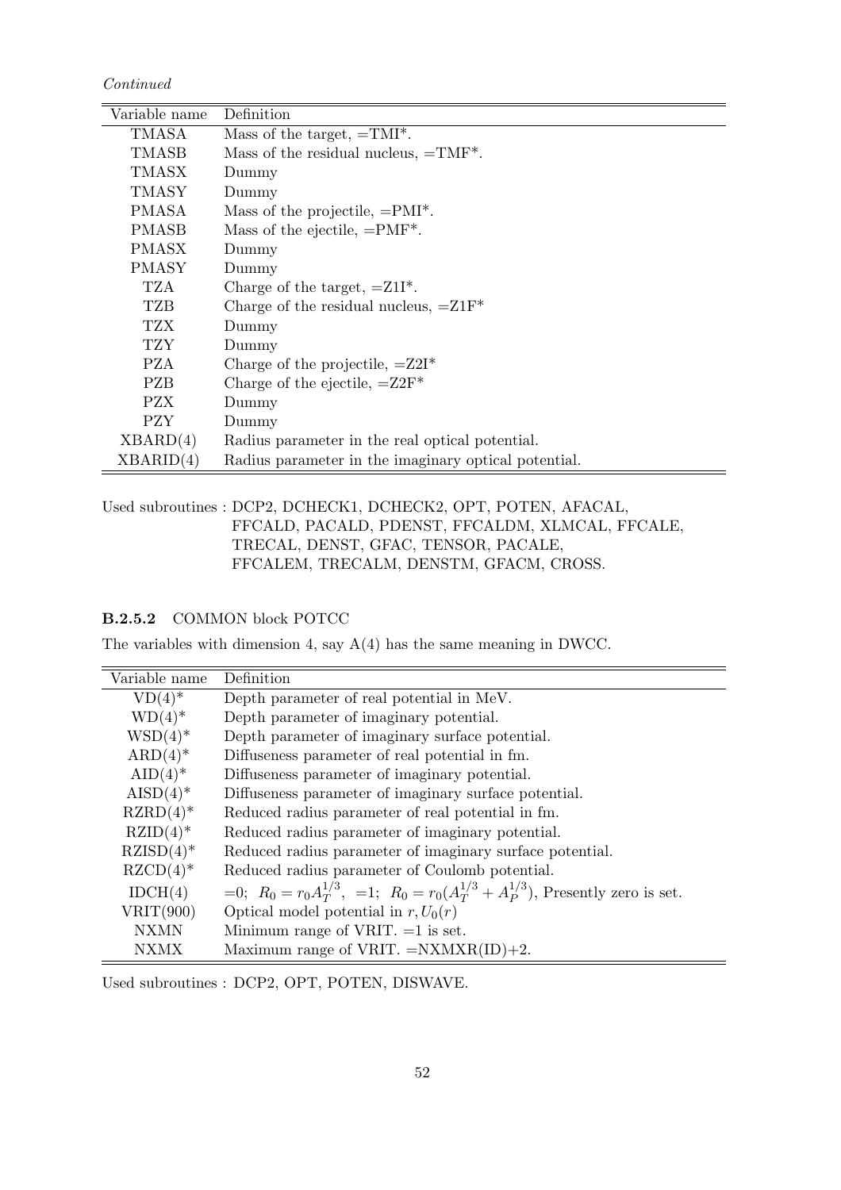*Continued*

| Variable name | Definition |
|---|---|
| TMASA | Mass of the target, =TMI*. |
| TMASB | Mass of the residual nucleus, =TMF*. |
| TMASX | Dummy |
| TMASY | Dummy |
| PMASA | Mass of the projectile, =PMI*. |
| PMASB | Mass of the ejectile, =PMF*. |
| PMASX | Dummy |
| PMASY | Dummy |
| TZA | Charge of the target, =Z1I*. |
| TZB | Charge of the residual nucleus, =Z1F* |
| TZX | Dummy |
| TZY | Dummy |
| PZA | Charge of the projectile, =Z2I* |
| PZB | Charge of the ejectile, =Z2F* |
| PZX | Dummy |
| PZY | Dummy |
| XBARD(4) | Radius parameter in the real optical potential. |
| XBARID(4) | Radius parameter in the imaginary optical potential. |

Used subroutines : DCP2, DCHECK1, DCHECK2, OPT, POTEN, AFACAL, FFCALD, PACALD, PDENST, FFCALDM, XLMCAL, FFCALE, TRECAL, DENST, GFAC, TENSOR, PACALE, FFCALEM, TRECALM, DENSTM, GFACM, CROSS.

### B.2.5.2 COMMON block POTCC

The variables with dimension 4, say A(4) has the same meaning in DWCC.

| Variable name | Definition |
|---|---|
| VD(4)* | Depth parameter of real potential in MeV. |
| WD(4)* | Depth parameter of imaginary potential. |
| WSD(4)* | Depth parameter of imaginary surface potential. |
| ARD(4)* | Diffuseness parameter of real potential in fm. |
| AID(4)* | Diffuseness parameter of imaginary potential. |
| AISD(4)* | Diffuseness parameter of imaginary surface potential. |
| RZRD(4)* | Reduced radius parameter of real potential in fm. |
| RZID(4)* | Reduced radius parameter of imaginary potential. |
| RZISD(4)* | Reduced radius parameter of imaginary surface potential. |
| RZCD(4)* | Reduced radius parameter of Coulomb potential. |
| IDCH(4) | =0; $R_0 = r_0 A_T^{1/3}$, =1; $R_0 = r_0(A_T^{1/3} + A_P^{1/3})$, Presently zero is set. |
| VRIT(900) | Optical model potential in $r, U_0(r)$ |
| NXMN | Minimum range of VRIT. =1 is set. |
| NXMX | Maximum range of VRIT. =NXMXR(ID)+2. |

Used subroutines : DCP2, OPT, POTEN, DISWAVE.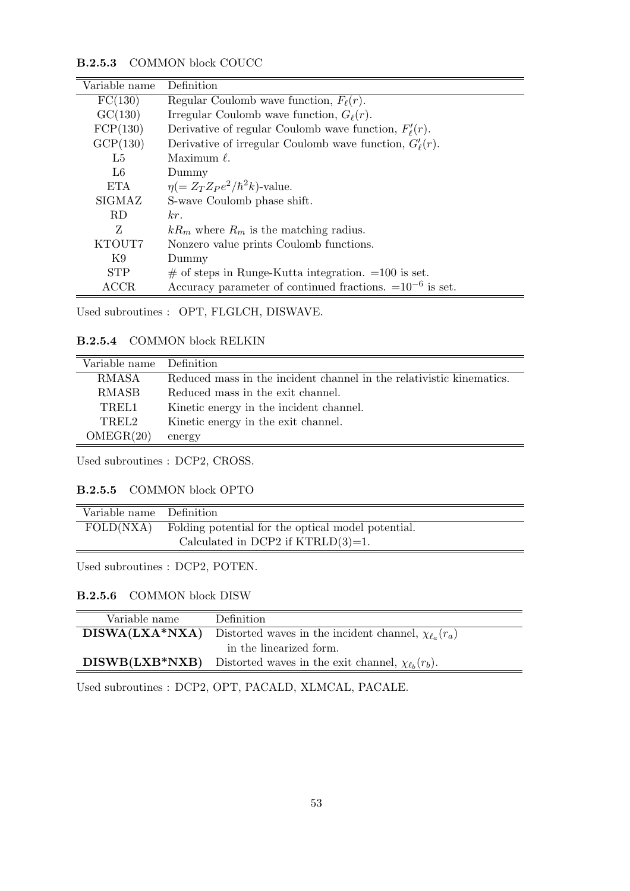#### B.2.5.3 COMMON block COUCC

| Variable name | Definition |
|---|---|
| FC(130) | Regular Coulomb wave function, $F_\ell(r)$. |
| GC(130) | Irregular Coulomb wave function, $G_\ell(r)$. |
| FCP(130) | Derivative of regular Coulomb wave function, $F'_\ell(r)$. |
| GCP(130) | Derivative of irregular Coulomb wave function, $G'_\ell(r)$. |
| L5 | Maximum $\ell$. |
| L6 | Dummy |
| ETA | $\eta(= Z_T Z_P e^2/\hbar^2 k)$-value. |
| SIGMAZ | S-wave Coulomb phase shift. |
| RD | $kr$. |
| Z | $kR_m$ where $R_m$ is the matching radius. |
| KTOUT7 | Nonzero value prints Coulomb functions. |
| K9 | Dummy |
| STP | # of steps in Runge-Kutta integration. =100 is set. |
| ACCR | Accuracy parameter of continued fractions. $=10^{-6}$ is set. |

Used subroutines : OPT, FLGLCH, DISWAVE.

#### B.2.5.4 COMMON block RELKIN

| Variable name | Definition |
|---|---|
| RMASA | Reduced mass in the incident channel in the relativistic kinematics. |
| RMASB | Reduced mass in the exit channel. |
| TREL1 | Kinetic energy in the incident channel. |
| TREL2 | Kinetic energy in the exit channel. |
| OMEGR(20) | energy |

Used subroutines : DCP2, CROSS.

#### B.2.5.5 COMMON block OPTO

| Variable name | Definition |
|---|---|
| FOLD(NXA) | Folding potential for the optical model potential. Calculated in DCP2 if KTRLD(3)=1. |

Used subroutines : DCP2, POTEN.

#### B.2.5.6 COMMON block DISW

| Variable name | Definition |
|---|---|
| **DISWA(LXA*NXA)** | Distorted waves in the incident channel, $\chi_{\ell_a}(r_a)$ in the linearized form. |
| **DISWB(LXB*NXB)** | Distorted waves in the exit channel, $\chi_{\ell_b}(r_b)$. |

Used subroutines : DCP2, OPT, PACALD, XLMCAL, PACALE.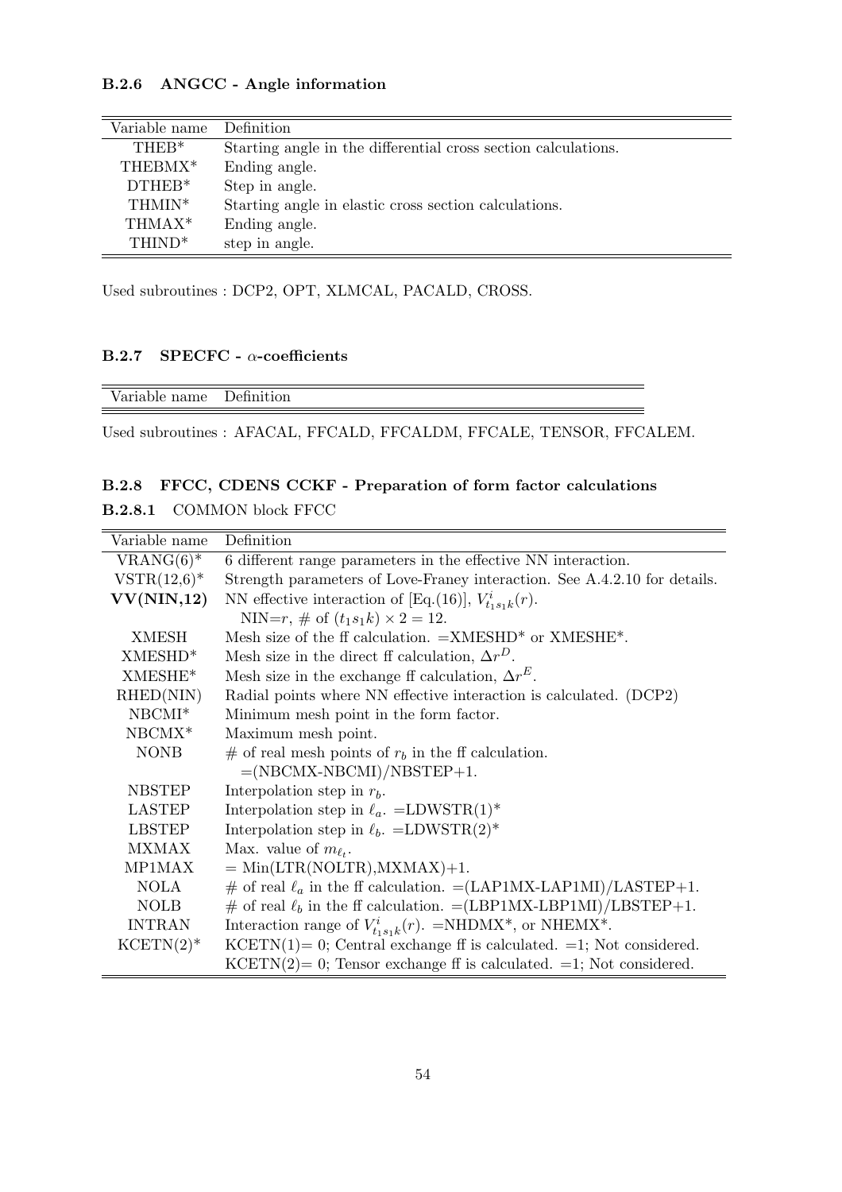#### B.2.6 ANGCC - Angle information

| Variable name | Definition |
|---|---|
| THEB* | Starting angle in the differential cross section calculations. |
| THEBMX* | Ending angle. |
| DTHEB* | Step in angle. |
| THMIN* | Starting angle in elastic cross section calculations. |
| THMAX* | Ending angle. |
| THIND* | step in angle. |

Used subroutines : DCP2, OPT, XLMCAL, PACALD, CROSS.

#### B.2.7 SPECFC - $\alpha$-coefficients

| Variable name | Definition |
|---|---|

Used subroutines : AFACAL, FFCALD, FFCALDM, FFCALE, TENSOR, FFCALEM.

#### B.2.8 FFCC, CDENS CCKF - Preparation of form factor calculations

**B.2.8.1** COMMON block FFCC

| Variable name | Definition |
|---|---|
| VRANG(6)* | 6 different range parameters in the effective NN interaction. |
| VSTR(12,6)* | Strength parameters of Love-Franey interaction. See A.4.2.10 for details. |
| **VV(NIN,12)** | NN effective interaction of [Eq.(16)], $V^i_{t_1 s_1 k}(r)$. |
| | NIN=$r$, # of $(t_1 s_1 k) \times 2 = 12$. |
| XMESH | Mesh size of the ff calculation. =XMESHD* or XMESHE*. |
| XMESHD* | Mesh size in the direct ff calculation, $\Delta r^D$. |
| XMESHE* | Mesh size in the exchange ff calculation, $\Delta r^E$. |
| RHED(NIN) | Radial points where NN effective interaction is calculated. (DCP2) |
| NBCMI* | Minimum mesh point in the form factor. |
| NBCMX* | Maximum mesh point. |
| NONB | # of real mesh points of $r_b$ in the ff calculation. |
| | =(NBCMX-NBCMI)/NBSTEP+1. |
| NBSTEP | Interpolation step in $r_b$. |
| LASTEP | Interpolation step in $\ell_a$. =LDWSTR(1)* |
| LBSTEP | Interpolation step in $\ell_b$. =LDWSTR(2)* |
| MXMAX | Max. value of $m_{\ell_t}$. |
| MP1MAX | = Min(LTR(NOLTR),MXMAX)+1. |
| NOLA | # of real $\ell_a$ in the ff calculation. =(LAP1MX-LAP1MI)/LASTEP+1. |
| NOLB | # of real $\ell_b$ in the ff calculation. =(LBP1MX-LBP1MI)/LBSTEP+1. |
| INTRAN | Interaction range of $V^i_{t_1 s_1 k}(r)$. =NHDMX*, or NHEMX*. |
| KCETN(2)* | KCETN(1)= 0; Central exchange ff is calculated. =1; Not considered. |
| | KCETN(2)= 0; Tensor exchange ff is calculated. =1; Not considered. |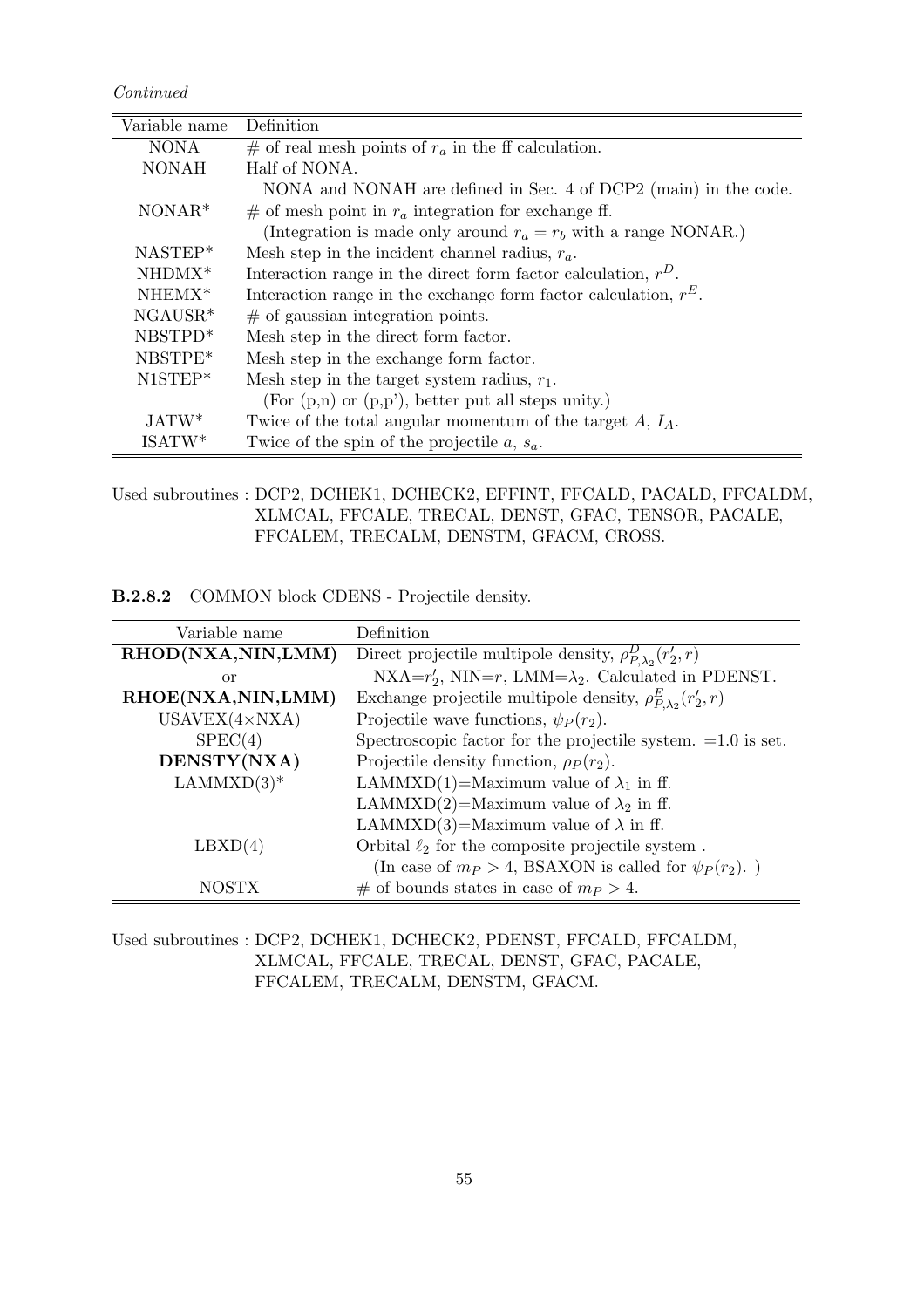*Continued*

| Variable name | Definition |
|---|---|
| NONA | # of real mesh points of $r_a$ in the ff calculation. |
| NONAH | Half of NONA. |
| | NONA and NONAH are defined in Sec. 4 of DCP2 (main) in the code. |
| NONAR* | # of mesh point in $r_a$ integration for exchange ff. |
| | (Integration is made only around $r_a = r_b$ with a range NONAR.) |
| NASTEP* | Mesh step in the incident channel radius, $r_a$. |
| NHDMX* | Interaction range in the direct form factor calculation, $r^D$. |
| NHEMX* | Interaction range in the exchange form factor calculation, $r^E$. |
| NGAUSR* | # of gaussian integration points. |
| NBSTPD* | Mesh step in the direct form factor. |
| NBSTPE* | Mesh step in the exchange form factor. |
| N1STEP* | Mesh step in the target system radius, $r_1$. |
| | (For (p,n) or (p,p'), better put all steps unity.) |
| JATW* | Twice of the total angular momentum of the target $A$, $I_A$. |
| ISATW* | Twice of the spin of the projectile $a$, $s_a$. |

Used subroutines : DCP2, DCHEK1, DCHECK2, EFFINT, FFCALD, PACALD, FFCALDM, XLMCAL, FFCALE, TRECAL, DENST, GFAC, TENSOR, PACALE, FFCALEM, TRECALM, DENSTM, GFACM, CROSS.

**B.2.8.2** COMMON block CDENS - Projectile density.

| Variable name | Definition |
|---|---|
| **RHOD(NXA,NIN,LMM)** | Direct projectile multipole density, $\rho^D_{P,\lambda_2}(r'_2, r)$ |
| or | NXA=$r'_2$, NIN=$r$, LMM=$\lambda_2$. Calculated in PDENST. |
| **RHOE(NXA,NIN,LMM)** | Exchange projectile multipole density, $\rho^E_{P,\lambda_2}(r'_2, r)$ |
| USAVEX(4×NXA) | Projectile wave functions, $\psi_P(r_2)$. |
| SPEC(4) | Spectroscopic factor for the projectile system. =1.0 is set. |
| **DENSTY(NXA)** | Projectile density function, $\rho_P(r_2)$. |
| LAMMXD(3)* | LAMMXD(1)=Maximum value of $\lambda_1$ in ff. |
| | LAMMXD(2)=Maximum value of $\lambda_2$ in ff. |
| | LAMMXD(3)=Maximum value of $\lambda$ in ff. |
| LBXD(4) | Orbital $\ell_2$ for the composite projectile system . |
| | (In case of $m_P > 4$, BSAXON is called for $\psi_P(r_2)$. ) |
| NOSTX | # of bounds states in case of $m_P > 4$. |

Used subroutines : DCP2, DCHEK1, DCHECK2, PDENST, FFCALD, FFCALDM, XLMCAL, FFCALE, TRECAL, DENST, GFAC, PACALE, FFCALEM, TRECALM, DENSTM, GFACM.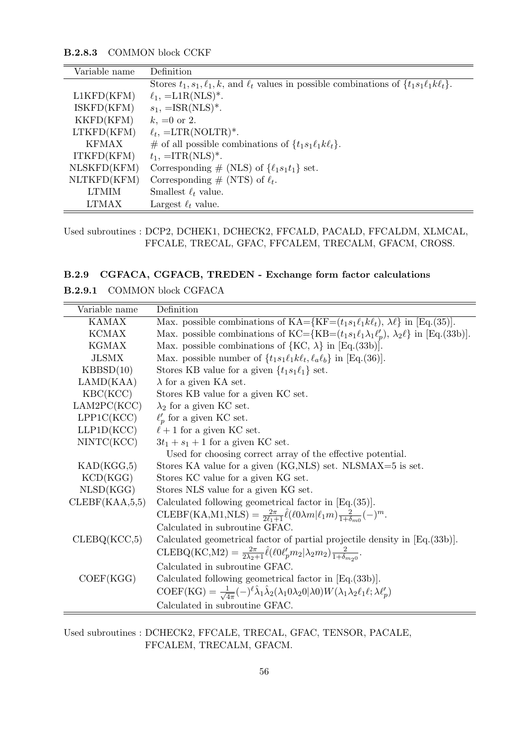#### B.2.8.3 COMMON block CCKF

| Variable name | Definition |
|---|---|
| | Stores $t_1, s_1, \ell_1, k$, and $\ell_t$ values in possible combinations of $\{t_1 s_1 \ell_1 k \ell_t\}$. |
| L1KFD(KFM) | $\ell_1$, =L1R(NLS)*. |
| ISKFD(KFM) | $s_1$, =ISR(NLS)*. |
| KKFD(KFM) | $k$, =0 or 2. |
| LTKFD(KFM) | $\ell_t$, =LTR(NOLTR)*. |
| KFMAX | # of all possible combinations of $\{t_1 s_1 \ell_1 k \ell_t\}$. |
| ITKFD(KFM) | $t_1$, =ITR(NLS)*. |
| NLSKFD(KFM) | Corresponding # (NLS) of $\{\ell_1 s_1 t_1\}$ set. |
| NLTKFD(KFM) | Corresponding # (NTS) of $\ell_t$. |
| LTMIM | Smallest $\ell_t$ value. |
| LTMAX | Largest $\ell_t$ value. |

Used subroutines : DCP2, DCHEK1, DCHECK2, FFCALD, PACALD, FFCALDM, XLMCAL, FFCALE, TRECAL, GFAC, FFCALEM, TRECALM, GFACM, CROSS.

### B.2.9 CGFACA, CGFACB, TREDEN - Exchange form factor calculations

#### B.2.9.1 COMMON block CGFACA

| Variable name | Definition |
|---|---|
| KAMAX | Max. possible combinations of KA={KF=$(t_1 s_1 \ell_1 k \ell_t)$, $\lambda \ell$} in [Eq.(35)]. |
| KCMAX | Max. possible combinations of KC={KB=$(t_1 s_1 \ell_1 \lambda_1 \ell'_p)$, $\lambda_2 \ell$} in [Eq.(33b)]. |
| KGMAX | Max. possible combinations of {KC, $\lambda$} in [Eq.(33b)]. |
| JLSMX | Max. possible number of $\{t_1 s_1 \ell_1 k \ell_t, \ell_a \ell_b\}$ in [Eq.(36)]. |
| KBBSD(10) | Stores KB value for a given $\{t_1 s_1 \ell_1\}$ set. |
| LAMD(KAA) | $\lambda$ for a given KA set. |
| KBC(KCC) | Stores KB value for a given KC set. |
| LAM2PC(KCC) | $\lambda_2$ for a given KC set. |
| LPP1C(KCC) | $\ell'_p$ for a given KC set. |
| LLP1D(KCC) | $\ell + 1$ for a given KC set. |
| NINTC(KCC) | $3t_1 + s_1 + 1$ for a given KC set. |
| | Used for choosing correct array of the effective potential. |
| KAD(KGG,5) | Stores KA value for a given (KG,NLS) set. NLSMAX=5 is set. |
| KCD(KGG) | Stores KC value for a given KG set. |
| NLSD(KGG) | Stores NLS value for a given KG set. |
| CLEBF(KAA,5,5) | Calculated following geometrical factor in [Eq.(35)]. |
| | CLEBF(KA,M1,NLS) $= \frac{2\pi}{2\ell_1+1}\hat{\ell}(\ell 0 \lambda m \vert \ell_1 m)\frac{2}{1+\delta_{m0}}(-)^m$. |
| | Calculated in subroutine GFAC. |
| CLEBQ(KCC,5) | Calculated geometrical factor of partial projectile density in [Eq.(33b)]. |
| | CLEBQ(KC,M2) $= \frac{2\pi}{2\lambda_2+1}\hat{\ell}(\ell 0 \ell'_p m_2 \vert \lambda_2 m_2)\frac{2}{1+\delta_{m_2 0}}$. |
| | Calculated in subroutine GFAC. |
| COEF(KGG) | Calculated following geometrical factor in [Eq.(33b)]. |
| | COEF(KG) $= \frac{1}{\sqrt{4\pi}}(-)^{\ell}\hat{\lambda}_1\hat{\lambda}_2(\lambda_1 0 \lambda_2 0 \vert \lambda 0)W(\lambda_1 \lambda_2 \ell_1 \ell; \lambda \ell'_p)$ |
| | Calculated in subroutine GFAC. |

Used subroutines : DCHECK2, FFCALE, TRECAL, GFAC, TENSOR, PACALE, FFCALEM, TRECALM, GFACM.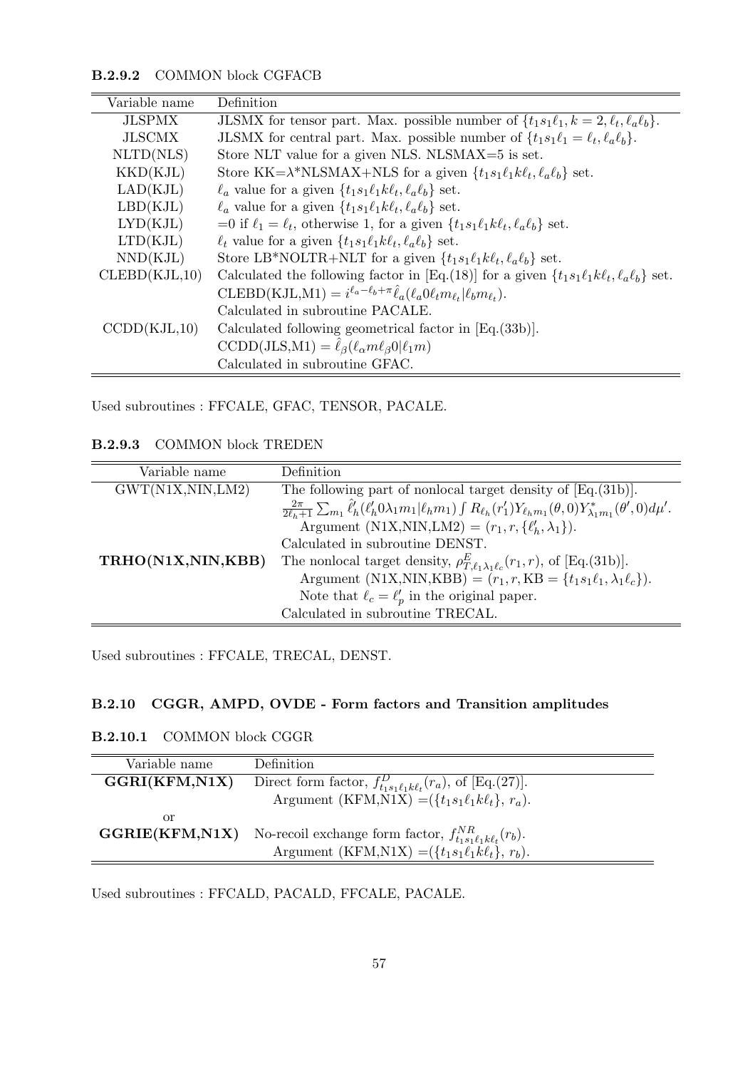#### B.2.9.2 COMMON block CGFACB

| Variable name | Definition |
|---|---|
| JLSPMX | JLSMX for tensor part. Max. possible number of $\{t_1 s_1 \ell_1, k = 2, \ell_t, \ell_a \ell_b\}$. |
| JLSCMX | JLSMX for central part. Max. possible number of $\{t_1 s_1 \ell_1 = \ell_t, \ell_a \ell_b\}$. |
| NLTD(NLS) | Store NLT value for a given NLS. NLSMAX=5 is set. |
| KKD(KJL) | Store KK=$\lambda$*NLSMAX+NLS for a given $\{t_1 s_1 \ell_1 k \ell_t, \ell_a \ell_b\}$ set. |
| LAD(KJL) | $\ell_a$ value for a given $\{t_1 s_1 \ell_1 k \ell_t, \ell_a \ell_b\}$ set. |
| LBD(KJL) | $\ell_a$ value for a given $\{t_1 s_1 \ell_1 k \ell_t, \ell_a \ell_b\}$ set. |
| LYD(KJL) | =0 if $\ell_1 = \ell_t$, otherwise 1, for a given $\{t_1 s_1 \ell_1 k \ell_t, \ell_a \ell_b\}$ set. |
| LTD(KJL) | $\ell_t$ value for a given $\{t_1 s_1 \ell_1 k \ell_t, \ell_a \ell_b\}$ set. |
| NND(KJL) | Store LB*NOLTR+NLT for a given $\{t_1 s_1 \ell_1 k \ell_t, \ell_a \ell_b\}$ set. |
| CLEBD(KJL,10) | Calculated the following factor in [Eq.(18)] for a given $\{t_1 s_1 \ell_1 k \ell_t, \ell_a \ell_b\}$ set. |
| | CLEBD(KJL,M1) = $i^{\ell_a - \ell_b + \pi} \hat{\ell}_a (\ell_a 0 \ell_t m_{\ell_t} \vert \ell_b m_{\ell_t})$. |
| | Calculated in subroutine PACALE. |
| CCDD(KJL,10) | Calculated following geometrical factor in [Eq.(33b)]. |
| | CCDD(JLS,M1) = $\hat{\ell}_\beta (\ell_\alpha m \ell_\beta 0 \vert \ell_1 m)$ |
| | Calculated in subroutine GFAC. |

Used subroutines : FFCALE, GFAC, TENSOR, PACALE.

#### B.2.9.3 COMMON block TREDEN

| Variable name | Definition |
|---|---|
| GWT(N1X,NIN,LM2) | The following part of nonlocal target density of [Eq.(31b)]. |
| | $\frac{2\pi}{2\ell_h+1} \sum_{m_1} \hat{\ell}'_h (\ell'_h 0 \lambda_1 m_1 \vert \ell_h m_1) \int R_{\ell_h}(r'_1) Y_{\ell_h m_1}(\theta, 0) Y^*_{\lambda_1 m_1}(\theta', 0) d\mu'$. |
| | Argument (N1X,NIN,LM2) = $(r_1, r, \{\ell'_h, \lambda_1\})$. |
| | Calculated in subroutine DENST. |
| **TRHO(N1X,NIN,KBB)** | The nonlocal target density, $\rho^E_{T,\ell_1 \lambda_1 \ell_c}(r_1, r)$, of [Eq.(31b)]. |
| | Argument (N1X,NIN,KBB) = $(r_1, r, \mathrm{KB} = \{t_1 s_1 \ell_1, \lambda_1 \ell_c\})$. |
| | Note that $\ell_c = \ell'_p$ in the original paper. |
| | Calculated in subroutine TRECAL. |

Used subroutines : FFCALE, TRECAL, DENST.

### B.2.10 CGGR, AMPD, OVDE - Form factors and Transition amplitudes

#### B.2.10.1 COMMON block CGGR

| Variable name | Definition |
|---|---|
| **GGRI(KFM,N1X)** | Direct form factor, $f^D_{t_1 s_1 \ell_1 k \ell_t}(r_a)$, of [Eq.(27)]. |
| | Argument (KFM,N1X) =($\{t_1 s_1 \ell_1 k \ell_t\}$, $r_a$). |
| or | |
| **GGRIE(KFM,N1X)** | No-recoil exchange form factor, $f^{NR}_{t_1 s_1 \ell_1 k \ell_t}(r_b)$. |
| | Argument (KFM,N1X) =($\{t_1 s_1 \ell_1 k \ell_t\}$, $r_b$). |

Used subroutines : FFCALD, PACALD, FFCALE, PACALE.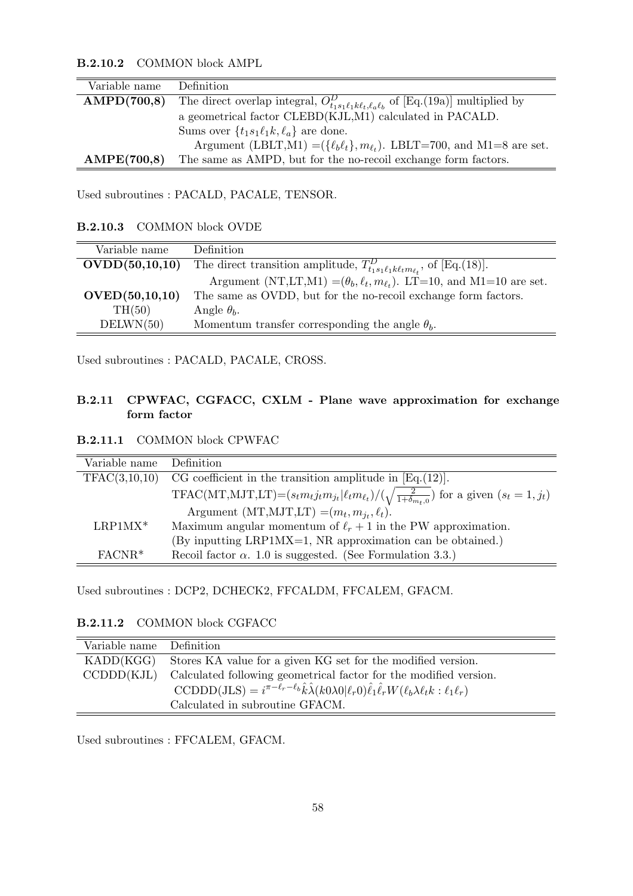#### B.2.10.2 COMMON block AMPL

| Variable name | Definition |
|---|---|
| **AMPD(700,8)** | The direct overlap integral, $O^D_{t_1 s_1 \ell_1 k \ell_t, \ell_a \ell_b}$ of [Eq.(19a)] multiplied by |
| | a geometrical factor CLEBD(KJL,M1) calculated in PACALD. |
| | Sums over $\{t_1 s_1 \ell_1 k, \ell_a\}$ are done. |
| | Argument (LBLT,M1) $=(\{\ell_b \ell_t\}, m_{\ell_t})$. LBLT=700, and M1=8 are set. |
| **AMPE(700,8)** | The same as AMPD, but for the no-recoil exchange form factors. |

Used subroutines : PACALD, PACALE, TENSOR.

#### B.2.10.3 COMMON block OVDE

| Variable name | Definition |
|---|---|
| **OVDD(50,10,10)** | The direct transition amplitude, $T^D_{t_1 s_1 \ell_1 k \ell_t m_{\ell_t}}$, of [Eq.(18)]. |
| | Argument (NT,LT,M1) $=(\theta_b, \ell_t, m_{\ell_t})$. LT=10, and M1=10 are set. |
| **OVED(50,10,10)** | The same as OVDD, but for the no-recoil exchange form factors. |
| TH(50) | Angle $\theta_b$. |
| DELWN(50) | Momentum transfer corresponding the angle $\theta_b$. |

Used subroutines : PACALD, PACALE, CROSS.

### B.2.11 CPWFAC, CGFACC, CXLM - Plane wave approximation for exchange form factor

#### B.2.11.1 COMMON block CPWFAC

| Variable name | Definition |
|---|---|
| TFAC(3,10,10) | CG coefficient in the transition amplitude in [Eq.(12)]. |
| | TFAC(MT,MJT,LT)=$(s_t m_t j_t m_{j_t} \vert \ell_t m_{\ell_t})/(\sqrt{\frac{2}{1+\delta_{m_t,0}}})$ for a given $(s_t=1, j_t)$ |
| | Argument (MT,MJT,LT) $=(m_t, m_{j_t}, \ell_t)$. |
| LRP1MX* | Maximum angular momentum of $\ell_r+1$ in the PW approximation. |
| | (By inputting LRP1MX=1, NR approximation can be obtained.) |
| FACNR* | Recoil factor $\alpha$. 1.0 is suggested. (See Formulation 3.3.) |

Used subroutines : DCP2, DCHECK2, FFCALDM, FFCALEM, GFACM.

#### B.2.11.2 COMMON block CGFACC

| Variable name | Definition |
|---|---|
| KADD(KGG) | Stores KA value for a given KG set for the modified version. |
| CCDDD(KJL) | Calculated following geometrical factor for the modified version. |
| | CCDDD(JLS) $= i^{\pi-\ell_r-\ell_b}\hat{k}\hat{\lambda}(k0\lambda 0\vert \ell_r 0)\hat{\ell}_1\hat{\ell}_r W(\ell_b \lambda \ell_t k : \ell_1 \ell_r)$ |
| | Calculated in subroutine GFACM. |

Used subroutines : FFCALEM, GFACM.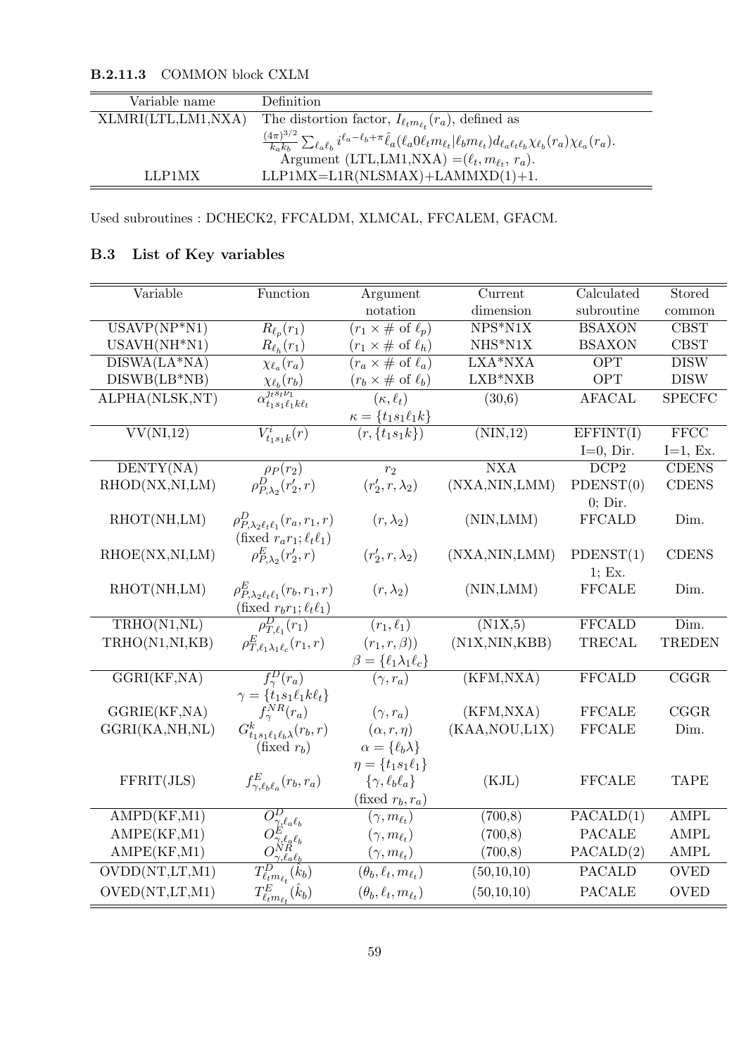#### B.2.11.3 COMMON block CXLM

| Variable name | Definition |
|---|---|
| XLMRI(LTL,LM1,NXA) | The distortion factor, $I_{\ell_t m_{\ell_t}}(r_a)$, defined as $\frac{(4\pi)^{3/2}}{k_a k_b} \sum_{\ell_a \ell_b} i^{\ell_a - \ell_b + \pi} \hat{\ell}_a (\ell_a 0 \ell_t m_{\ell_t} \vert \ell_b m_{\ell_t}) d_{\ell_a \ell_t \ell_b} \chi_{\ell_b}(r_a) \chi_{\ell_a}(r_a)$. Argument (LTL,LM1,NXA) $=(\ell_t, m_{\ell_t}, r_a)$. |
| LLP1MX | LLP1MX=L1R(NLSMAX)+LAMMXD(1)+1. |

Used subroutines : DCHECK2, FFCALDM, XLMCAL, FFCALEM, GFACM.

## B.3 List of Key variables

| Variable | Function | Argument notation | Current dimension | Calculated subroutine | Stored common |
|---|---|---|---|---|---|
| USAVP(NP*N1) | $R_{\ell_p}(r_1)$ | $(r_1 \times \#\text{ of } \ell_p)$ | NPS*N1X | BSAXON | CBST |
| USAVH(NH*N1) | $R_{\ell_h}(r_1)$ | $(r_1 \times \#\text{ of } \ell_h)$ | NHS*N1X | BSAXON | CBST |
| DISWA(LA*NA) | $\chi_{\ell_a}(r_a)$ | $(r_a \times \#\text{ of } \ell_a)$ | LXA*NXA | OPT | DISW |
| DISWB(LB*NB) | $\chi_{\ell_b}(r_b)$ | $(r_b \times \#\text{ of } \ell_b)$ | LXB*NXB | OPT | DISW |
| ALPHA(NLSK,NT) | $\alpha^{j_t s_t \nu_1}_{t_1 s_1 \ell_1 k \ell_t}$ | $(\kappa, \ell_t)$ $\kappa = \{t_1 s_1 \ell_1 k\}$ | (30,6) | AFACAL | SPECFC |
| VV(NI,12) | $V^i_{t_1 s_1 k}(r)$ | $(r, \{t_1 s_1 k\})$ | (NIN,12) | EFFINT(I) I=0, Dir. | FFCC I=1, Ex. |
| DENTY(NA) | $\rho_P(r_2)$ | $r_2$ | NXA | DCP2 | CDENS |
| RHOD(NX,NI,LM) | $\rho^D_{P,\lambda_2}(r'_2, r)$ | $(r'_2, r, \lambda_2)$ | (NXA,NIN,LMM) | PDENST(0) 0; Dir. | CDENS |
| RHOT(NH,LM) | $\rho^D_{P,\lambda_2 \ell_t \ell_1}(r_a, r_1, r)$ (fixed $r_a r_1; \ell_t \ell_1$) | $(r, \lambda_2)$ | (NIN,LMM) | FFCALD | Dim. |
| RHOE(NX,NI,LM) | $\rho^E_{P,\lambda_2}(r'_2, r)$ | $(r'_2, r, \lambda_2)$ | (NXA,NIN,LMM) | PDENST(1) 1; Ex. | CDENS |
| RHOT(NH,LM) | $\rho^E_{P,\lambda_2 \ell_t \ell_1}(r_b, r_1, r)$ (fixed $r_b r_1; \ell_t \ell_1$) | $(r, \lambda_2)$ | (NIN,LMM) | FFCALE | Dim. |
| TRHO(N1,NL) | $\rho^D_{T,\ell_1}(r_1)$ | $(r_1, \ell_1)$ | (N1X,5) | FFCALD | Dim. |
| TRHO(N1,NI,KB) | $\rho^E_{T,\ell_1 \lambda_1 \ell_c}(r_1, r)$ | $(r_1, r, \beta))$ $\beta = \{\ell_1 \lambda_1 \ell_c\}$ | (N1X,NIN,KBB) | TRECAL | TREDEN |
| GGRI(KF,NA) | $f^D_\gamma(r_a)$ $\gamma = \{t_1 s_1 \ell_1 k \ell_t\}$ | $(\gamma, r_a)$ | (KFM,NXA) | FFCALD | CGGR |
| GGRIE(KF,NA) | $f^{NR}_\gamma(r_a)$ | $(\gamma, r_a)$ | (KFM,NXA) | FFCALE | CGGR |
| GGRI(KA,NH,NL) | $G^k_{t_1 s_1 \ell_1 \ell_b \lambda}(r_b, r)$ (fixed $r_b$) | $(\alpha, r, \eta)$ $\alpha = \{\ell_b \lambda\}$ $\eta = \{t_1 s_1 \ell_1\}$ | (KAA,NOU,L1X) | FFCALE | Dim. |
| FFRIT(JLS) | $f^E_{\gamma, \ell_b \ell_a}(r_b, r_a)$ | $\{\gamma, \ell_b \ell_a\}$ (fixed $r_b, r_a$) | (KJL) | FFCALE | TAPE |
| AMPD(KF,M1) | $O^D_{\gamma, \ell_a \ell_b}$ | $(\gamma, m_{\ell_t})$ | (700,8) | PACALD(1) | AMPL |
| AMPE(KF,M1) | $O^E_{\gamma, \ell_a \ell_b}$ | $(\gamma, m_{\ell_t})$ | (700,8) | PACALE | AMPL |
| AMPE(KF,M1) | $O^{NR}_{\gamma, \ell_a \ell_b}$ | $(\gamma, m_{\ell_t})$ | (700,8) | PACALD(2) | AMPL |
| OVDD(NT,LT,M1) | $T^D_{\ell_t m_{\ell_t}}(\hat{k}_b)$ | $(\theta_b, \ell_t, m_{\ell_t})$ | (50,10,10) | PACALD | OVED |
| OVED(NT,LT,M1) | $T^E_{\ell_t m_{\ell_t}}(\hat{k}_b)$ | $(\theta_b, \ell_t, m_{\ell_t})$ | (50,10,10) | PACALE | OVED |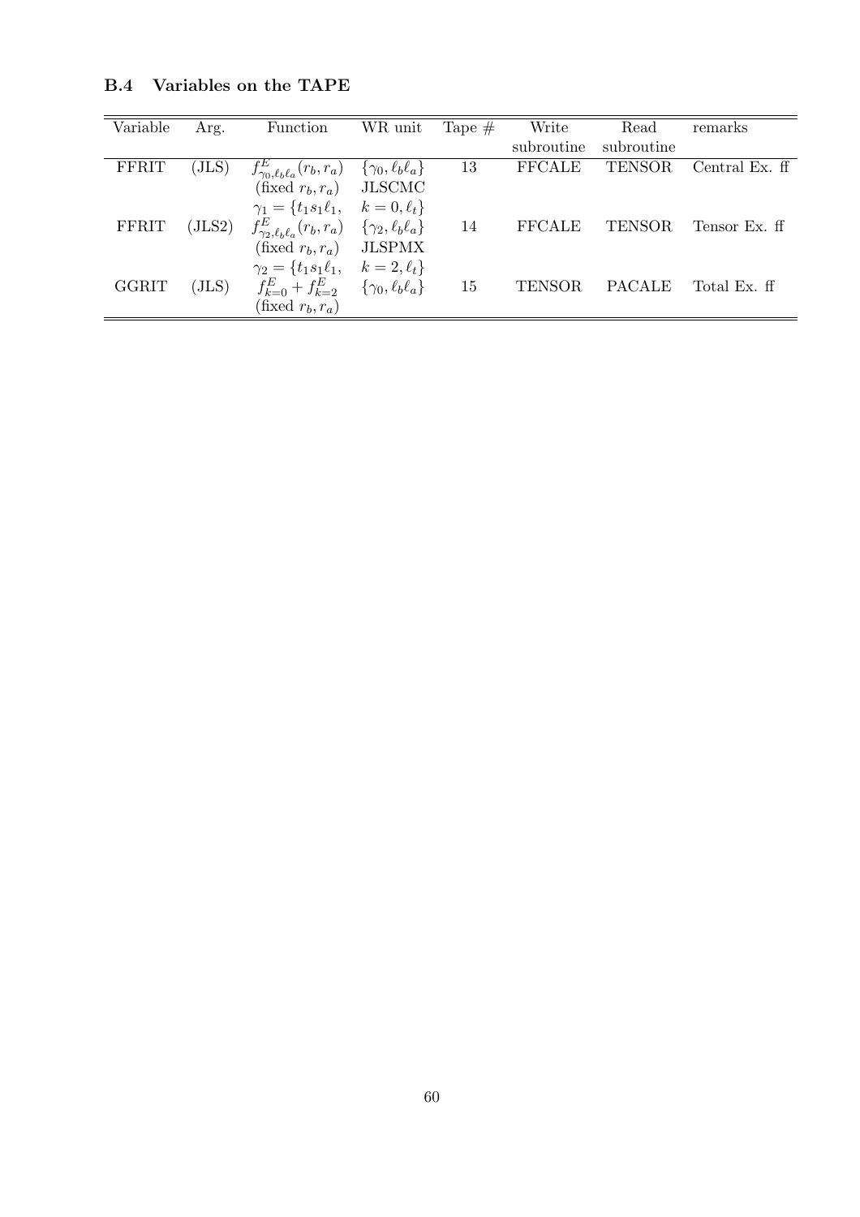### B.4 Variables on the TAPE

| Variable | Arg. | Function | WR unit | Tape # | Write subroutine | Read subroutine | remarks |
|---|---|---|---|---|---|---|---|
| FFRIT | (JLS) | $f^E_{\gamma_0,\ell_b\ell_a}(r_b, r_a)$ (fixed $r_b, r_a$) $\gamma_1 = \{t_1 s_1 \ell_1,$ | $\{\gamma_0, \ell_b\ell_a\}$ JLSCMC $k = 0, \ell_t\}$ | 13 | FFCALE | TENSOR | Central Ex. ff |
| FFRIT | (JLS2) | $f^E_{\gamma_2,\ell_b\ell_a}(r_b, r_a)$ (fixed $r_b, r_a$) $\gamma_2 = \{t_1 s_1 \ell_1,$ | $\{\gamma_2, \ell_b\ell_a\}$ JLSPMX $k = 2, \ell_t\}$ | 14 | FFCALE | TENSOR | Tensor Ex. ff |
| GGRIT | (JLS) | $f^E_{k=0} + f^E_{k=2}$ (fixed $r_b, r_a$) | $\{\gamma_0, \ell_b\ell_a\}$ | 15 | TENSOR | PACALE | Total Ex. ff |